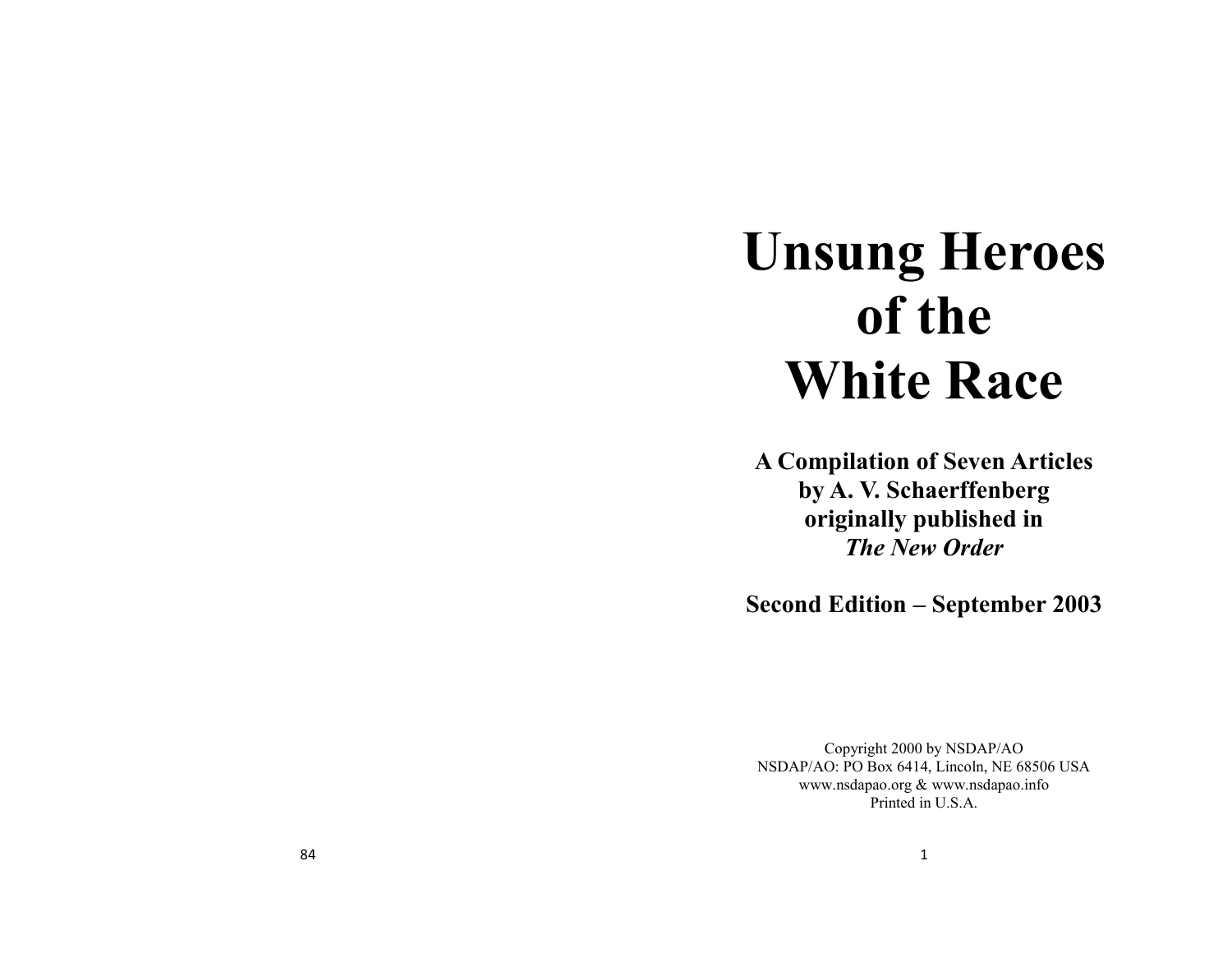# Unsung Heroes of the White Race

**A Compilation of Seven Articles by A. V. Schaerffenberg originally published in *The New Order***

**Second Edition – September 2003**

Copyright 2000 by NSDAP/AO
NSDAP/AO: PO Box 6414, Lincoln, NE 68506 USA
www.nsdapao.org & www.nsdapao.info
Printed in U.S.A.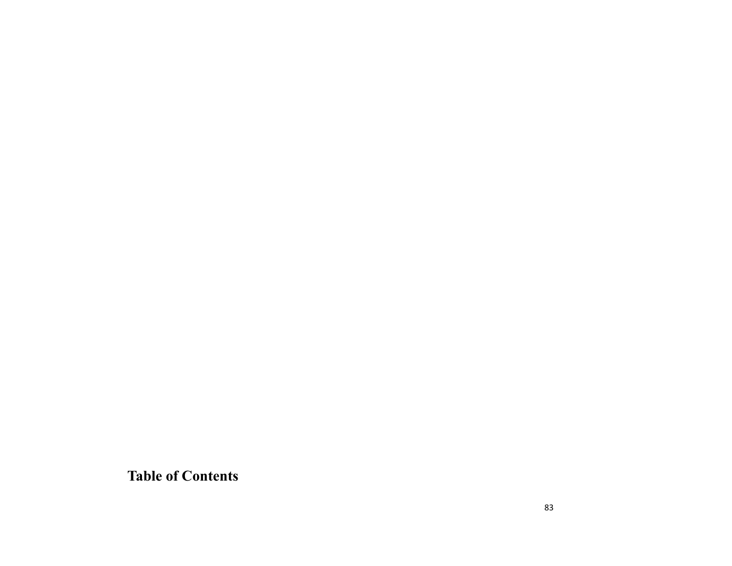**Table of Contents**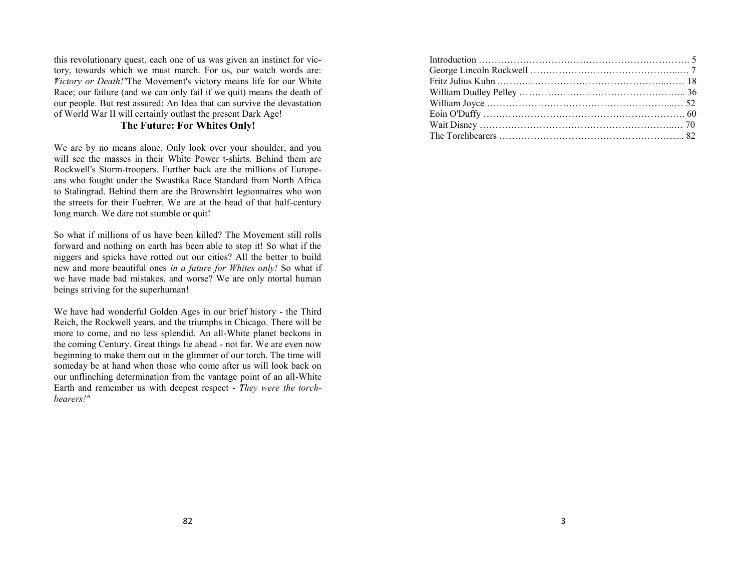this revolutionary quest, each one of us was given an instinct for victory, towards which we must march. For us, our watch words are: *"Victory or Death!"* The Movement's victory means life for our White Race; our failure (and we can only fail if we quit) means the death of our people. But rest assured: An Idea that can survive the devastation of World War II will certainly outlast the present Dark Age!

## The Future: For Whites Only!

We are by no means alone. Only look over your shoulder, and you will see the masses in their White Power t-shirts. Behind them are Rockwell's Storm-troopers. Further back are the millions of Europeans who fought under the Swastika Race Standard from North Africa to Stalingrad. Behind them are the Brownshirt legionnaires who won the streets for their Fuehrer. We are at the head of that half-century long march. We dare not stumble or quit!

So what if millions of us have been killed? The Movement still rolls forward and nothing on earth has been able to stop it! So what if the niggers and spicks have rotted out our cities? All the better to build new and more beautiful ones *in a future for Whites only!* So what if we have made bad mistakes, and worse? We are only mortal human beings striving for the superhuman!

We have had wonderful Golden Ages in our brief history - the Third Reich, the Rockwell years, and the triumphs in Chicago. There will be more to come, and no less splendid. An all-White planet beckons in the coming Century. Great things lie ahead - not far. We are even now beginning to make them out in the glimmer of our torch. The time will someday be at hand when those who come after us will look back on our unflinching determination from the vantage point of an all-White Earth and remember us with deepest respect - *"They were the torch-bearers!"*

Introduction ………………………………………………………. 5
George Lincoln Rockwell …………………………………………… 7
Fritz Julius Kuhn …………………………………………………… 18
William Dudley Pelley ……………………………………………… 36
William Joyce ……………………………………………………… 52
Eoin O'Duffy ……………………………………………………… 60
Wait Disney ………………………………………………………… 70
The Torchbearers …………………………………………………… 82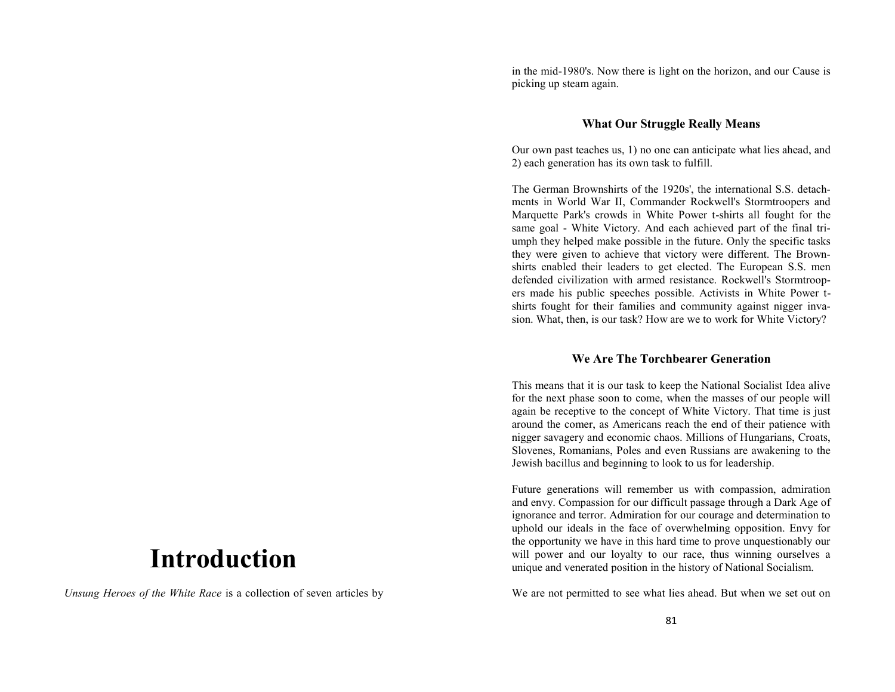# Introduction

*Unsung Heroes of the White Race* is a collection of seven articles by

in the mid-1980's. Now there is light on the horizon, and our Cause is picking up steam again.

### What Our Struggle Really Means

Our own past teaches us, 1) no one can anticipate what lies ahead, and 2) each generation has its own task to fulfill.

The German Brownshirts of the 1920s', the international S.S. detachments in World War II, Commander Rockwell's Stormtroopers and Marquette Park's crowds in White Power t-shirts all fought for the same goal - White Victory. And each achieved part of the final triumph they helped make possible in the future. Only the specific tasks they were given to achieve that victory were different. The Brownshirts enabled their leaders to get elected. The European S.S. men defended civilization with armed resistance. Rockwell's Stormtroopers made his public speeches possible. Activists in White Power t-shirts fought for their families and community against nigger invasion. What, then, is our task? How are we to work for White Victory?

### We Are The Torchbearer Generation

This means that it is our task to keep the National Socialist Idea alive for the next phase soon to come, when the masses of our people will again be receptive to the concept of White Victory. That time is just around the comer, as Americans reach the end of their patience with nigger savagery and economic chaos. Millions of Hungarians, Croats, Slovenes, Romanians, Poles and even Russians are awakening to the Jewish bacillus and beginning to look to us for leadership.

Future generations will remember us with compassion, admiration and envy. Compassion for our difficult passage through a Dark Age of ignorance and terror. Admiration for our courage and determination to uphold our ideals in the face of overwhelming opposition. Envy for the opportunity we have in this hard time to prove unquestionably our will power and our loyalty to our race, thus winning ourselves a unique and venerated position in the history of National Socialism.

We are not permitted to see what lies ahead. But when we set out on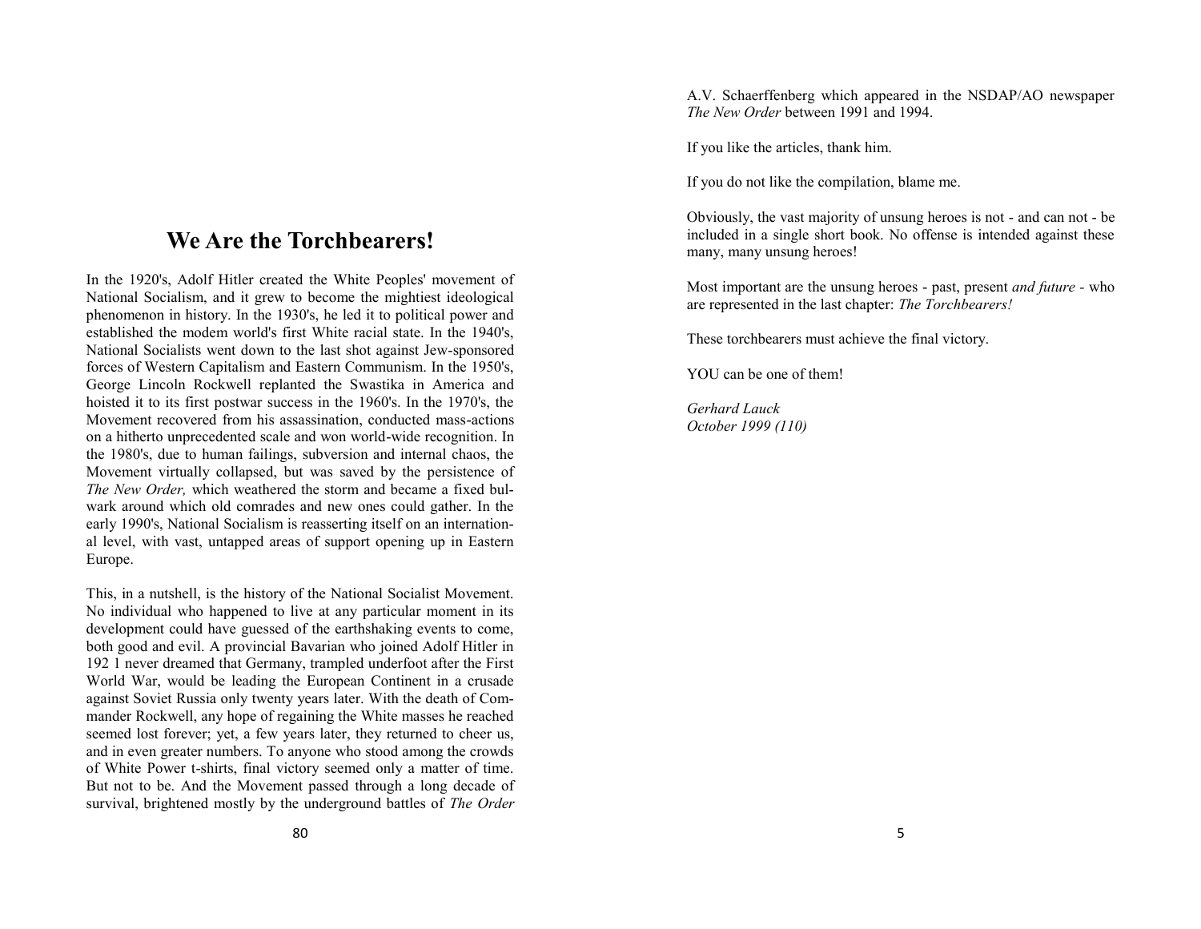# We Are the Torchbearers!

In the 1920's, Adolf Hitler created the White Peoples' movement of National Socialism, and it grew to become the mightiest ideological phenomenon in history. In the 1930's, he led it to political power and established the modem world's first White racial state. In the 1940's, National Socialists went down to the last shot against Jew-sponsored forces of Western Capitalism and Eastern Communism. In the 1950's, George Lincoln Rockwell replanted the Swastika in America and hoisted it to its first postwar success in the 1960's. In the 1970's, the Movement recovered from his assassination, conducted mass-actions on a hitherto unprecedented scale and won world-wide recognition. In the 1980's, due to human failings, subversion and internal chaos, the Movement virtually collapsed, but was saved by the persistence of *The New Order,* which weathered the storm and became a fixed bulwark around which old comrades and new ones could gather. In the early 1990's, National Socialism is reasserting itself on an international level, with vast, untapped areas of support opening up in Eastern Europe.

This, in a nutshell, is the history of the National Socialist Movement. No individual who happened to live at any particular moment in its development could have guessed of the earthshaking events to come, both good and evil. A provincial Bavarian who joined Adolf Hitler in 192 1 never dreamed that Germany, trampled underfoot after the First World War, would be leading the European Continent in a crusade against Soviet Russia only twenty years later. With the death of Commander Rockwell, any hope of regaining the White masses he reached seemed lost forever; yet, a few years later, they returned to cheer us, and in even greater numbers. To anyone who stood among the crowds of White Power t-shirts, final victory seemed only a matter of time. But not to be. And the Movement passed through a long decade of survival, brightened mostly by the underground battles of *The Order*

A.V. Schaerffenberg which appeared in the NSDAP/AO newspaper *The New Order* between 1991 and 1994.

If you like the articles, thank him.

If you do not like the compilation, blame me.

Obviously, the vast majority of unsung heroes is not - and can not - be included in a single short book. No offense is intended against these many, many unsung heroes!

Most important are the unsung heroes - past, present *and future* - who are represented in the last chapter: *The Torchbearers!*

These torchbearers must achieve the final victory.

YOU can be one of them!

*Gerhard Lauck*
*October 1999 (110)*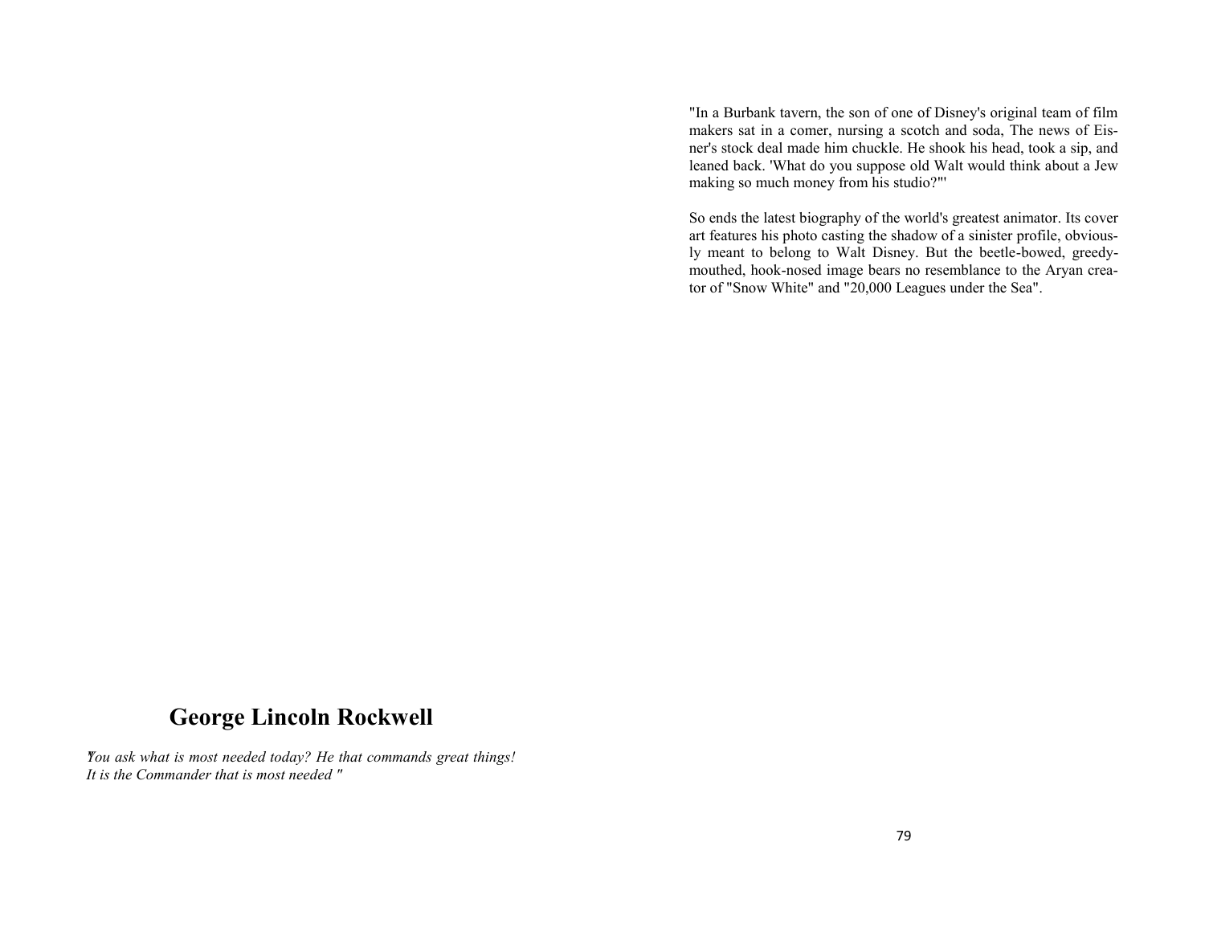## George Lincoln Rockwell

*"You ask what is most needed today? He that commands great things! It is the Commander that is most needed "*

"In a Burbank tavern, the son of one of Disney's original team of film makers sat in a comer, nursing a scotch and soda, The news of Eisner's stock deal made him chuckle. He shook his head, took a sip, and leaned back. 'What do you suppose old Walt would think about a Jew making so much money from his studio?'"

So ends the latest biography of the world's greatest animator. Its cover art features his photo casting the shadow of a sinister profile, obviously meant to belong to Walt Disney. But the beetle-bowed, greedy-mouthed, hook-nosed image bears no resemblance to the Aryan creator of "Snow White" and "20,000 Leagues under the Sea".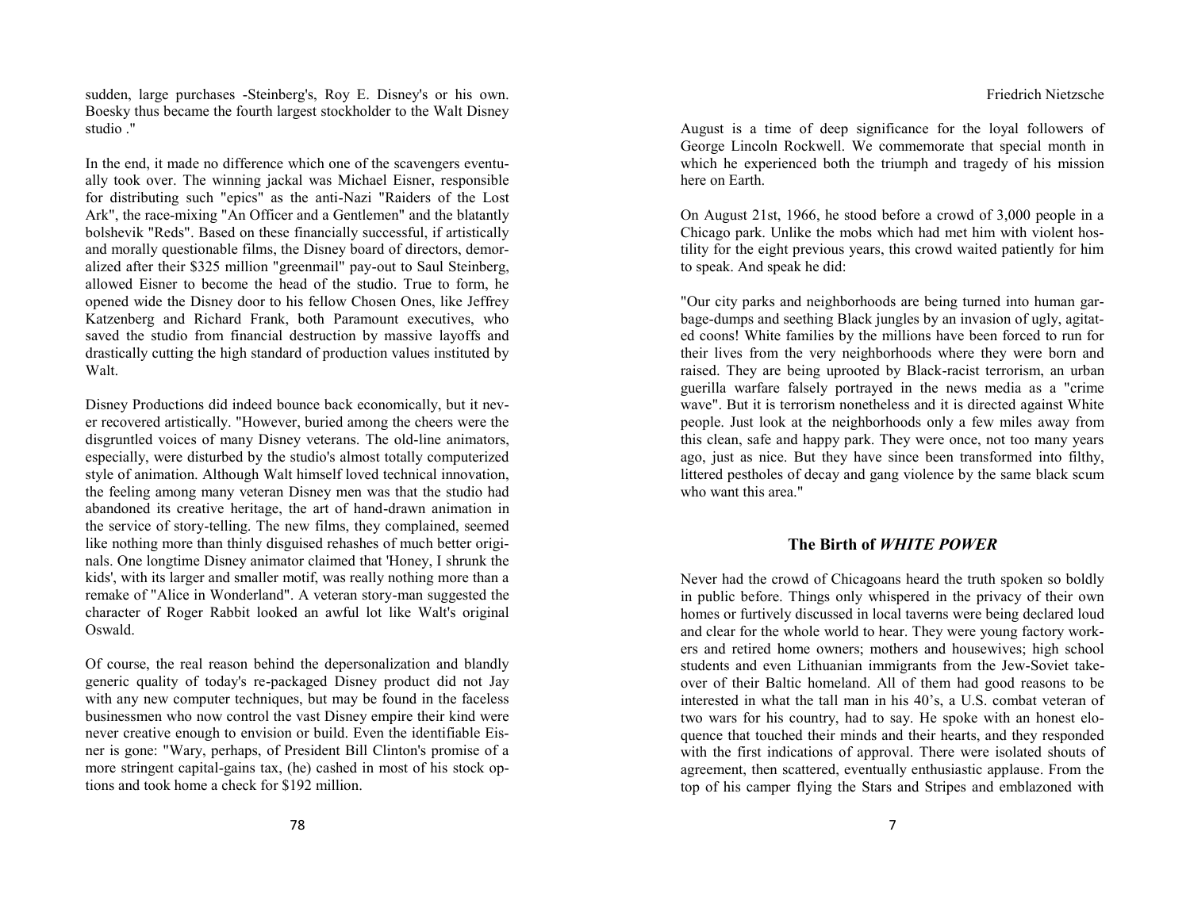sudden, large purchases -Steinberg's, Roy E. Disney's or his own. Boesky thus became the fourth largest stockholder to the Walt Disney studio ."

In the end, it made no difference which one of the scavengers eventually took over. The winning jackal was Michael Eisner, responsible for distributing such "epics" as the anti-Nazi "Raiders of the Lost Ark", the race-mixing "An Officer and a Gentlemen" and the blatantly bolshevik "Reds". Based on these financially successful, if artistically and morally questionable films, the Disney board of directors, demoralized after their $325 million "greenmail" pay-out to Saul Steinberg, allowed Eisner to become the head of the studio. True to form, he opened wide the Disney door to his fellow Chosen Ones, like Jeffrey Katzenberg and Richard Frank, both Paramount executives, who saved the studio from financial destruction by massive layoffs and drastically cutting the high standard of production values instituted by Walt.

Disney Productions did indeed bounce back economically, but it never recovered artistically. "However, buried among the cheers were the disgruntled voices of many Disney veterans. The old-line animators, especially, were disturbed by the studio's almost totally computerized style of animation. Although Walt himself loved technical innovation, the feeling among many veteran Disney men was that the studio had abandoned its creative heritage, the art of hand-drawn animation in the service of story-telling. The new films, they complained, seemed like nothing more than thinly disguised rehashes of much better originals. One longtime Disney animator claimed that 'Honey, I shrunk the kids', with its larger and smaller motif, was really nothing more than a remake of "Alice in Wonderland". A veteran story-man suggested the character of Roger Rabbit looked an awful lot like Walt's original Oswald.

Of course, the real reason behind the depersonalization and blandly generic quality of today's re-packaged Disney product did not Jay with any new computer techniques, but may be found in the faceless businessmen who now control the vast Disney empire their kind were never creative enough to envision or build. Even the identifiable Eisner is gone: "Wary, perhaps, of President Bill Clinton's promise of a more stringent capital-gains tax, (he) cashed in most of his stock options and took home a check for $192 million.

August is a time of deep significance for the loyal followers of George Lincoln Rockwell. We commemorate that special month in which he experienced both the triumph and tragedy of his mission here on Earth.

On August 21st, 1966, he stood before a crowd of 3,000 people in a Chicago park. Unlike the mobs which had met him with violent hostility for the eight previous years, this crowd waited patiently for him to speak. And speak he did:

"Our city parks and neighborhoods are being turned into human garbage-dumps and seething Black jungles by an invasion of ugly, agitated coons! White families by the millions have been forced to run for their lives from the very neighborhoods where they were born and raised. They are being uprooted by Black-racist terrorism, an urban guerilla warfare falsely portrayed in the news media as a "crime wave". But it is terrorism nonetheless and it is directed against White people. Just look at the neighborhoods only a few miles away from this clean, safe and happy park. They were once, not too many years ago, just as nice. But they have since been transformed into filthy, littered pestholes of decay and gang violence by the same black scum who want this area."

## The Birth of *WHITE POWER*

Never had the crowd of Chicagoans heard the truth spoken so boldly in public before. Things only whispered in the privacy of their own homes or furtively discussed in local taverns were being declared loud and clear for the whole world to hear. They were young factory workers and retired home owners; mothers and housewives; high school students and even Lithuanian immigrants from the Jew-Soviet takeover of their Baltic homeland. All of them had good reasons to be interested in what the tall man in his 40's, a U.S. combat veteran of two wars for his country, had to say. He spoke with an honest eloquence that touched their minds and their hearts, and they responded with the first indications of approval. There were isolated shouts of agreement, then scattered, eventually enthusiastic applause. From the top of his camper flying the Stars and Stripes and emblazoned with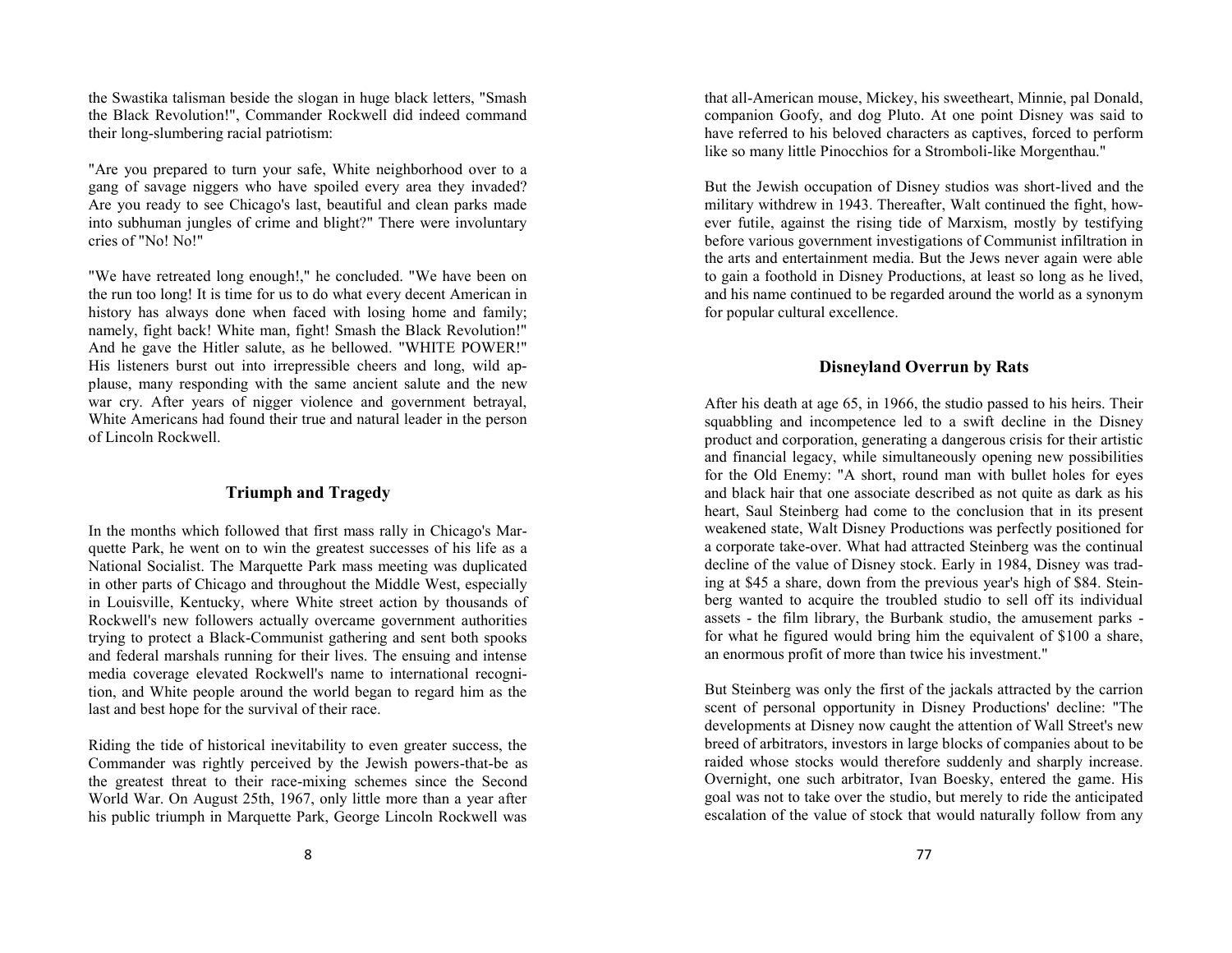the Swastika talisman beside the slogan in huge black letters, "Smash the Black Revolution!", Commander Rockwell did indeed command their long-slumbering racial patriotism:

"Are you prepared to turn your safe, White neighborhood over to a gang of savage niggers who have spoiled every area they invaded? Are you ready to see Chicago's last, beautiful and clean parks made into subhuman jungles of crime and blight?" There were involuntary cries of "No! No!"

"We have retreated long enough!," he concluded. "We have been on the run too long! It is time for us to do what every decent American in history has always done when faced with losing home and family; namely, fight back! White man, fight! Smash the Black Revolution!" And he gave the Hitler salute, as he bellowed. "WHITE POWER!" His listeners burst out into irrepressible cheers and long, wild applause, many responding with the same ancient salute and the new war cry. After years of nigger violence and government betrayal, White Americans had found their true and natural leader in the person of Lincoln Rockwell.

## Triumph and Tragedy

In the months which followed that first mass rally in Chicago's Marquette Park, he went on to win the greatest successes of his life as a National Socialist. The Marquette Park mass meeting was duplicated in other parts of Chicago and throughout the Middle West, especially in Louisville, Kentucky, where White street action by thousands of Rockwell's new followers actually overcame government authorities trying to protect a Black-Communist gathering and sent both spooks and federal marshals running for their lives. The ensuing and intense media coverage elevated Rockwell's name to international recognition, and White people around the world began to regard him as the last and best hope for the survival of their race.

Riding the tide of historical inevitability to even greater success, the Commander was rightly perceived by the Jewish powers-that-be as the greatest threat to their race-mixing schemes since the Second World War. On August 25th, 1967, only little more than a year after his public triumph in Marquette Park, George Lincoln Rockwell was

that all-American mouse, Mickey, his sweetheart, Minnie, pal Donald, companion Goofy, and dog Pluto. At one point Disney was said to have referred to his beloved characters as captives, forced to perform like so many little Pinocchios for a Stromboli-like Morgenthau."

But the Jewish occupation of Disney studios was short-lived and the military withdrew in 1943. Thereafter, Walt continued the fight, however futile, against the rising tide of Marxism, mostly by testifying before various government investigations of Communist infiltration in the arts and entertainment media. But the Jews never again were able to gain a foothold in Disney Productions, at least so long as he lived, and his name continued to be regarded around the world as a synonym for popular cultural excellence.

## Disneyland Overrun by Rats

After his death at age 65, in 1966, the studio passed to his heirs. Their squabbling and incompetence led to a swift decline in the Disney product and corporation, generating a dangerous crisis for their artistic and financial legacy, while simultaneously opening new possibilities for the Old Enemy: "A short, round man with bullet holes for eyes and black hair that one associate described as not quite as dark as his heart, Saul Steinberg had come to the conclusion that in its present weakened state, Walt Disney Productions was perfectly positioned for a corporate take-over. What had attracted Steinberg was the continual decline of the value of Disney stock. Early in 1984, Disney was trading at $45 a share, down from the previous year's high of $84. Steinberg wanted to acquire the troubled studio to sell off its individual assets - the film library, the Burbank studio, the amusement parks - for what he figured would bring him the equivalent of $100 a share, an enormous profit of more than twice his investment."

But Steinberg was only the first of the jackals attracted by the carrion scent of personal opportunity in Disney Productions' decline: "The developments at Disney now caught the attention of Wall Street's new breed of arbitrators, investors in large blocks of companies about to be raided whose stocks would therefore suddenly and sharply increase. Overnight, one such arbitrator, Ivan Boesky, entered the game. His goal was not to take over the studio, but merely to ride the anticipated escalation of the value of stock that would naturally follow from any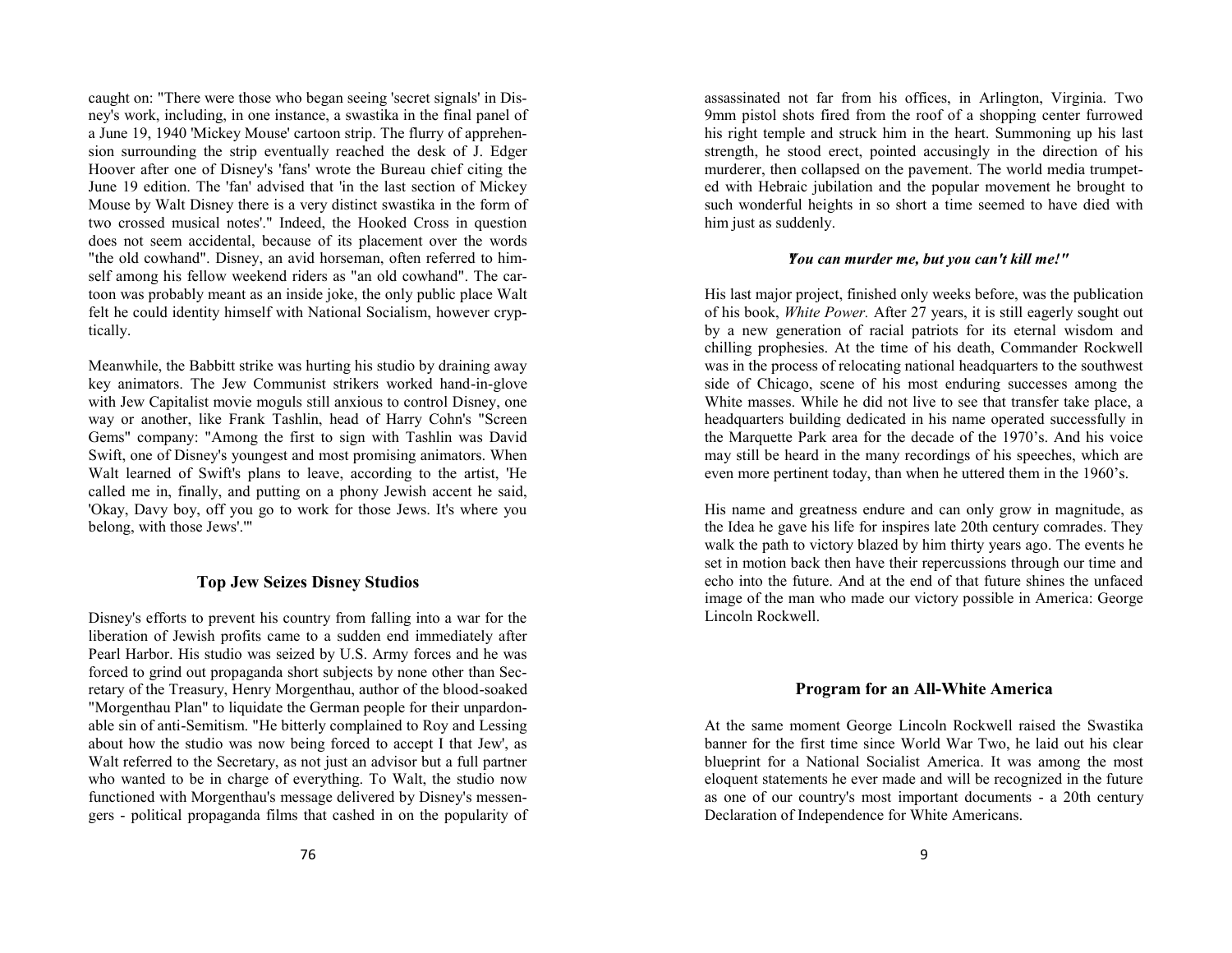caught on: "There were those who began seeing 'secret signals' in Disney's work, including, in one instance, a swastika in the final panel of a June 19, 1940 'Mickey Mouse' cartoon strip. The flurry of apprehension surrounding the strip eventually reached the desk of J. Edger Hoover after one of Disney's 'fans' wrote the Bureau chief citing the June 19 edition. The 'fan' advised that 'in the last section of Mickey Mouse by Walt Disney there is a very distinct swastika in the form of two crossed musical notes'." Indeed, the Hooked Cross in question does not seem accidental, because of its placement over the words "the old cowhand". Disney, an avid horseman, often referred to himself among his fellow weekend riders as "an old cowhand". The cartoon was probably meant as an inside joke, the only public place Walt felt he could identity himself with National Socialism, however cryptically.

Meanwhile, the Babbitt strike was hurting his studio by draining away key animators. The Jew Communist strikers worked hand-in-glove with Jew Capitalist movie moguls still anxious to control Disney, one way or another, like Frank Tashlin, head of Harry Cohn's "Screen Gems" company: "Among the first to sign with Tashlin was David Swift, one of Disney's youngest and most promising animators. When Walt learned of Swift's plans to leave, according to the artist, 'He called me in, finally, and putting on a phony Jewish accent he said, 'Okay, Davy boy, off you go to work for those Jews. It's where you belong, with those Jews'.'"

### Top Jew Seizes Disney Studios

Disney's efforts to prevent his country from falling into a war for the liberation of Jewish profits came to a sudden end immediately after Pearl Harbor. His studio was seized by U.S. Army forces and he was forced to grind out propaganda short subjects by none other than Secretary of the Treasury, Henry Morgenthau, author of the blood-soaked "Morgenthau Plan" to liquidate the German people for their unpardonable sin of anti-Semitism. "He bitterly complained to Roy and Lessing about how the studio was now being forced to accept I that Jew', as Walt referred to the Secretary, as not just an advisor but a full partner who wanted to be in charge of everything. To Walt, the studio now functioned with Morgenthau's message delivered by Disney's messengers - political propaganda films that cashed in on the popularity of

assassinated not far from his offices, in Arlington, Virginia. Two 9mm pistol shots fired from the roof of a shopping center furrowed his right temple and struck him in the heart. Summoning up his last strength, he stood erect, pointed accusingly in the direction of his murderer, then collapsed on the pavement. The world media trumpeted with Hebraic jubilation and the popular movement he brought to such wonderful heights in so short a time seemed to have died with him just as suddenly.

***"You can murder me, but you can't kill me!"***

His last major project, finished only weeks before, was the publication of his book, *White Power.* After 27 years, it is still eagerly sought out by a new generation of racial patriots for its eternal wisdom and chilling prophesies. At the time of his death, Commander Rockwell was in the process of relocating national headquarters to the southwest side of Chicago, scene of his most enduring successes among the White masses. While he did not live to see that transfer take place, a headquarters building dedicated in his name operated successfully in the Marquette Park area for the decade of the 1970's. And his voice may still be heard in the many recordings of his speeches, which are even more pertinent today, than when he uttered them in the 1960's.

His name and greatness endure and can only grow in magnitude, as the Idea he gave his life for inspires late 20th century comrades. They walk the path to victory blazed by him thirty years ago. The events he set in motion back then have their repercussions through our time and echo into the future. And at the end of that future shines the unfaced image of the man who made our victory possible in America: George Lincoln Rockwell.

### Program for an All-White America

At the same moment George Lincoln Rockwell raised the Swastika banner for the first time since World War Two, he laid out his clear blueprint for a National Socialist America. It was among the most eloquent statements he ever made and will be recognized in the future as one of our country's most important documents - a 20th century Declaration of Independence for White Americans.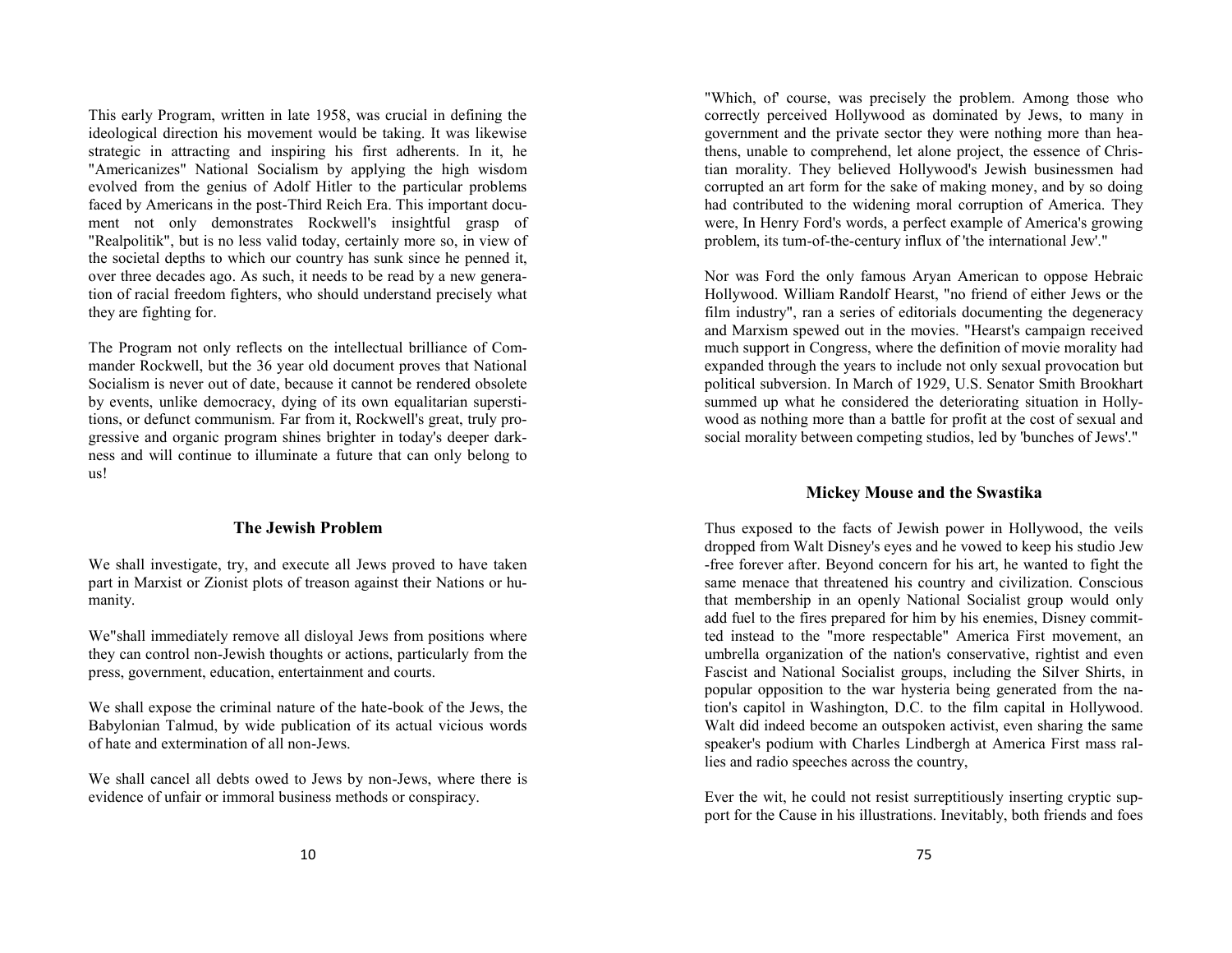This early Program, written in late 1958, was crucial in defining the ideological direction his movement would be taking. It was likewise strategic in attracting and inspiring his first adherents. In it, he "Americanizes" National Socialism by applying the high wisdom evolved from the genius of Adolf Hitler to the particular problems faced by Americans in the post-Third Reich Era. This important document not only demonstrates Rockwell's insightful grasp of "Realpolitik", but is no less valid today, certainly more so, in view of the societal depths to which our country has sunk since he penned it, over three decades ago. As such, it needs to be read by a new generation of racial freedom fighters, who should understand precisely what they are fighting for.

The Program not only reflects on the intellectual brilliance of Commander Rockwell, but the 36 year old document proves that National Socialism is never out of date, because it cannot be rendered obsolete by events, unlike democracy, dying of its own equalitarian superstitions, or defunct communism. Far from it, Rockwell's great, truly progressive and organic program shines brighter in today's deeper darkness and will continue to illuminate a future that can only belong to us!

### The Jewish Problem

We shall investigate, try, and execute all Jews proved to have taken part in Marxist or Zionist plots of treason against their Nations or humanity.

We"shall immediately remove all disloyal Jews from positions where they can control non-Jewish thoughts or actions, particularly from the press, government, education, entertainment and courts.

We shall expose the criminal nature of the hate-book of the Jews, the Babylonian Talmud, by wide publication of its actual vicious words of hate and extermination of all non-Jews.

We shall cancel all debts owed to Jews by non-Jews, where there is evidence of unfair or immoral business methods or conspiracy.

"Which, of' course, was precisely the problem. Among those who correctly perceived Hollywood as dominated by Jews, to many in government and the private sector they were nothing more than heathens, unable to comprehend, let alone project, the essence of Christian morality. They believed Hollywood's Jewish businessmen had corrupted an art form for the sake of making money, and by so doing had contributed to the widening moral corruption of America. They were, In Henry Ford's words, a perfect example of America's growing problem, its tum-of-the-century influx of 'the international Jew'."

Nor was Ford the only famous Aryan American to oppose Hebraic Hollywood. William Randolf Hearst, "no friend of either Jews or the film industry", ran a series of editorials documenting the degeneracy and Marxism spewed out in the movies. "Hearst's campaign received much support in Congress, where the definition of movie morality had expanded through the years to include not only sexual provocation but political subversion. In March of 1929, U.S. Senator Smith Brookhart summed up what he considered the deteriorating situation in Hollywood as nothing more than a battle for profit at the cost of sexual and social morality between competing studios, led by 'bunches of Jews'."

### Mickey Mouse and the Swastika

Thus exposed to the facts of Jewish power in Hollywood, the veils dropped from Walt Disney's eyes and he vowed to keep his studio Jew -free forever after. Beyond concern for his art, he wanted to fight the same menace that threatened his country and civilization. Conscious that membership in an openly National Socialist group would only add fuel to the fires prepared for him by his enemies, Disney committed instead to the "more respectable" America First movement, an umbrella organization of the nation's conservative, rightist and even Fascist and National Socialist groups, including the Silver Shirts, in popular opposition to the war hysteria being generated from the nation's capitol in Washington, D.C. to the film capital in Hollywood. Walt did indeed become an outspoken activist, even sharing the same speaker's podium with Charles Lindbergh at America First mass rallies and radio speeches across the country,

Ever the wit, he could not resist surreptitiously inserting cryptic support for the Cause in his illustrations. Inevitably, both friends and foes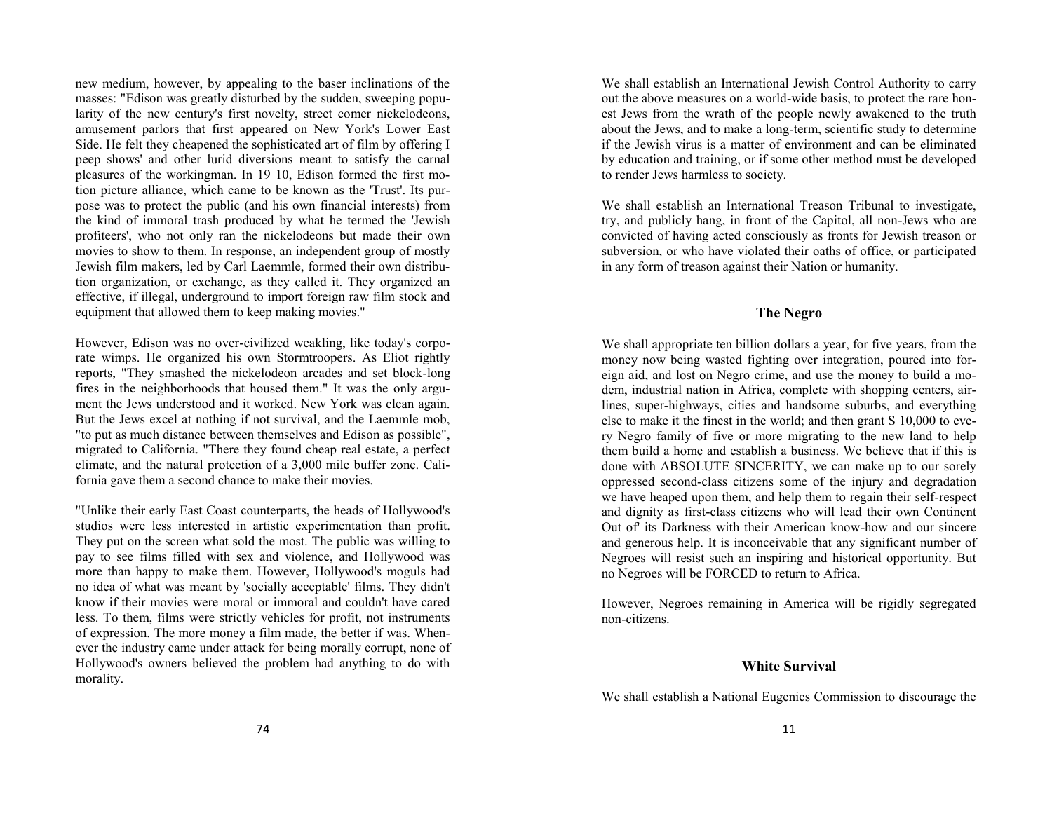new medium, however, by appealing to the baser inclinations of the masses: "Edison was greatly disturbed by the sudden, sweeping popularity of the new century's first novelty, street comer nickelodeons, amusement parlors that first appeared on New York's Lower East Side. He felt they cheapened the sophisticated art of film by offering I peep shows' and other lurid diversions meant to satisfy the carnal pleasures of the workingman. In 19 10, Edison formed the first motion picture alliance, which came to be known as the 'Trust'. Its purpose was to protect the public (and his own financial interests) from the kind of immoral trash produced by what he termed the 'Jewish profiteers', who not only ran the nickelodeons but made their own movies to show to them. In response, an independent group of mostly Jewish film makers, led by Carl Laemmle, formed their own distribution organization, or exchange, as they called it. They organized an effective, if illegal, underground to import foreign raw film stock and equipment that allowed them to keep making movies."

However, Edison was no over-civilized weakling, like today's corporate wimps. He organized his own Stormtroopers. As Eliot rightly reports, "They smashed the nickelodeon arcades and set block-long fires in the neighborhoods that housed them." It was the only argument the Jews understood and it worked. New York was clean again. But the Jews excel at nothing if not survival, and the Laemmle mob, "to put as much distance between themselves and Edison as possible", migrated to California. "There they found cheap real estate, a perfect climate, and the natural protection of a 3,000 mile buffer zone. California gave them a second chance to make their movies.

"Unlike their early East Coast counterparts, the heads of Hollywood's studios were less interested in artistic experimentation than profit. They put on the screen what sold the most. The public was willing to pay to see films filled with sex and violence, and Hollywood was more than happy to make them. However, Hollywood's moguls had no idea of what was meant by 'socially acceptable' films. They didn't know if their movies were moral or immoral and couldn't have cared less. To them, films were strictly vehicles for profit, not instruments of expression. The more money a film made, the better if was. Whenever the industry came under attack for being morally corrupt, none of Hollywood's owners believed the problem had anything to do with morality.

We shall establish an International Jewish Control Authority to carry out the above measures on a world-wide basis, to protect the rare honest Jews from the wrath of the people newly awakened to the truth about the Jews, and to make a long-term, scientific study to determine if the Jewish virus is a matter of environment and can be eliminated by education and training, or if some other method must be developed to render Jews harmless to society.

We shall establish an International Treason Tribunal to investigate, try, and publicly hang, in front of the Capitol, all non-Jews who are convicted of having acted consciously as fronts for Jewish treason or subversion, or who have violated their oaths of office, or participated in any form of treason against their Nation or humanity.

## The Negro

We shall appropriate ten billion dollars a year, for five years, from the money now being wasted fighting over integration, poured into foreign aid, and lost on Negro crime, and use the money to build a modem, industrial nation in Africa, complete with shopping centers, airlines, super-highways, cities and handsome suburbs, and everything else to make it the finest in the world; and then grant S 10,000 to every Negro family of five or more migrating to the new land to help them build a home and establish a business. We believe that if this is done with ABSOLUTE SINCERITY, we can make up to our sorely oppressed second-class citizens some of the injury and degradation we have heaped upon them, and help them to regain their self-respect and dignity as first-class citizens who will lead their own Continent Out of' its Darkness with their American know-how and our sincere and generous help. It is inconceivable that any significant number of Negroes will resist such an inspiring and historical opportunity. But no Negroes will be FORCED to return to Africa.

However, Negroes remaining in America will be rigidly segregated non-citizens.

## White Survival

We shall establish a National Eugenics Commission to discourage the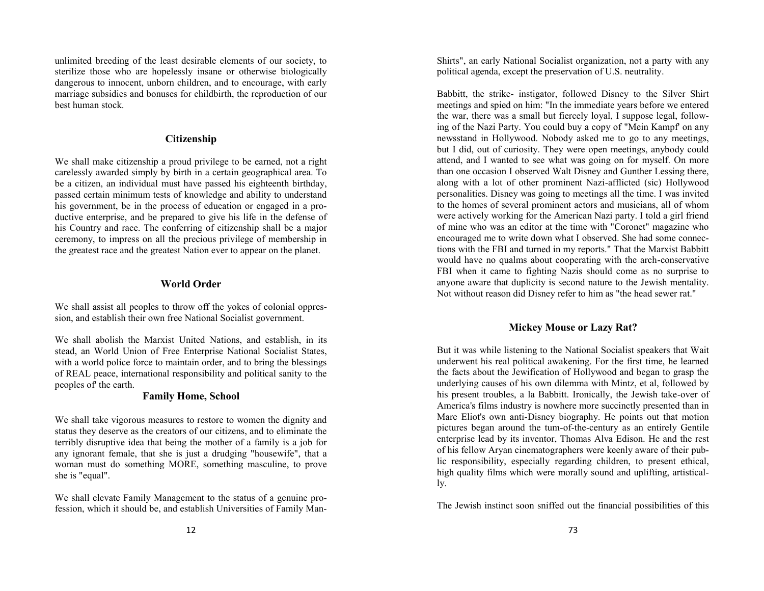unlimited breeding of the least desirable elements of our society, to sterilize those who are hopelessly insane or otherwise biologically dangerous to innocent, unborn children, and to encourage, with early marriage subsidies and bonuses for childbirth, the reproduction of our best human stock.

### Citizenship

We shall make citizenship a proud privilege to be earned, not a right carelessly awarded simply by birth in a certain geographical area. To be a citizen, an individual must have passed his eighteenth birthday, passed certain minimum tests of knowledge and ability to understand his government, be in the process of education or engaged in a productive enterprise, and be prepared to give his life in the defense of his Country and race. The conferring of citizenship shall be a major ceremony, to impress on all the precious privilege of membership in the greatest race and the greatest Nation ever to appear on the planet.

### World Order

We shall assist all peoples to throw off the yokes of colonial oppression, and establish their own free National Socialist government.

We shall abolish the Marxist United Nations, and establish, in its stead, an World Union of Free Enterprise National Socialist States, with a world police force to maintain order, and to bring the blessings of REAL peace, international responsibility and political sanity to the peoples of' the earth.

### Family Home, School

We shall take vigorous measures to restore to women the dignity and status they deserve as the creators of our citizens, and to eliminate the terribly disruptive idea that being the mother of a family is a job for any ignorant female, that she is just a drudging "housewife", that a woman must do something MORE, something masculine, to prove she is "equal".

We shall elevate Family Management to the status of a genuine profession, which it should be, and establish Universities of Family Man-

Shirts", an early National Socialist organization, not a party with any political agenda, except the preservation of U.S. neutrality.

Babbitt, the strike- instigator, followed Disney to the Silver Shirt meetings and spied on him: "In the immediate years before we entered the war, there was a small but fiercely loyal, I suppose legal, following of the Nazi Party. You could buy a copy of "Mein Kampf' on any newsstand in Hollywood. Nobody asked me to go to any meetings, but I did, out of curiosity. They were open meetings, anybody could attend, and I wanted to see what was going on for myself. On more than one occasion I observed Walt Disney and Gunther Lessing there, along with a lot of other prominent Nazi-afflicted (sic) Hollywood personalities. Disney was going to meetings all the time. I was invited to the homes of several prominent actors and musicians, all of whom were actively working for the American Nazi party. I told a girl friend of mine who was an editor at the time with "Coronet" magazine who encouraged me to write down what I observed. She had some connections with the FBI and turned in my reports." That the Marxist Babbitt would have no qualms about cooperating with the arch-conservative FBI when it came to fighting Nazis should come as no surprise to anyone aware that duplicity is second nature to the Jewish mentality. Not without reason did Disney refer to him as "the head sewer rat."

### Mickey Mouse or Lazy Rat?

But it was while listening to the National Socialist speakers that Wait underwent his real political awakening. For the first time, he learned the facts about the Jewification of Hollywood and began to grasp the underlying causes of his own dilemma with Mintz, et al, followed by his present troubles, a la Babbitt. Ironically, the Jewish take-over of America's films industry is nowhere more succinctly presented than in Mare Eliot's own anti-Disney biography. He points out that motion pictures began around the tum-of-the-century as an entirely Gentile enterprise lead by its inventor, Thomas Alva Edison. He and the rest of his fellow Aryan cinematographers were keenly aware of their public responsibility, especially regarding children, to present ethical, high quality films which were morally sound and uplifting, artistically.

The Jewish instinct soon sniffed out the financial possibilities of this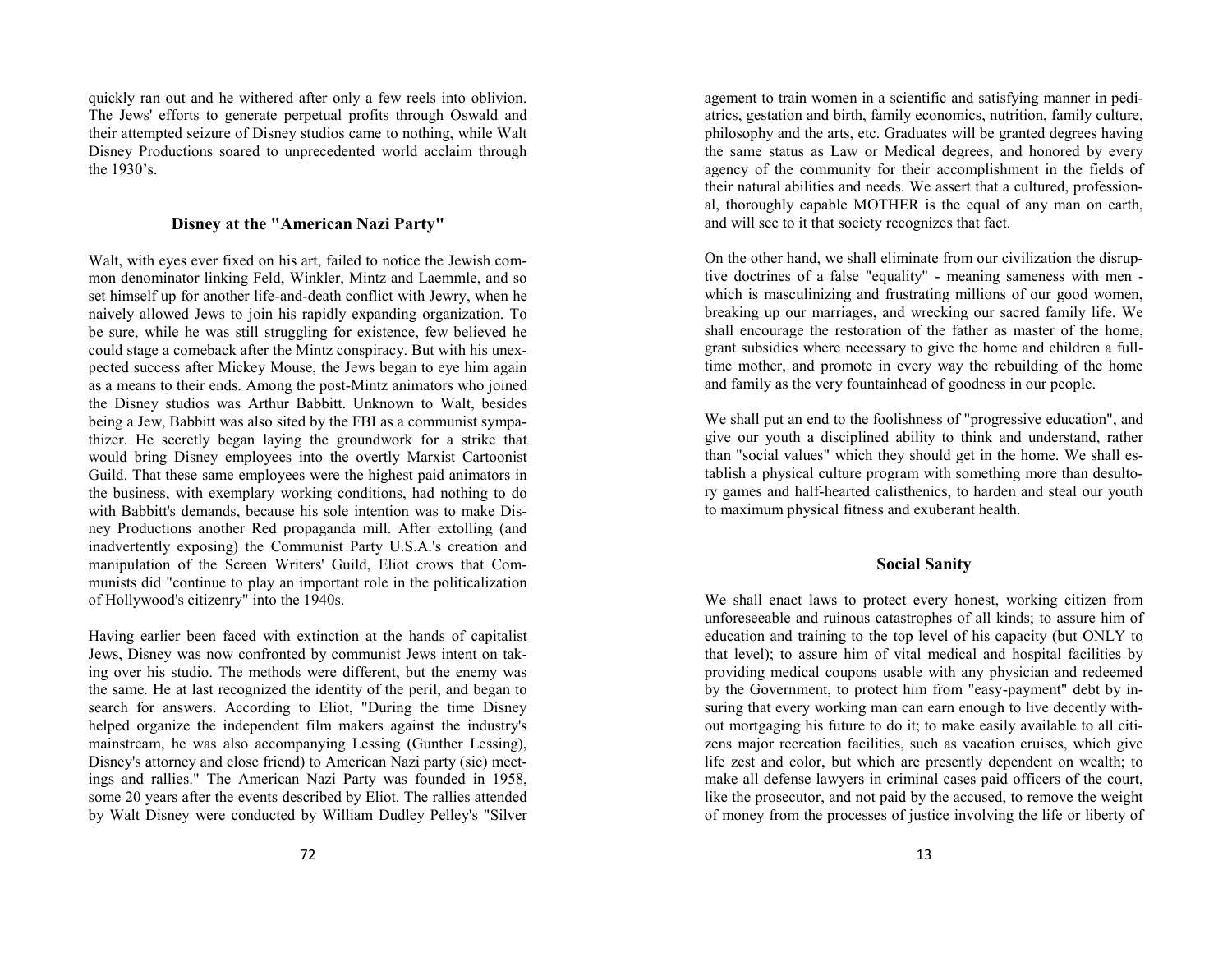quickly ran out and he withered after only a few reels into oblivion. The Jews' efforts to generate perpetual profits through Oswald and their attempted seizure of Disney studios came to nothing, while Walt Disney Productions soared to unprecedented world acclaim through the 1930's.

## Disney at the "American Nazi Party"

Walt, with eyes ever fixed on his art, failed to notice the Jewish common denominator linking Feld, Winkler, Mintz and Laemmle, and so set himself up for another life-and-death conflict with Jewry, when he naively allowed Jews to join his rapidly expanding organization. To be sure, while he was still struggling for existence, few believed he could stage a comeback after the Mintz conspiracy. But with his unexpected success after Mickey Mouse, the Jews began to eye him again as a means to their ends. Among the post-Mintz animators who joined the Disney studios was Arthur Babbitt. Unknown to Walt, besides being a Jew, Babbitt was also sited by the FBI as a communist sympathizer. He secretly began laying the groundwork for a strike that would bring Disney employees into the overtly Marxist Cartoonist Guild. That these same employees were the highest paid animators in the business, with exemplary working conditions, had nothing to do with Babbitt's demands, because his sole intention was to make Disney Productions another Red propaganda mill. After extolling (and inadvertently exposing) the Communist Party U.S.A.'s creation and manipulation of the Screen Writers' Guild, Eliot crows that Communists did "continue to play an important role in the politicalization of Hollywood's citizenry" into the 1940s.

Having earlier been faced with extinction at the hands of capitalist Jews, Disney was now confronted by communist Jews intent on taking over his studio. The methods were different, but the enemy was the same. He at last recognized the identity of the peril, and began to search for answers. According to Eliot, "During the time Disney helped organize the independent film makers against the industry's mainstream, he was also accompanying Lessing (Gunther Lessing), Disney's attorney and close friend) to American Nazi party (sic) meetings and rallies." The American Nazi Party was founded in 1958, some 20 years after the events described by Eliot. The rallies attended by Walt Disney were conducted by William Dudley Pelley's "Silver

agement to train women in a scientific and satisfying manner in pediatrics, gestation and birth, family economics, nutrition, family culture, philosophy and the arts, etc. Graduates will be granted degrees having the same status as Law or Medical degrees, and honored by every agency of the community for their accomplishment in the fields of their natural abilities and needs. We assert that a cultured, professional, thoroughly capable MOTHER is the equal of any man on earth, and will see to it that society recognizes that fact.

On the other hand, we shall eliminate from our civilization the disruptive doctrines of a false "equality" - meaning sameness with men - which is masculinizing and frustrating millions of our good women, breaking up our marriages, and wrecking our sacred family life. We shall encourage the restoration of the father as master of the home, grant subsidies where necessary to give the home and children a full-time mother, and promote in every way the rebuilding of the home and family as the very fountainhead of goodness in our people.

We shall put an end to the foolishness of "progressive education", and give our youth a disciplined ability to think and understand, rather than "social values" which they should get in the home. We shall establish a physical culture program with something more than desultory games and half-hearted calisthenics, to harden and steal our youth to maximum physical fitness and exuberant health.

## Social Sanity

We shall enact laws to protect every honest, working citizen from unforeseeable and ruinous catastrophes of all kinds; to assure him of education and training to the top level of his capacity (but ONLY to that level); to assure him of vital medical and hospital facilities by providing medical coupons usable with any physician and redeemed by the Government, to protect him from "easy-payment" debt by insuring that every working man can earn enough to live decently without mortgaging his future to do it; to make easily available to all citizens major recreation facilities, such as vacation cruises, which give life zest and color, but which are presently dependent on wealth; to make all defense lawyers in criminal cases paid officers of the court, like the prosecutor, and not paid by the accused, to remove the weight of money from the processes of justice involving the life or liberty of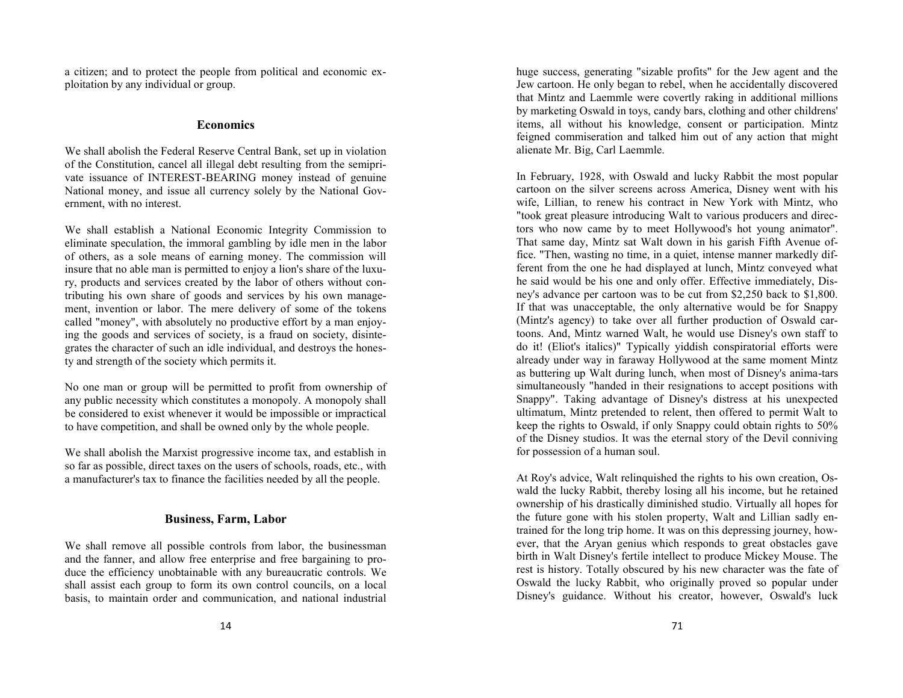a citizen; and to protect the people from political and economic exploitation by any individual or group.

## Economics

We shall abolish the Federal Reserve Central Bank, set up in violation of the Constitution, cancel all illegal debt resulting from the semiprivate issuance of INTEREST-BEARING money instead of genuine National money, and issue all currency solely by the National Government, with no interest.

We shall establish a National Economic Integrity Commission to eliminate speculation, the immoral gambling by idle men in the labor of others, as a sole means of earning money. The commission will insure that no able man is permitted to enjoy a lion's share of the luxury, products and services created by the labor of others without contributing his own share of goods and services by his own management, invention or labor. The mere delivery of some of the tokens called "money", with absolutely no productive effort by a man enjoying the goods and services of society, is a fraud on society, disintegrates the character of such an idle individual, and destroys the honesty and strength of the society which permits it.

No one man or group will be permitted to profit from ownership of any public necessity which constitutes a monopoly. A monopoly shall be considered to exist whenever it would be impossible or impractical to have competition, and shall be owned only by the whole people.

We shall abolish the Marxist progressive income tax, and establish in so far as possible, direct taxes on the users of schools, roads, etc., with a manufacturer's tax to finance the facilities needed by all the people.

## Business, Farm, Labor

We shall remove all possible controls from labor, the businessman and the fanner, and allow free enterprise and free bargaining to produce the efficiency unobtainable with any bureaucratic controls. We shall assist each group to form its own control councils, on a local basis, to maintain order and communication, and national industrial

huge success, generating "sizable profits" for the Jew agent and the Jew cartoon. He only began to rebel, when he accidentally discovered that Mintz and Laemmle were covertly raking in additional millions by marketing Oswald in toys, candy bars, clothing and other childrens' items, all without his knowledge, consent or participation. Mintz feigned commiseration and talked him out of any action that might alienate Mr. Big, Carl Laemmle.

In February, 1928, with Oswald and lucky Rabbit the most popular cartoon on the silver screens across America, Disney went with his wife, Lillian, to renew his contract in New York with Mintz, who "took great pleasure introducing Walt to various producers and directors who now came by to meet Hollywood's hot young animator". That same day, Mintz sat Walt down in his garish Fifth Avenue office. "Then, wasting no time, in a quiet, intense manner markedly different from the one he had displayed at lunch, Mintz conveyed what he said would be his one and only offer. Effective immediately, Disney's advance per cartoon was to be cut from $2,250 back to $1,800. If that was unacceptable, the only alternative would be for Snappy (Mintz's agency) to take over all further production of Oswald cartoons. And, Mintz warned Walt, he would use Disney's own staff to do it! (Eliot's italics)" Typically yiddish conspiratorial efforts were already under way in faraway Hollywood at the same moment Mintz as buttering up Walt during lunch, when most of Disney's anima-tars simultaneously "handed in their resignations to accept positions with Snappy". Taking advantage of Disney's distress at his unexpected ultimatum, Mintz pretended to relent, then offered to permit Walt to keep the rights to Oswald, if only Snappy could obtain rights to 50% of the Disney studios. It was the eternal story of the Devil conniving for possession of a human soul.

At Roy's advice, Walt relinquished the rights to his own creation, Oswald the lucky Rabbit, thereby losing all his income, but he retained ownership of his drastically diminished studio. Virtually all hopes for the future gone with his stolen property, Walt and Lillian sadly entrained for the long trip home. It was on this depressing journey, however, that the Aryan genius which responds to great obstacles gave birth in Walt Disney's fertile intellect to produce Mickey Mouse. The rest is history. Totally obscured by his new character was the fate of Oswald the lucky Rabbit, who originally proved so popular under Disney's guidance. Without his creator, however, Oswald's luck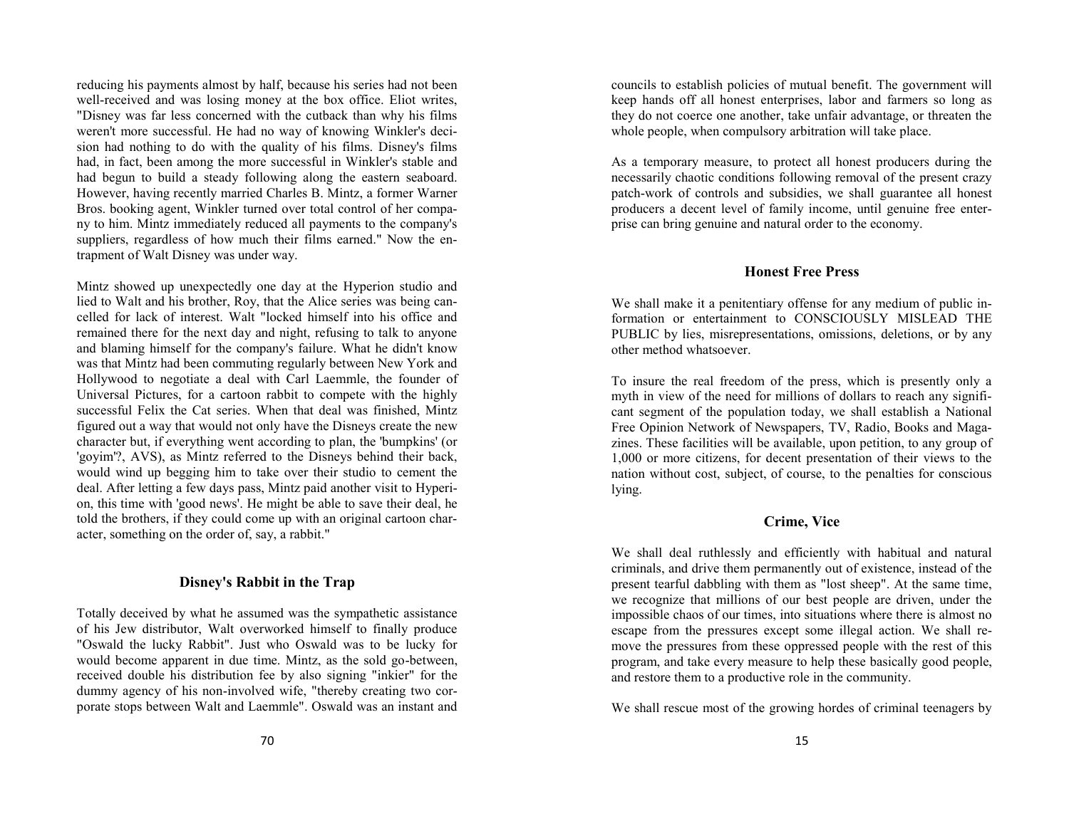reducing his payments almost by half, because his series had not been well-received and was losing money at the box office. Eliot writes, "Disney was far less concerned with the cutback than why his films weren't more successful. He had no way of knowing Winkler's decision had nothing to do with the quality of his films. Disney's films had, in fact, been among the more successful in Winkler's stable and had begun to build a steady following along the eastern seaboard. However, having recently married Charles B. Mintz, a former Warner Bros. booking agent, Winkler turned over total control of her company to him. Mintz immediately reduced all payments to the company's suppliers, regardless of how much their films earned." Now the entrapment of Walt Disney was under way.

Mintz showed up unexpectedly one day at the Hyperion studio and lied to Walt and his brother, Roy, that the Alice series was being cancelled for lack of interest. Walt "locked himself into his office and remained there for the next day and night, refusing to talk to anyone and blaming himself for the company's failure. What he didn't know was that Mintz had been commuting regularly between New York and Hollywood to negotiate a deal with Carl Laemmle, the founder of Universal Pictures, for a cartoon rabbit to compete with the highly successful Felix the Cat series. When that deal was finished, Mintz figured out a way that would not only have the Disneys create the new character but, if everything went according to plan, the 'bumpkins' (or 'goyim'?, AVS), as Mintz referred to the Disneys behind their back, would wind up begging him to take over their studio to cement the deal. After letting a few days pass, Mintz paid another visit to Hyperion, this time with 'good news'. He might be able to save their deal, he told the brothers, if they could come up with an original cartoon character, something on the order of, say, a rabbit."

### Disney's Rabbit in the Trap

Totally deceived by what he assumed was the sympathetic assistance of his Jew distributor, Walt overworked himself to finally produce "Oswald the lucky Rabbit". Just who Oswald was to be lucky for would become apparent in due time. Mintz, as the sold go-between, received double his distribution fee by also signing "inkier" for the dummy agency of his non-involved wife, "thereby creating two corporate stops between Walt and Laemmle". Oswald was an instant and

councils to establish policies of mutual benefit. The government will keep hands off all honest enterprises, labor and farmers so long as they do not coerce one another, take unfair advantage, or threaten the whole people, when compulsory arbitration will take place.

As a temporary measure, to protect all honest producers during the necessarily chaotic conditions following removal of the present crazy patch-work of controls and subsidies, we shall guarantee all honest producers a decent level of family income, until genuine free enterprise can bring genuine and natural order to the economy.

### Honest Free Press

We shall make it a penitentiary offense for any medium of public information or entertainment to CONSCIOUSLY MISLEAD THE PUBLIC by lies, misrepresentations, omissions, deletions, or by any other method whatsoever.

To insure the real freedom of the press, which is presently only a myth in view of the need for millions of dollars to reach any significant segment of the population today, we shall establish a National Free Opinion Network of Newspapers, TV, Radio, Books and Magazines. These facilities will be available, upon petition, to any group of 1,000 or more citizens, for decent presentation of their views to the nation without cost, subject, of course, to the penalties for conscious lying.

### Crime, Vice

We shall deal ruthlessly and efficiently with habitual and natural criminals, and drive them permanently out of existence, instead of the present tearful dabbling with them as "lost sheep". At the same time, we recognize that millions of our best people are driven, under the impossible chaos of our times, into situations where there is almost no escape from the pressures except some illegal action. We shall remove the pressures from these oppressed people with the rest of this program, and take every measure to help these basically good people, and restore them to a productive role in the community.

We shall rescue most of the growing hordes of criminal teenagers by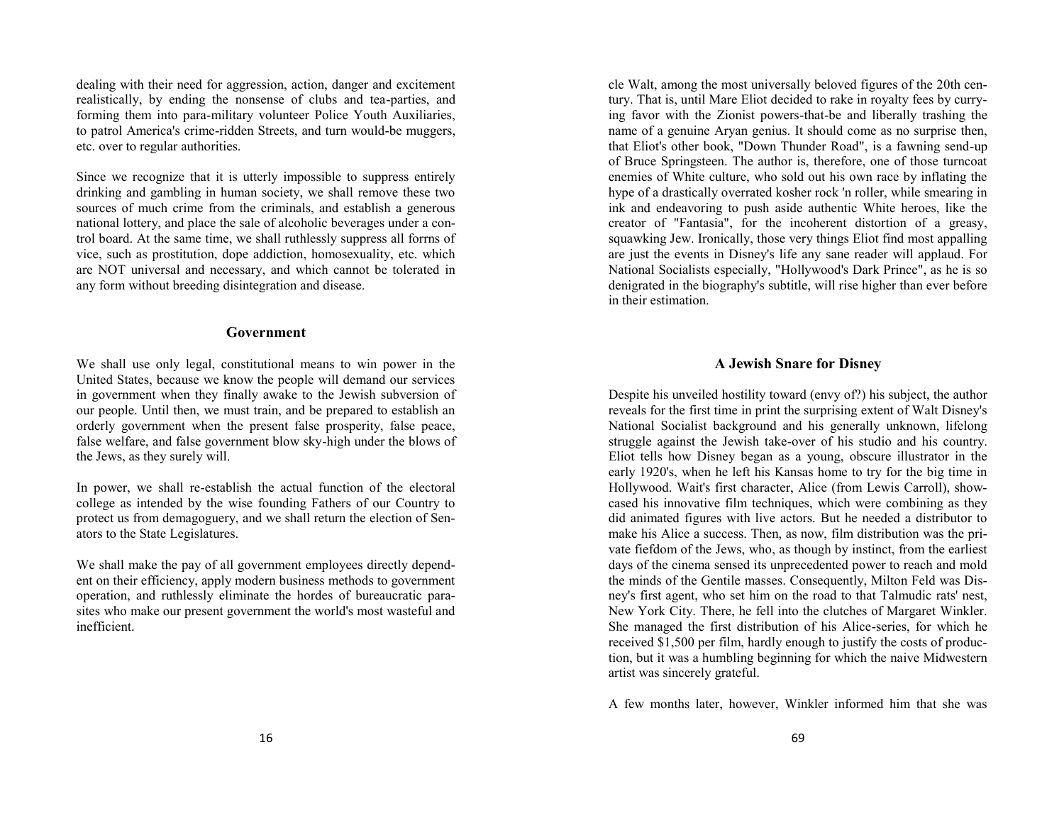dealing with their need for aggression, action, danger and excitement realistically, by ending the nonsense of clubs and tea-parties, and forming them into para-military volunteer Police Youth Auxiliaries, to patrol America's crime-ridden Streets, and turn would-be muggers, etc. over to regular authorities.

Since we recognize that it is utterly impossible to suppress entirely drinking and gambling in human society, we shall remove these two sources of much crime from the criminals, and establish a generous national lottery, and place the sale of alcoholic beverages under a control board. At the same time, we shall ruthlessly suppress all forrns of vice, such as prostitution, dope addiction, homosexuality, etc. which are NOT universal and necessary, and which cannot be tolerated in any form without breeding disintegration and disease.

## Government

We shall use only legal, constitutional means to win power in the United States, because we know the people will demand our services in government when they finally awake to the Jewish subversion of our people. Until then, we must train, and be prepared to establish an orderly government when the present false prosperity, false peace, false welfare, and false government blow sky-high under the blows of the Jews, as they surely will.

In power, we shall re-establish the actual function of the electoral college as intended by the wise founding Fathers of our Country to protect us from demagoguery, and we shall return the election of Senators to the State Legislatures.

We shall make the pay of all government employees directly dependent on their efficiency, apply modern business methods to government operation, and ruthlessly eliminate the hordes of bureaucratic parasites who make our present government the world's most wasteful and inefficient.

cle Walt, among the most universally beloved figures of the 20th century. That is, until Mare Eliot decided to rake in royalty fees by currying favor with the Zionist powers-that-be and liberally trashing the name of a genuine Aryan genius. It should come as no surprise then, that Eliot's other book, "Down Thunder Road", is a fawning send-up of Bruce Springsteen. The author is, therefore, one of those turncoat enemies of White culture, who sold out his own race by inflating the hype of a drastically overrated kosher rock 'n roller, while smearing in ink and endeavoring to push aside authentic White heroes, like the creator of "Fantasia", for the incoherent distortion of a greasy, squawking Jew. Ironically, those very things Eliot find most appalling are just the events in Disney's life any sane reader will applaud. For National Socialists especially, "Hollywood's Dark Prince", as he is so denigrated in the biography's subtitle, will rise higher than ever before in their estimation.

## A Jewish Snare for Disney

Despite his unveiled hostility toward (envy of?) his subject, the author reveals for the first time in print the surprising extent of Walt Disney's National Socialist background and his generally unknown, lifelong struggle against the Jewish take-over of his studio and his country. Eliot tells how Disney began as a young, obscure illustrator in the early 1920's, when he left his Kansas home to try for the big time in Hollywood. Wait's first character, Alice (from Lewis Carroll), showcased his innovative film techniques, which were combining as they did animated figures with live actors. But he needed a distributor to make his Alice a success. Then, as now, film distribution was the private fiefdom of the Jews, who, as though by instinct, from the earliest days of the cinema sensed its unprecedented power to reach and mold the minds of the Gentile masses. Consequently, Milton Feld was Disney's first agent, who set him on the road to that Talmudic rats' nest, New York City. There, he fell into the clutches of Margaret Winkler. She managed the first distribution of his Alice-series, for which he received $1,500 per film, hardly enough to justify the costs of production, but it was a humbling beginning for which the naive Midwestern artist was sincerely grateful.

A few months later, however, Winkler informed him that she was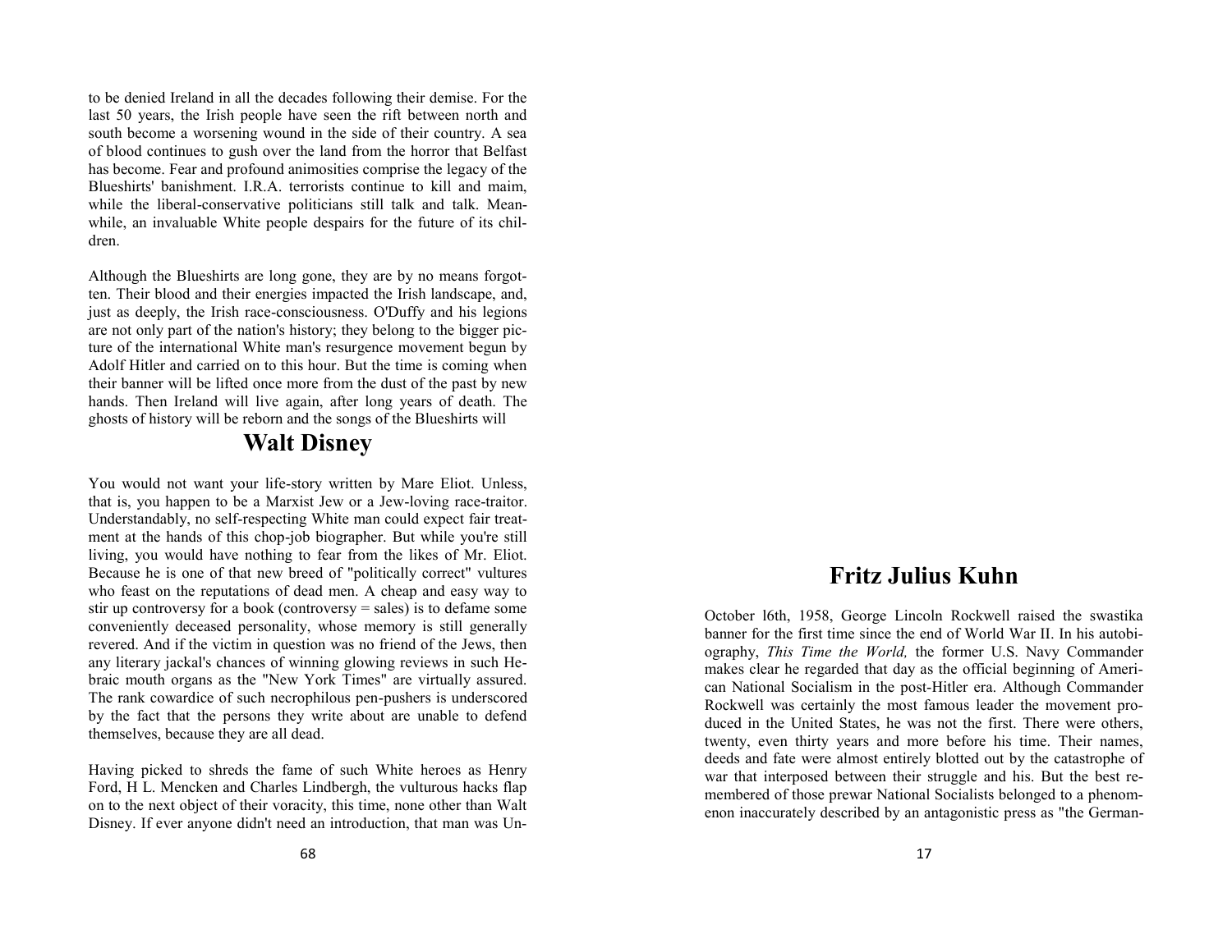to be denied Ireland in all the decades following their demise. For the last 50 years, the Irish people have seen the rift between north and south become a worsening wound in the side of their country. A sea of blood continues to gush over the land from the horror that Belfast has become. Fear and profound animosities comprise the legacy of the Blueshirts' banishment. I.R.A. terrorists continue to kill and maim, while the liberal-conservative politicians still talk and talk. Meanwhile, an invaluable White people despairs for the future of its children.

Although the Blueshirts are long gone, they are by no means forgotten. Their blood and their energies impacted the Irish landscape, and, just as deeply, the Irish race-consciousness. O'Duffy and his legions are not only part of the nation's history; they belong to the bigger picture of the international White man's resurgence movement begun by Adolf Hitler and carried on to this hour. But the time is coming when their banner will be lifted once more from the dust of the past by new hands. Then Ireland will live again, after long years of death. The ghosts of history will be reborn and the songs of the Blueshirts will

## Walt Disney

You would not want your life-story written by Mare Eliot. Unless, that is, you happen to be a Marxist Jew or a Jew-loving race-traitor. Understandably, no self-respecting White man could expect fair treatment at the hands of this chop-job biographer. But while you're still living, you would have nothing to fear from the likes of Mr. Eliot. Because he is one of that new breed of "politically correct" vultures who feast on the reputations of dead men. A cheap and easy way to stir up controversy for a book (controversy = sales) is to defame some conveniently deceased personality, whose memory is still generally revered. And if the victim in question was no friend of the Jews, then any literary jackal's chances of winning glowing reviews in such Hebraic mouth organs as the "New York Times" are virtually assured. The rank cowardice of such necrophilous pen-pushers is underscored by the fact that the persons they write about are unable to defend themselves, because they are all dead.

Having picked to shreds the fame of such White heroes as Henry Ford, H L. Mencken and Charles Lindbergh, the vulturous hacks flap on to the next object of their voracity, this time, none other than Walt Disney. If ever anyone didn't need an introduction, that man was Un-

## Fritz Julius Kuhn

October l6th, 1958, George Lincoln Rockwell raised the swastika banner for the first time since the end of World War II. In his autobiography, *This Time the World,* the former U.S. Navy Commander makes clear he regarded that day as the official beginning of American National Socialism in the post-Hitler era. Although Commander Rockwell was certainly the most famous leader the movement produced in the United States, he was not the first. There were others, twenty, even thirty years and more before his time. Their names, deeds and fate were almost entirely blotted out by the catastrophe of war that interposed between their struggle and his. But the best remembered of those prewar National Socialists belonged to a phenomenon inaccurately described by an antagonistic press as "the German-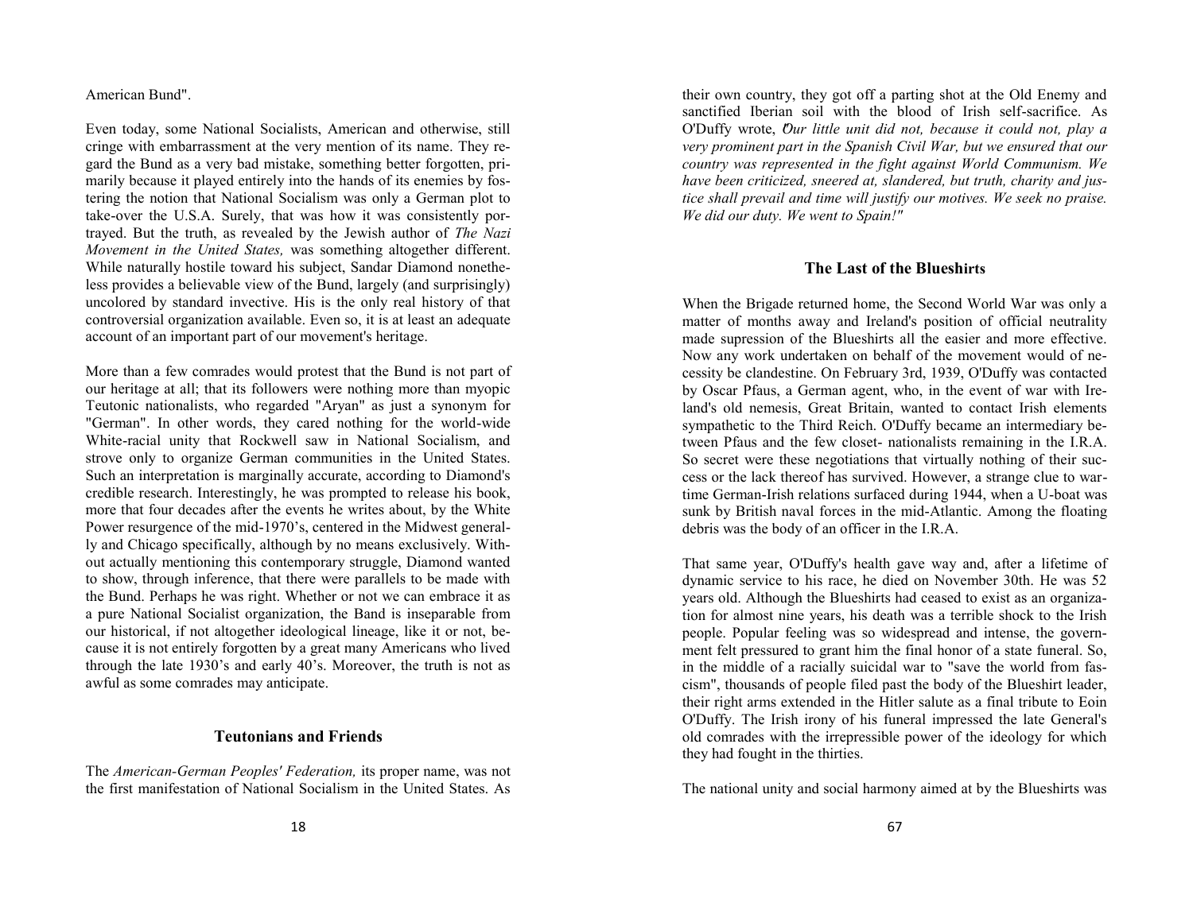American Bund".

Even today, some National Socialists, American and otherwise, still cringe with embarrassment at the very mention of its name. They regard the Bund as a very bad mistake, something better forgotten, primarily because it played entirely into the hands of its enemies by fostering the notion that National Socialism was only a German plot to take-over the U.S.A. Surely, that was how it was consistently portrayed. But the truth, as revealed by the Jewish author of *The Nazi Movement in the United States,* was something altogether different. While naturally hostile toward his subject, Sandar Diamond nonetheless provides a believable view of the Bund, largely (and surprisingly) uncolored by standard invective. His is the only real history of that controversial organization available. Even so, it is at least an adequate account of an important part of our movement's heritage.

More than a few comrades would protest that the Bund is not part of our heritage at all; that its followers were nothing more than myopic Teutonic nationalists, who regarded "Aryan" as just a synonym for "German". In other words, they cared nothing for the world-wide White-racial unity that Rockwell saw in National Socialism, and strove only to organize German communities in the United States. Such an interpretation is marginally accurate, according to Diamond's credible research. Interestingly, he was prompted to release his book, more that four decades after the events he writes about, by the White Power resurgence of the mid-1970's, centered in the Midwest generally and Chicago specifically, although by no means exclusively. Without actually mentioning this contemporary struggle, Diamond wanted to show, through inference, that there were parallels to be made with the Bund. Perhaps he was right. Whether or not we can embrace it as a pure National Socialist organization, the Band is inseparable from our historical, if not altogether ideological lineage, like it or not, because it is not entirely forgotten by a great many Americans who lived through the late 1930's and early 40's. Moreover, the truth is not as awful as some comrades may anticipate.

## Teutonians and Friends

The *American-German Peoples' Federation,* its proper name, was not the first manifestation of National Socialism in the United States. As

their own country, they got off a parting shot at the Old Enemy and sanctified Iberian soil with the blood of Irish self-sacrifice. As O'Duffy wrote, "*Our little unit did not, because it could not, play a very prominent part in the Spanish Civil War, but we ensured that our country was represented in the fight against World Communism. We have been criticized, sneered at, slandered, but truth, charity and justice shall prevail and time will justify our motives. We seek no praise. We did our duty. We went to Spain!"*

## The Last of the Blueshirts

When the Brigade returned home, the Second World War was only a matter of months away and Ireland's position of official neutrality made supression of the Blueshirts all the easier and more effective. Now any work undertaken on behalf of the movement would of necessity be clandestine. On February 3rd, 1939, O'Duffy was contacted by Oscar Pfaus, a German agent, who, in the event of war with Ireland's old nemesis, Great Britain, wanted to contact Irish elements sympathetic to the Third Reich. O'Duffy became an intermediary between Pfaus and the few closet- nationalists remaining in the I.R.A. So secret were these negotiations that virtually nothing of their success or the lack thereof has survived. However, a strange clue to wartime German-Irish relations surfaced during 1944, when a U-boat was sunk by British naval forces in the mid-Atlantic. Among the floating debris was the body of an officer in the I.R.A.

That same year, O'Duffy's health gave way and, after a lifetime of dynamic service to his race, he died on November 30th. He was 52 years old. Although the Blueshirts had ceased to exist as an organization for almost nine years, his death was a terrible shock to the Irish people. Popular feeling was so widespread and intense, the government felt pressured to grant him the final honor of a state funeral. So, in the middle of a racially suicidal war to "save the world from fascism", thousands of people filed past the body of the Blueshirt leader, their right arms extended in the Hitler salute as a final tribute to Eoin O'Duffy. The Irish irony of his funeral impressed the late General's old comrades with the irrepressible power of the ideology for which they had fought in the thirties.

The national unity and social harmony aimed at by the Blueshirts was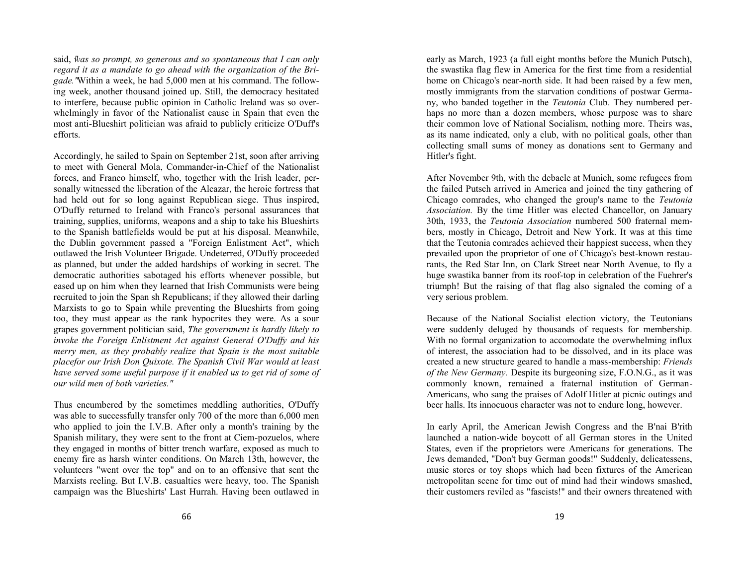said, *"was so prompt, so generous and so spontaneous that I can only regard it as a mandate to go ahead with the organization of the Brigade."* Within a week, he had 5,000 men at his command. The following week, another thousand joined up. Still, the democracy hesitated to interfere, because public opinion in Catholic Ireland was so overwhelmingly in favor of the Nationalist cause in Spain that even the most anti-Blueshirt politician was afraid to publicly criticize O'Duff's efforts.

Accordingly, he sailed to Spain on September 21st, soon after arriving to meet with General Mola, Commander-in-Chief of the Nationalist forces, and Franco himself, who, together with the Irish leader, personally witnessed the liberation of the Alcazar, the heroic fortress that had held out for so long against Republican siege. Thus inspired, O'Duffy returned to Ireland with Franco's personal assurances that training, supplies, uniforms, weapons and a ship to take his Blueshirts to the Spanish battlefields would be put at his disposal. Meanwhile, the Dublin government passed a "Foreign Enlistment Act", which outlawed the Irish Volunteer Brigade. Undeterred, O'Duffy proceeded as planned, but under the added hardships of working in secret. The democratic authorities sabotaged his efforts whenever possible, but eased up on him when they learned that Irish Communists were being recruited to join the Span sh Republicans; if they allowed their darling Marxists to go to Spain while preventing the Blueshirts from going too, they must appear as the rank hypocrites they were. As a sour grapes government politician said, *"The government is hardly likely to invoke the Foreign Enlistment Act against General O'Duffy and his merry men, as they probably realize that Spain is the most suitable placefor our Irish Don Quixote. The Spanish Civil War would at least have served some useful purpose if it enabled us to get rid of some of our wild men of both varieties."*

Thus encumbered by the sometimes meddling authorities, O'Duffy was able to successfully transfer only 700 of the more than 6,000 men who applied to join the I.V.B. After only a month's training by the Spanish military, they were sent to the front at Ciem-pozuelos, where they engaged in months of bitter trench warfare, exposed as much to enemy fire as harsh winter conditions. On March 13th, however, the volunteers "went over the top" and on to an offensive that sent the Marxists reeling. But I.V.B. casualties were heavy, too. The Spanish campaign was the Blueshirts' Last Hurrah. Having been outlawed in

early as March, 1923 (a full eight months before the Munich Putsch), the swastika flag flew in America for the first time from a residential home on Chicago's near-north side. It had been raised by a few men, mostly immigrants from the starvation conditions of postwar Germany, who banded together in the *Teutonia* Club. They numbered perhaps no more than a dozen members, whose purpose was to share their common love of National Socialism, nothing more. Theirs was, as its name indicated, only a club, with no political goals, other than collecting small sums of money as donations sent to Germany and Hitler's fight.

After November 9th, with the debacle at Munich, some refugees from the failed Putsch arrived in America and joined the tiny gathering of Chicago comrades, who changed the group's name to the *Teutonia Association.* By the time Hitler was elected Chancellor, on January 30th, 1933, the *Teutonia Association* numbered 500 fraternal members, mostly in Chicago, Detroit and New York. It was at this time that the Teutonia comrades achieved their happiest success, when they prevailed upon the proprietor of one of Chicago's best-known restaurants, the Red Star Inn, on Clark Street near North Avenue, to fly a huge swastika banner from its roof-top in celebration of the Fuehrer's triumph! But the raising of that flag also signaled the coming of a very serious problem.

Because of the National Socialist election victory, the Teutonians were suddenly deluged by thousands of requests for membership. With no formal organization to accomodate the overwhelming influx of interest, the association had to be dissolved, and in its place was created a new structure geared to handle a mass-membership: *Friends of the New Germany.* Despite its burgeoning size, F.O.N.G., as it was commonly known, remained a fraternal institution of German-Americans, who sang the praises of Adolf Hitler at picnic outings and beer halls. Its innocuous character was not to endure long, however.

In early April, the American Jewish Congress and the B'nai B'rith launched a nation-wide boycott of all German stores in the United States, even if the proprietors were Americans for generations. The Jews demanded, "Don't buy German goods!" Suddenly, delicatessens, music stores or toy shops which had been fixtures of the American metropolitan scene for time out of mind had their windows smashed, their customers reviled as "fascists!" and their owners threatened with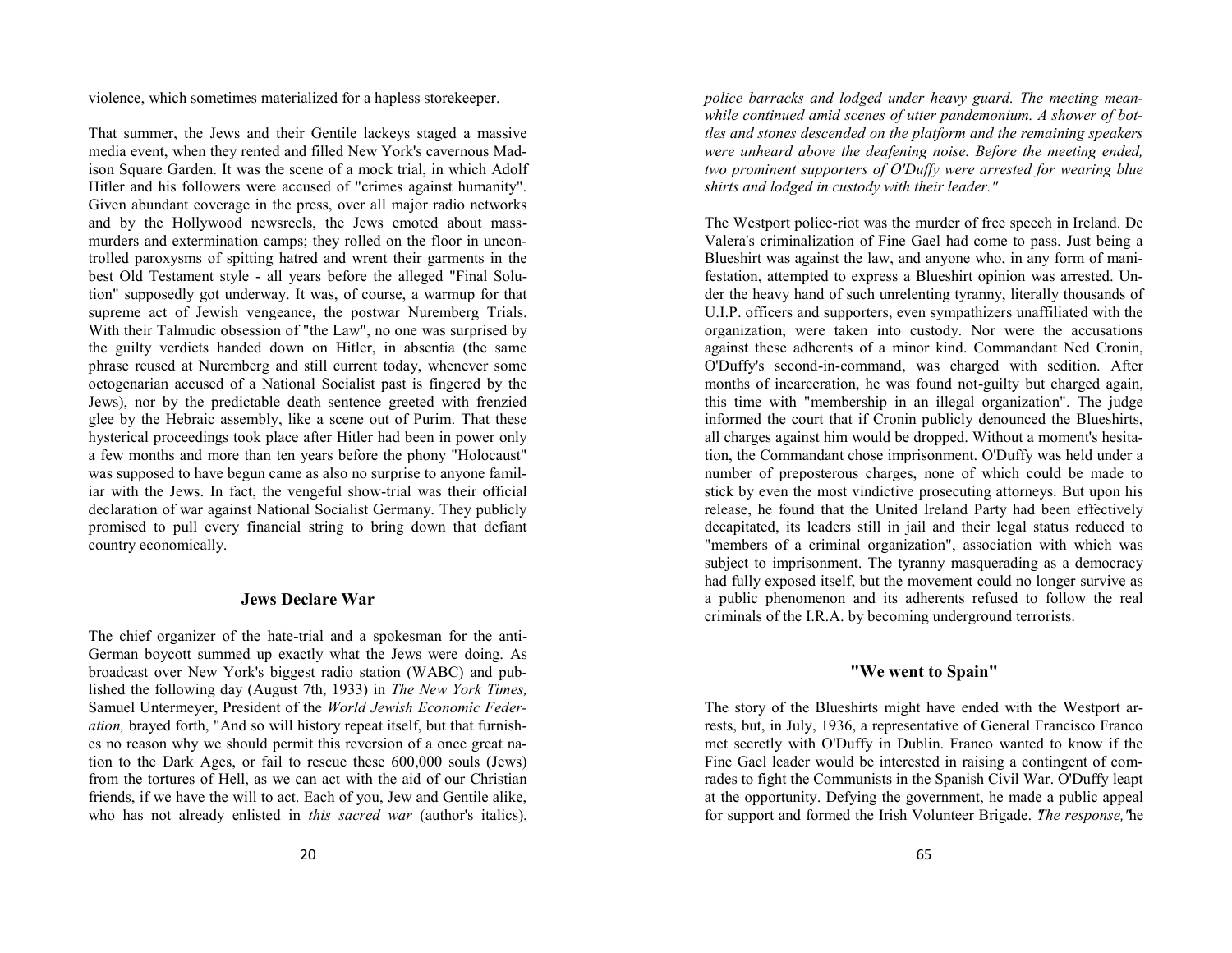violence, which sometimes materialized for a hapless storekeeper.

That summer, the Jews and their Gentile lackeys staged a massive media event, when they rented and filled New York's cavernous Madison Square Garden. It was the scene of a mock trial, in which Adolf Hitler and his followers were accused of "crimes against humanity". Given abundant coverage in the press, over all major radio networks and by the Hollywood newsreels, the Jews emoted about mass-murders and extermination camps; they rolled on the floor in uncontrolled paroxysms of spitting hatred and wrent their garments in the best Old Testament style - all years before the alleged "Final Solution" supposedly got underway. It was, of course, a warmup for that supreme act of Jewish vengeance, the postwar Nuremberg Trials. With their Talmudic obsession of "the Law", no one was surprised by the guilty verdicts handed down on Hitler, in absentia (the same phrase reused at Nuremberg and still current today, whenever some octogenarian accused of a National Socialist past is fingered by the Jews), nor by the predictable death sentence greeted with frenzied glee by the Hebraic assembly, like a scene out of Purim. That these hysterical proceedings took place after Hitler had been in power only a few months and more than ten years before the phony "Holocaust" was supposed to have begun came as also no surprise to anyone familiar with the Jews. In fact, the vengeful show-trial was their official declaration of war against National Socialist Germany. They publicly promised to pull every financial string to bring down that defiant country economically.

### Jews Declare War

The chief organizer of the hate-trial and a spokesman for the anti-German boycott summed up exactly what the Jews were doing. As broadcast over New York's biggest radio station (WABC) and published the following day (August 7th, 1933) in *The New York Times,* Samuel Untermeyer, President of the *World Jewish Economic Federation,* brayed forth, "And so will history repeat itself, but that furnishes no reason why we should permit this reversion of a once great nation to the Dark Ages, or fail to rescue these 600,000 souls (Jews) from the tortures of Hell, as we can act with the aid of our Christian friends, if we have the will to act. Each of you, Jew and Gentile alike, who has not already enlisted in *this sacred war* (author's italics),

*police barracks and lodged under heavy guard. The meeting meanwhile continued amid scenes of utter pandemonium. A shower of bottles and stones descended on the platform and the remaining speakers were unheard above the deafening noise. Before the meeting ended, two prominent supporters of O'Duffy were arrested for wearing blue shirts and lodged in custody with their leader."*

The Westport police-riot was the murder of free speech in Ireland. De Valera's criminalization of Fine Gael had come to pass. Just being a Blueshirt was against the law, and anyone who, in any form of manifestation, attempted to express a Blueshirt opinion was arrested. Under the heavy hand of such unrelenting tyranny, literally thousands of U.I.P. officers and supporters, even sympathizers unaffiliated with the organization, were taken into custody. Nor were the accusations against these adherents of a minor kind. Commandant Ned Cronin, O'Duffy's second-in-command, was charged with sedition. After months of incarceration, he was found not-guilty but charged again, this time with "membership in an illegal organization". The judge informed the court that if Cronin publicly denounced the Blueshirts, all charges against him would be dropped. Without a moment's hesitation, the Commandant chose imprisonment. O'Duffy was held under a number of preposterous charges, none of which could be made to stick by even the most vindictive prosecuting attorneys. But upon his release, he found that the United Ireland Party had been effectively decapitated, its leaders still in jail and their legal status reduced to "members of a criminal organization", association with which was subject to imprisonment. The tyranny masquerading as a democracy had fully exposed itself, but the movement could no longer survive as a public phenomenon and its adherents refused to follow the real criminals of the I.R.A. by becoming underground terrorists.

### "We went to Spain"

The story of the Blueshirts might have ended with the Westport arrests, but, in July, 1936, a representative of General Francisco Franco met secretly with O'Duffy in Dublin. Franco wanted to know if the Fine Gael leader would be interested in raising a contingent of comrades to fight the Communists in the Spanish Civil War. O'Duffy leapt at the opportunity. Defying the government, he made a public appeal for support and formed the Irish Volunteer Brigade. "*The response,*" he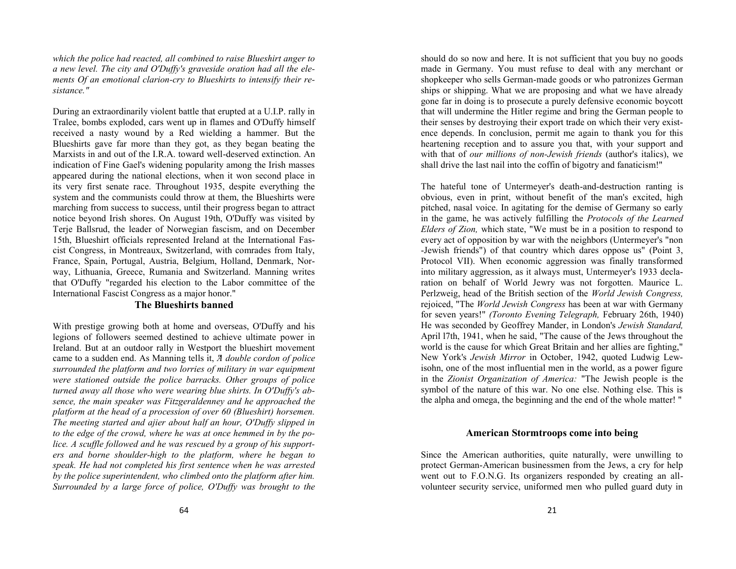*which the police had reacted, all combined to raise Blueshirt anger to a new level. The city and O'Duffy's graveside oration had all the elements Of an emotional clarion-cry to Blueshirts to intensify their resistance."*

During an extraordinarily violent battle that erupted at a U.I.P. rally in Tralee, bombs exploded, cars went up in flames and O'Duffy himself received a nasty wound by a Red wielding a hammer. But the Blueshirts gave far more than they got, as they began beating the Marxists in and out of the I.R.A. toward well-deserved extinction. An indication of Fine Gael's widening popularity among the Irish masses appeared during the national elections, when it won second place in its very first senate race. Throughout 1935, despite everything the system and the communists could throw at them, the Blueshirts were marching from success to success, until their progress began to attract notice beyond Irish shores. On August 19th, O'Duffy was visited by Terje Ballsrud, the leader of Norwegian fascism, and on December 15th, Blueshirt officials represented Ireland at the International Fascist Congress, in Montreaux, Switzerland, with comrades from Italy, France, Spain, Portugal, Austria, Belgium, Holland, Denmark, Norway, Lithuania, Greece, Rumania and Switzerland. Manning writes that O'Duffy "regarded his election to the Labor committee of the International Fascist Congress as a major honor."

### The Blueshirts banned

With prestige growing both at home and overseas, O'Duffy and his legions of followers seemed destined to achieve ultimate power in Ireland. But at an outdoor rally in Westport the blueshirt movement came to a sudden end. As Manning tells it, *"A double cordon of police surrounded the platform and two lorries of military in war equipment were stationed outside the police barracks. Other groups of police turned away all those who were wearing blue shirts. In O'Duffy's absence, the main speaker was Fitzgeraldenney and he approached the platform at the head of a procession of over 60 (Blueshirt) horsemen. The meeting started and ajier about half an hour, O'Duffy slipped in to the edge of the crowd, where he was at once hemmed in by the police. A scuffle followed and he was rescued by a group of his supporters and borne shoulder-high to the platform, where he began to speak. He had not completed his first sentence when he was arrested by the police superintendent, who climbed onto the platform after him. Surrounded by a large force of police, O'Duffy was brought to the*

should do so now and here. It is not sufficient that you buy no goods made in Germany. You must refuse to deal with any merchant or shopkeeper who sells German-made goods or who patronizes German ships or shipping. What we are proposing and what we have already gone far in doing is to prosecute a purely defensive economic boycott that will undermine the Hitler regime and bring the German people to their senses by destroying their export trade on which their very existence depends. In conclusion, permit me again to thank you for this heartening reception and to assure you that, with your support and with that of *our millions of non-Jewish friends* (author's italics), we shall drive the last nail into the coffin of bigotry and fanaticism!"

The hateful tone of Untermeyer's death-and-destruction ranting is obvious, even in print, without benefit of the man's excited, high pitched, nasal voice. In agitating for the demise of Germany so early in the game, he was actively fulfilling the *Protocols of the Learned Elders of Zion,* which state, "We must be in a position to respond to every act of opposition by war with the neighbors (Untermeyer's "non -Jewish friends") of that country which dares oppose us" (Point 3, Protocol VII). When economic aggression was finally transformed into military aggression, as it always must, Untermeyer's 1933 declaration on behalf of World Jewry was not forgotten. Maurice L. Perlzweig, head of the British section of the *World Jewish Congress,* rejoiced, "The *World Jewish Congress* has been at war with Germany for seven years!" *(Toronto Evening Telegraph,* February 26th, 1940) He was seconded by Geoffrey Mander, in London's *Jewish Standard,* April l7th, 1941, when he said, "The cause of the Jews throughout the world is the cause for which Great Britain and her allies are fighting," New York's *Jewish Mirror* in October, 1942, quoted Ludwig Lewisohn, one of the most influential men in the world, as a power figure in the *Zionist Organization of America:* "The Jewish people is the symbol of the nature of this war. No one else. Nothing else. This is the alpha and omega, the beginning and the end of the whole matter! "

### American Stormtroops come into being

Since the American authorities, quite naturally, were unwilling to protect German-American businessmen from the Jews, a cry for help went out to F.O.N.G. Its organizers responded by creating an all-volunteer security service, uniformed men who pulled guard duty in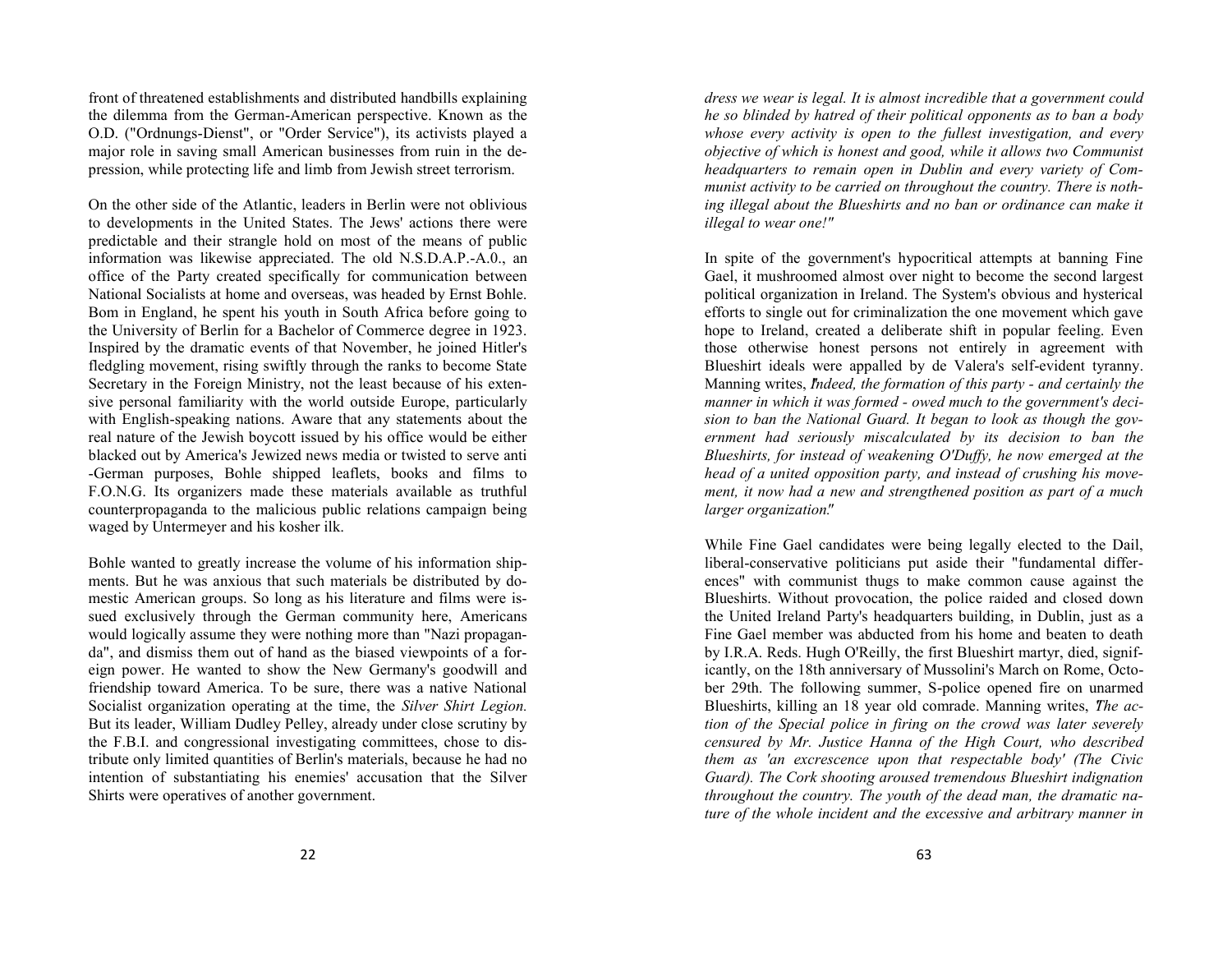front of threatened establishments and distributed handbills explaining the dilemma from the German-American perspective. Known as the O.D. ("Ordnungs-Dienst", or "Order Service"), its activists played a major role in saving small American businesses from ruin in the depression, while protecting life and limb from Jewish street terrorism.

On the other side of the Atlantic, leaders in Berlin were not oblivious to developments in the United States. The Jews' actions there were predictable and their strangle hold on most of the means of public information was likewise appreciated. The old N.S.D.A.P.-A.0., an office of the Party created specifically for communication between National Socialists at home and overseas, was headed by Ernst Bohle. Bom in England, he spent his youth in South Africa before going to the University of Berlin for a Bachelor of Commerce degree in 1923. Inspired by the dramatic events of that November, he joined Hitler's fledgling movement, rising swiftly through the ranks to become State Secretary in the Foreign Ministry, not the least because of his extensive personal familiarity with the world outside Europe, particularly with English-speaking nations. Aware that any statements about the real nature of the Jewish boycott issued by his office would be either blacked out by America's Jewized news media or twisted to serve anti -German purposes, Bohle shipped leaflets, books and films to F.O.N.G. Its organizers made these materials available as truthful counterpropaganda to the malicious public relations campaign being waged by Untermeyer and his kosher ilk.

Bohle wanted to greatly increase the volume of his information shipments. But he was anxious that such materials be distributed by domestic American groups. So long as his literature and films were issued exclusively through the German community here, Americans would logically assume they were nothing more than "Nazi propaganda", and dismiss them out of hand as the biased viewpoints of a foreign power. He wanted to show the New Germany's goodwill and friendship toward America. To be sure, there was a native National Socialist organization operating at the time, the *Silver Shirt Legion.* But its leader, William Dudley Pelley, already under close scrutiny by the F.B.I. and congressional investigating committees, chose to distribute only limited quantities of Berlin's materials, because he had no intention of substantiating his enemies' accusation that the Silver Shirts were operatives of another government.

*dress we wear is legal. It is almost incredible that a government could he so blinded by hatred of their political opponents as to ban a body whose every activity is open to the fullest investigation, and every objective of which is honest and good, while it allows two Communist headquarters to remain open in Dublin and every variety of Communist activity to be carried on throughout the country. There is nothing illegal about the Blueshirts and no ban or ordinance can make it illegal to wear one!"*

In spite of the government's hypocritical attempts at banning Fine Gael, it mushroomed almost over night to become the second largest political organization in Ireland. The System's obvious and hysterical efforts to single out for criminalization the one movement which gave hope to Ireland, created a deliberate shift in popular feeling. Even those otherwise honest persons not entirely in agreement with Blueshirt ideals were appalled by de Valera's self-evident tyranny. Manning writes, *"Indeed, the formation of this party - and certainly the manner in which it was formed - owed much to the government's decision to ban the National Guard. It began to look as though the government had seriously miscalculated by its decision to ban the Blueshirts, for instead of weakening O'Duffy, he now emerged at the head of a united opposition party, and instead of crushing his movement, it now had a new and strengthened position as part of a much larger organization."*

While Fine Gael candidates were being legally elected to the Dail, liberal-conservative politicians put aside their "fundamental differences" with communist thugs to make common cause against the Blueshirts. Without provocation, the police raided and closed down the United Ireland Party's headquarters building, in Dublin, just as a Fine Gael member was abducted from his home and beaten to death by I.R.A. Reds. Hugh O'Reilly, the first Blueshirt martyr, died, significantly, on the 18th anniversary of Mussolini's March on Rome, October 29th. The following summer, S-police opened fire on unarmed Blueshirts, killing an 18 year old comrade. Manning writes, *"The action of the Special police in firing on the crowd was later severely censured by Mr. Justice Hanna of the High Court, who described them as 'an excrescence upon that respectable body' (The Civic Guard). The Cork shooting aroused tremendous Blueshirt indignation throughout the country. The youth of the dead man, the dramatic nature of the whole incident and the excessive and arbitrary manner in*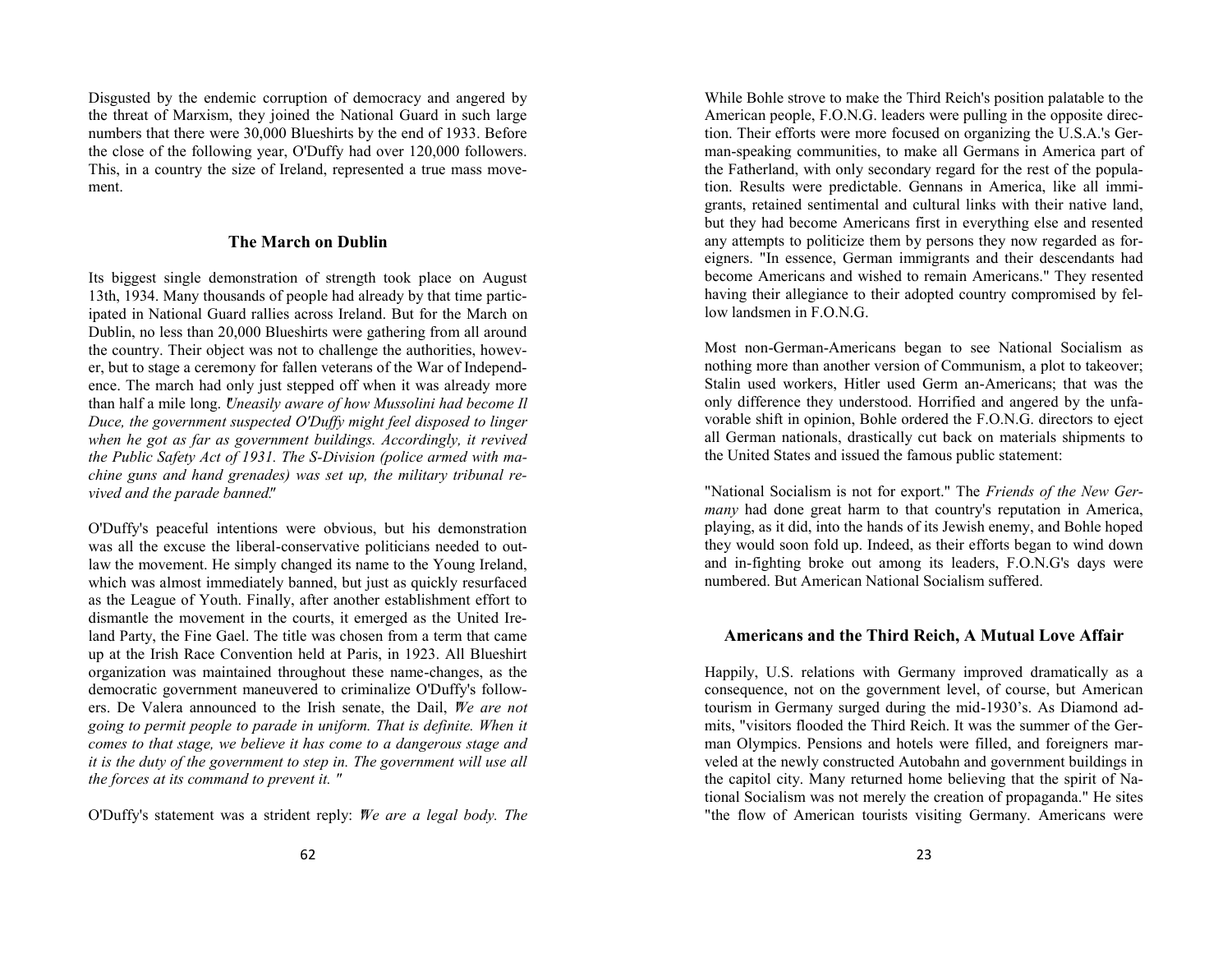Disgusted by the endemic corruption of democracy and angered by the threat of Marxism, they joined the National Guard in such large numbers that there were 30,000 Blueshirts by the end of 1933. Before the close of the following year, O'Duffy had over 120,000 followers. This, in a country the size of Ireland, represented a true mass movement.

### The March on Dublin

Its biggest single demonstration of strength took place on August 13th, 1934. Many thousands of people had already by that time participated in National Guard rallies across Ireland. But for the March on Dublin, no less than 20,000 Blueshirts were gathering from all around the country. Their object was not to challenge the authorities, however, but to stage a ceremony for fallen veterans of the War of Independence. The march had only just stepped off when it was already more than half a mile long. *"Uneasily aware of how Mussolini had become Il Duce, the government suspected O'Duffy might feel disposed to linger when he got as far as government buildings. Accordingly, it revived the Public Safety Act of 1931. The S-Division (police armed with machine guns and hand grenades) was set up, the military tribunal revived and the parade banned."*

O'Duffy's peaceful intentions were obvious, but his demonstration was all the excuse the liberal-conservative politicians needed to outlaw the movement. He simply changed its name to the Young Ireland, which was almost immediately banned, but just as quickly resurfaced as the League of Youth. Finally, after another establishment effort to dismantle the movement in the courts, it emerged as the United Ireland Party, the Fine Gael. The title was chosen from a term that came up at the Irish Race Convention held at Paris, in 1923. All Blueshirt organization was maintained throughout these name-changes, as the democratic government maneuvered to criminalize O'Duffy's followers. De Valera announced to the Irish senate, the Dail, *"We are not going to permit people to parade in uniform. That is definite. When it comes to that stage, we believe it has come to a dangerous stage and it is the duty of the government to step in. The government will use all the forces at its command to prevent it. "*

O'Duffy's statement was a strident reply: *"We are a legal body. The*

While Bohle strove to make the Third Reich's position palatable to the American people, F.O.N.G. leaders were pulling in the opposite direction. Their efforts were more focused on organizing the U.S.A.'s German-speaking communities, to make all Germans in America part of the Fatherland, with only secondary regard for the rest of the population. Results were predictable. Gennans in America, like all immigrants, retained sentimental and cultural links with their native land, but they had become Americans first in everything else and resented any attempts to politicize them by persons they now regarded as foreigners. "In essence, German immigrants and their descendants had become Americans and wished to remain Americans." They resented having their allegiance to their adopted country compromised by fellow landsmen in F.O.N.G.

Most non-German-Americans began to see National Socialism as nothing more than another version of Communism, a plot to takeover; Stalin used workers, Hitler used Germ an-Americans; that was the only difference they understood. Horrified and angered by the unfavorable shift in opinion, Bohle ordered the F.O.N.G. directors to eject all German nationals, drastically cut back on materials shipments to the United States and issued the famous public statement:

"National Socialism is not for export." The *Friends of the New Germany* had done great harm to that country's reputation in America, playing, as it did, into the hands of its Jewish enemy, and Bohle hoped they would soon fold up. Indeed, as their efforts began to wind down and in-fighting broke out among its leaders, F.O.N.G's days were numbered. But American National Socialism suffered.

### Americans and the Third Reich, A Mutual Love Affair

Happily, U.S. relations with Germany improved dramatically as a consequence, not on the government level, of course, but American tourism in Germany surged during the mid-1930's. As Diamond admits, "visitors flooded the Third Reich. It was the summer of the German Olympics. Pensions and hotels were filled, and foreigners marveled at the newly constructed Autobahn and government buildings in the capitol city. Many returned home believing that the spirit of National Socialism was not merely the creation of propaganda." He sites "the flow of American tourists visiting Germany. Americans were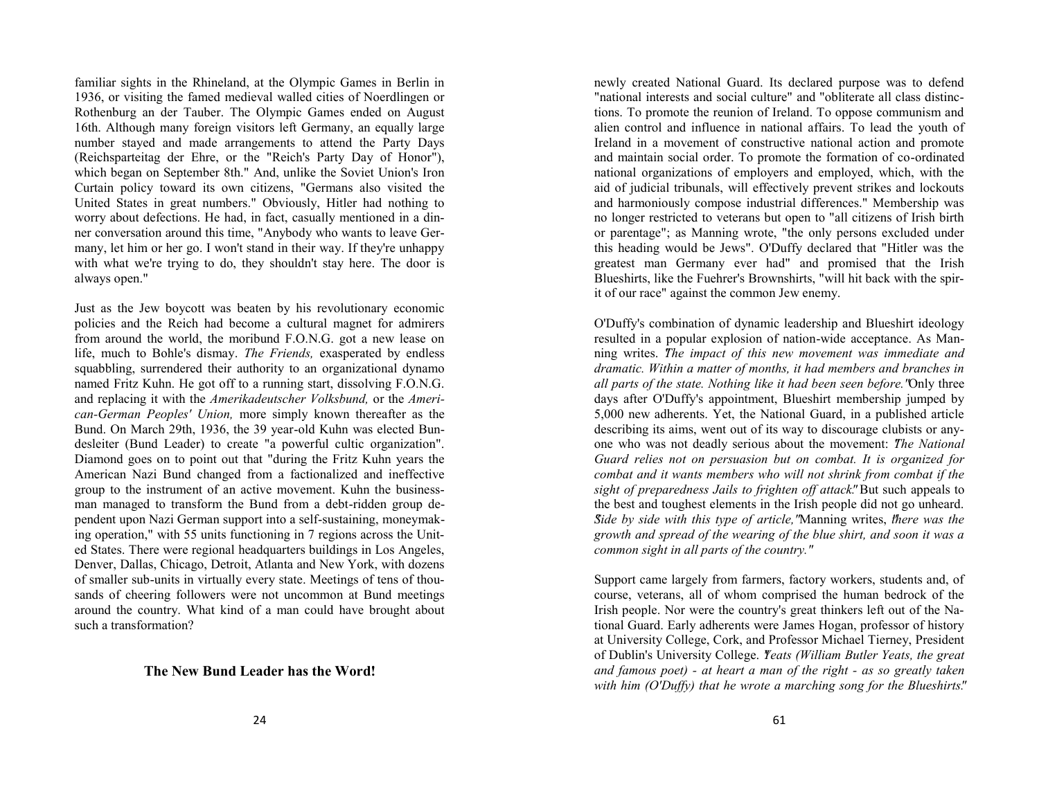familiar sights in the Rhineland, at the Olympic Games in Berlin in 1936, or visiting the famed medieval walled cities of Noerdlingen or Rothenburg an der Tauber. The Olympic Games ended on August 16th. Although many foreign visitors left Germany, an equally large number stayed and made arrangements to attend the Party Days (Reichsparteitag der Ehre, or the "Reich's Party Day of Honor"), which began on September 8th." And, unlike the Soviet Union's Iron Curtain policy toward its own citizens, "Germans also visited the United States in great numbers." Obviously, Hitler had nothing to worry about defections. He had, in fact, casually mentioned in a dinner conversation around this time, "Anybody who wants to leave Germany, let him or her go. I won't stand in their way. If they're unhappy with what we're trying to do, they shouldn't stay here. The door is always open."

Just as the Jew boycott was beaten by his revolutionary economic policies and the Reich had become a cultural magnet for admirers from around the world, the moribund F.O.N.G. got a new lease on life, much to Bohle's dismay. *The Friends,* exasperated by endless squabbling, surrendered their authority to an organizational dynamo named Fritz Kuhn. He got off to a running start, dissolving F.O.N.G. and replacing it with the *Amerikadeutscher Volksbund,* or the *American-German Peoples' Union,* more simply known thereafter as the Bund. On March 29th, 1936, the 39 year-old Kuhn was elected Bundesleiter (Bund Leader) to create "a powerful cultic organization". Diamond goes on to point out that "during the Fritz Kuhn years the American Nazi Bund changed from a factionalized and ineffective group to the instrument of an active movement. Kuhn the businessman managed to transform the Bund from a debt-ridden group dependent upon Nazi German support into a self-sustaining, moneymaking operation," with 55 units functioning in 7 regions across the United States. There were regional headquarters buildings in Los Angeles, Denver, Dallas, Chicago, Detroit, Atlanta and New York, with dozens of smaller sub-units in virtually every state. Meetings of tens of thousands of cheering followers were not uncommon at Bund meetings around the country. What kind of a man could have brought about such a transformation?

### The New Bund Leader has the Word!

newly created National Guard. Its declared purpose was to defend "national interests and social culture" and "obliterate all class distinctions. To promote the reunion of Ireland. To oppose communism and alien control and influence in national affairs. To lead the youth of Ireland in a movement of constructive national action and promote and maintain social order. To promote the formation of co-ordinated national organizations of employers and employed, which, with the aid of judicial tribunals, will effectively prevent strikes and lockouts and harmoniously compose industrial differences." Membership was no longer restricted to veterans but open to "all citizens of Irish birth or parentage"; as Manning wrote, "the only persons excluded under this heading would be Jews". O'Duffy declared that "Hitler was the greatest man Germany ever had" and promised that the Irish Blueshirts, like the Fuehrer's Brownshirts, "will hit back with the spirit of our race" against the common Jew enemy.

O'Duffy's combination of dynamic leadership and Blueshirt ideology resulted in a popular explosion of nation-wide acceptance. As Manning writes. "*The impact of this new movement was immediate and dramatic. Within a matter of months, it had members and branches in all parts of the state. Nothing like it had been seen before.*" Only three days after O'Duffy's appointment, Blueshirt membership jumped by 5,000 new adherents. Yet, the National Guard, in a published article describing its aims, went out of its way to discourage clubists or anyone who was not deadly serious about the movement: "*The National Guard relies not on persuasion but on combat. It is organized for combat and it wants members who will not shrink from combat if the sight of preparedness Jails to frighten off attack.*" But such appeals to the best and toughest elements in the Irish people did not go unheard. "*Side by side with this type of article,*" Manning writes, "*there was the growth and spread of the wearing of the blue shirt, and soon it was a common sight in all parts of the country.*"

Support came largely from farmers, factory workers, students and, of course, veterans, all of whom comprised the human bedrock of the Irish people. Nor were the country's great thinkers left out of the National Guard. Early adherents were James Hogan, professor of history at University College, Cork, and Professor Michael Tierney, President of Dublin's University College. "*Yeats (William Butler Yeats, the great and famous poet) - at heart a man of the right - as so greatly taken with him (O'Duffy) that he wrote a marching song for the Blueshirts.*"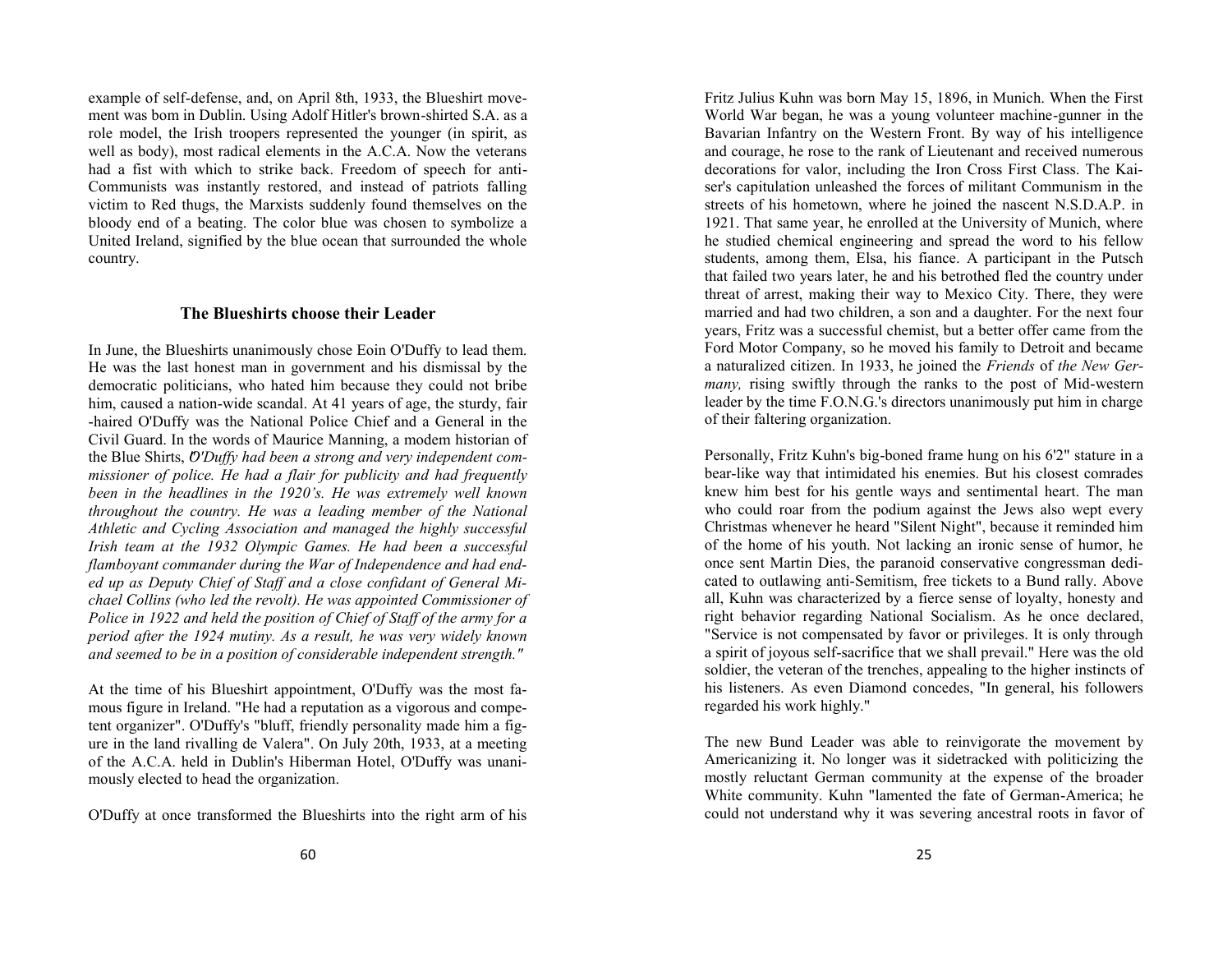example of self-defense, and, on April 8th, 1933, the Blueshirt movement was bom in Dublin. Using Adolf Hitler's brown-shirted S.A. as a role model, the Irish troopers represented the younger (in spirit, as well as body), most radical elements in the A.C.A. Now the veterans had a fist with which to strike back. Freedom of speech for anti-Communists was instantly restored, and instead of patriots falling victim to Red thugs, the Marxists suddenly found themselves on the bloody end of a beating. The color blue was chosen to symbolize a United Ireland, signified by the blue ocean that surrounded the whole country.

### The Blueshirts choose their Leader

In June, the Blueshirts unanimously chose Eoin O'Duffy to lead them. He was the last honest man in government and his dismissal by the democratic politicians, who hated him because they could not bribe him, caused a nation-wide scandal. At 41 years of age, the sturdy, fair-haired O'Duffy was the National Police Chief and a General in the Civil Guard. In the words of Maurice Manning, a modem historian of the Blue Shirts, *"O'Duffy had been a strong and very independent commissioner of police. He had a flair for publicity and had frequently been in the headlines in the 1920's. He was extremely well known throughout the country. He was a leading member of the National Athletic and Cycling Association and managed the highly successful Irish team at the 1932 Olympic Games. He had been a successful flamboyant commander during the War of Independence and had ended up as Deputy Chief of Staff and a close confidant of General Michael Collins (who led the revolt). He was appointed Commissioner of Police in 1922 and held the position of Chief of Staff of the army for a period after the 1924 mutiny. As a result, he was very widely known and seemed to be in a position of considerable independent strength."*

At the time of his Blueshirt appointment, O'Duffy was the most famous figure in Ireland. "He had a reputation as a vigorous and competent organizer". O'Duffy's "bluff, friendly personality made him a figure in the land rivalling de Valera". On July 20th, 1933, at a meeting of the A.C.A. held in Dublin's Hiberman Hotel, O'Duffy was unanimously elected to head the organization.

O'Duffy at once transformed the Blueshirts into the right arm of his

Fritz Julius Kuhn was born May 15, 1896, in Munich. When the First World War began, he was a young volunteer machine-gunner in the Bavarian Infantry on the Western Front. By way of his intelligence and courage, he rose to the rank of Lieutenant and received numerous decorations for valor, including the Iron Cross First Class. The Kaiser's capitulation unleashed the forces of militant Communism in the streets of his hometown, where he joined the nascent N.S.D.A.P. in 1921. That same year, he enrolled at the University of Munich, where he studied chemical engineering and spread the word to his fellow students, among them, Elsa, his fiance. A participant in the Putsch that failed two years later, he and his betrothed fled the country under threat of arrest, making their way to Mexico City. There, they were married and had two children, a son and a daughter. For the next four years, Fritz was a successful chemist, but a better offer came from the Ford Motor Company, so he moved his family to Detroit and became a naturalized citizen. In 1933, he joined the *Friends* of *the New Germany,* rising swiftly through the ranks to the post of Mid-western leader by the time F.O.N.G.'s directors unanimously put him in charge of their faltering organization.

Personally, Fritz Kuhn's big-boned frame hung on his 6'2" stature in a bear-like way that intimidated his enemies. But his closest comrades knew him best for his gentle ways and sentimental heart. The man who could roar from the podium against the Jews also wept every Christmas whenever he heard "Silent Night", because it reminded him of the home of his youth. Not lacking an ironic sense of humor, he once sent Martin Dies, the paranoid conservative congressman dedicated to outlawing anti-Semitism, free tickets to a Bund rally. Above all, Kuhn was characterized by a fierce sense of loyalty, honesty and right behavior regarding National Socialism. As he once declared, "Service is not compensated by favor or privileges. It is only through a spirit of joyous self-sacrifice that we shall prevail." Here was the old soldier, the veteran of the trenches, appealing to the higher instincts of his listeners. As even Diamond concedes, "In general, his followers regarded his work highly."

The new Bund Leader was able to reinvigorate the movement by Americanizing it. No longer was it sidetracked with politicizing the mostly reluctant German community at the expense of the broader White community. Kuhn "lamented the fate of German-America; he could not understand why it was severing ancestral roots in favor of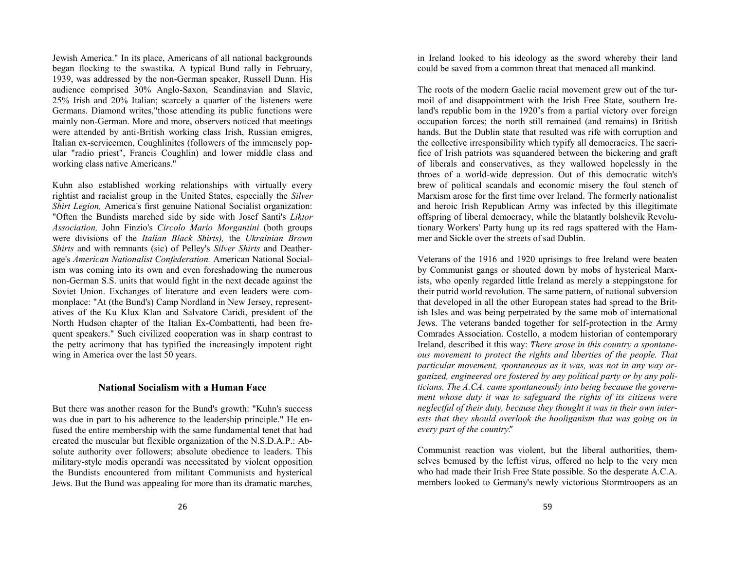Jewish America." In its place, Americans of all national backgrounds began flocking to the swastika. A typical Bund rally in February, 1939, was addressed by the non-German speaker, Russell Dunn. His audience comprised 30% Anglo-Saxon, Scandinavian and Slavic, 25% Irish and 20% Italian; scarcely a quarter of the listeners were Germans. Diamond writes,"those attending its public functions were mainly non-German. More and more, observers noticed that meetings were attended by anti-British working class Irish, Russian emigres, Italian ex-servicemen, Coughlinites (followers of the immensely popular "radio priest", Francis Coughlin) and lower middle class and working class native Americans."

Kuhn also established working relationships with virtually every rightist and racialist group in the United States, especially the *Silver Shirt Legion,* America's first genuine National Socialist organization: "Often the Bundists marched side by side with Josef Santi's *Liktor Association,* John Finzio's *Circolo Mario Morgantini* (both groups were divisions of the *Italian Black Shirts),* the *Ukrainian Brown Shirts* and with remnants (sic) of Pelley's *Silver Shirts* and Deatherage's *American Nationalist Confederation.* American National Socialism was coming into its own and even foreshadowing the numerous non-German S.S. units that would fight in the next decade against the Soviet Union. Exchanges of literature and even leaders were commonplace: "At (the Bund's) Camp Nordland in New Jersey, representatives of the Ku Klux Klan and Salvatore Caridi, president of the North Hudson chapter of the Italian Ex-Combattenti, had been frequent speakers." Such civilized cooperation was in sharp contrast to the petty acrimony that has typified the increasingly impotent right wing in America over the last 50 years.

### National Socialism with a Human Face

But there was another reason for the Bund's growth: "Kuhn's success was due in part to his adherence to the leadership principle." He enfused the entire membership with the same fundamental tenet that had created the muscular but flexible organization of the N.S.D.A.P.: Absolute authority over followers; absolute obedience to leaders. This military-style modis operandi was necessitated by violent opposition the Bundists encountered from militant Communists and hysterical Jews. But the Bund was appealing for more than its dramatic marches,

in Ireland looked to his ideology as the sword whereby their land could be saved from a common threat that menaced all mankind.

The roots of the modern Gaelic racial movement grew out of the turmoil of and disappointment with the Irish Free State, southern Ireland's republic bom in the 1920's from a partial victory over foreign occupation forces; the north still remained (and remains) in British hands. But the Dublin state that resulted was rife with corruption and the collective irresponsibility which typify all democracies. The sacrifice of Irish patriots was squandered between the bickering and graft of liberals and conservatives, as they wallowed hopelessly in the throes of a world-wide depression. Out of this democratic witch's brew of political scandals and economic misery the foul stench of Marxism arose for the first time over Ireland. The formerly nationalist and heroic Irish Republican Army was infected by this illegitimate offspring of liberal democracy, while the blatantly bolshevik Revolutionary Workers' Party hung up its red rags spattered with the Hammer and Sickle over the streets of sad Dublin.

Veterans of the 1916 and 1920 uprisings to free Ireland were beaten by Communist gangs or shouted down by mobs of hysterical Marxists, who openly regarded little Ireland as merely a steppingstone for their putrid world revolution. The same pattern, of national subversion that developed in all the other European states had spread to the British Isles and was being perpetrated by the same mob of international Jews. The veterans banded together for self-protection in the Army Comrades Association. Costello, a modem historian of contemporary Ireland, described it this way: *There arose in this country a spontaneous movement to protect the rights and liberties of the people. That particular movement, spontaneous as it was, was not in any way organized, engineered ore fostered by any political party or by any politicians. The A.CA. came spontaneously into being because the government whose duty it was to safeguard the rights of its citizens were neglectful of their duty, because they thought it was in their own interests that they should overlook the hooliganism that was going on in every part of the country."*

Communist reaction was violent, but the liberal authorities, themselves bemused by the leftist virus, offered no help to the very men who had made their Irish Free State possible. So the desperate A.C.A. members looked to Germany's newly victorious Stormtroopers as an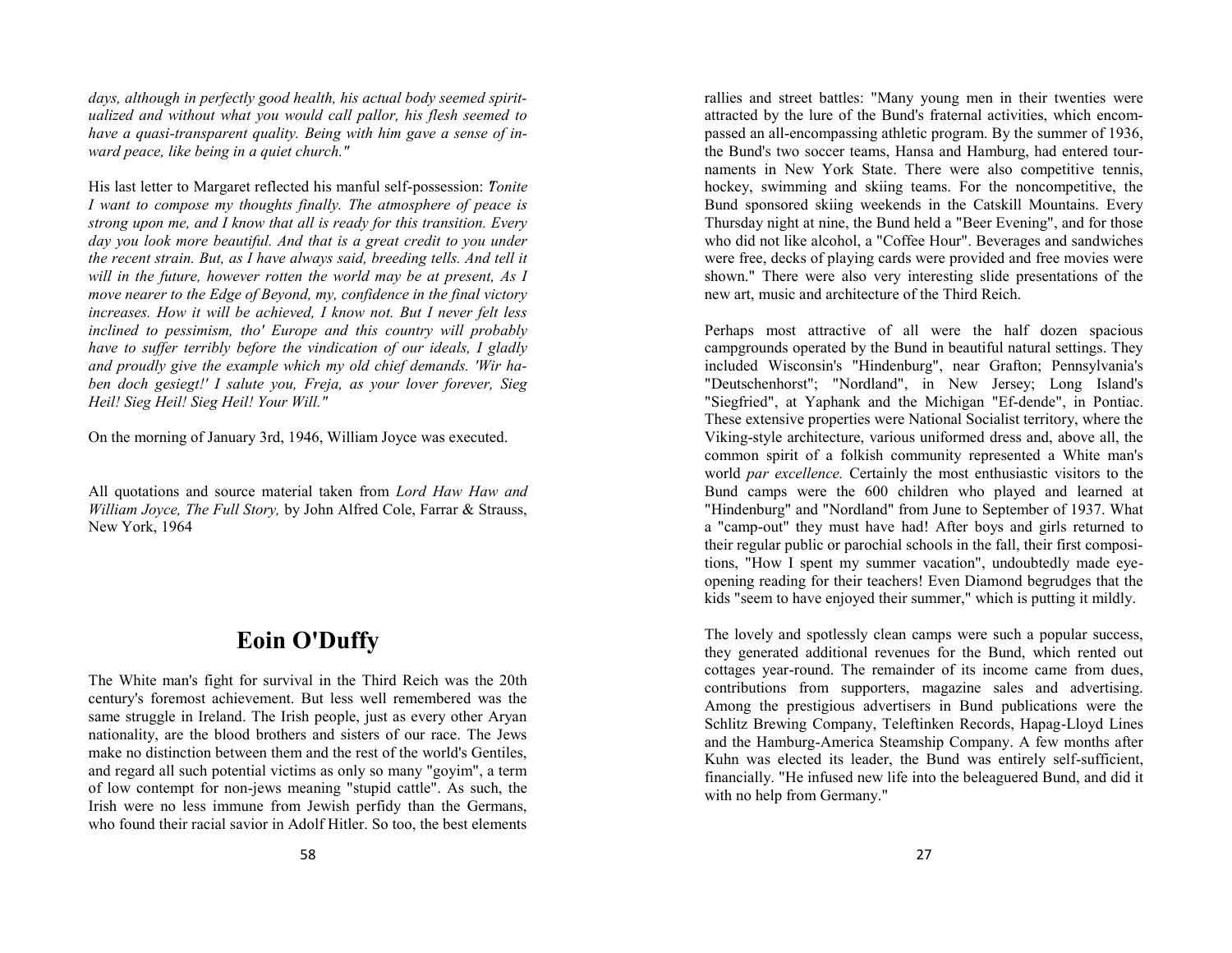*days, although in perfectly good health, his actual body seemed spiritualized and without what you would call pallor, his flesh seemed to have a quasi-transparent quality. Being with him gave a sense of inward peace, like being in a quiet church."*

His last letter to Margaret reflected his manful self-possession: *"Tonite I want to compose my thoughts finally. The atmosphere of peace is strong upon me, and I know that all is ready for this transition. Every day you look more beautiful. And that is a great credit to you under the recent strain. But, as I have always said, breeding tells. And tell it will in the future, however rotten the world may be at present, As I move nearer to the Edge of Beyond, my, confidence in the final victory increases. How it will be achieved, I know not. But I never felt less inclined to pessimism, tho' Europe and this country will probably have to suffer terribly before the vindication of our ideals, I gladly and proudly give the example which my old chief demands. 'Wir haben doch gesiegt!' I salute you, Freja, as your lover forever, Sieg Heil! Sieg Heil! Sieg Heil! Your Will."*

On the morning of January 3rd, 1946, William Joyce was executed.

All quotations and source material taken from *Lord Haw Haw and William Joyce, The Full Story,* by John Alfred Cole, Farrar & Strauss, New York, 1964

## Eoin O'Duffy

The White man's fight for survival in the Third Reich was the 20th century's foremost achievement. But less well remembered was the same struggle in Ireland. The Irish people, just as every other Aryan nationality, are the blood brothers and sisters of our race. The Jews make no distinction between them and the rest of the world's Gentiles, and regard all such potential victims as only so many "goyim", a term of low contempt for non-jews meaning "stupid cattle". As such, the Irish were no less immune from Jewish perfidy than the Germans, who found their racial savior in Adolf Hitler. So too, the best elements

rallies and street battles: "Many young men in their twenties were attracted by the lure of the Bund's fraternal activities, which encompassed an all-encompassing athletic program. By the summer of 1936, the Bund's two soccer teams, Hansa and Hamburg, had entered tournaments in New York State. There were also competitive tennis, hockey, swimming and skiing teams. For the noncompetitive, the Bund sponsored skiing weekends in the Catskill Mountains. Every Thursday night at nine, the Bund held a "Beer Evening", and for those who did not like alcohol, a "Coffee Hour". Beverages and sandwiches were free, decks of playing cards were provided and free movies were shown." There were also very interesting slide presentations of the new art, music and architecture of the Third Reich.

Perhaps most attractive of all were the half dozen spacious campgrounds operated by the Bund in beautiful natural settings. They included Wisconsin's "Hindenburg", near Grafton; Pennsylvania's "Deutschenhorst"; "Nordland", in New Jersey; Long Island's "Siegfried", at Yaphank and the Michigan "Ef-dende", in Pontiac. These extensive properties were National Socialist territory, where the Viking-style architecture, various uniformed dress and, above all, the common spirit of a folkish community represented a White man's world *par excellence.* Certainly the most enthusiastic visitors to the Bund camps were the 600 children who played and learned at "Hindenburg" and "Nordland" from June to September of 1937. What a "camp-out" they must have had! After boys and girls returned to their regular public or parochial schools in the fall, their first compositions, "How I spent my summer vacation", undoubtedly made eye-opening reading for their teachers! Even Diamond begrudges that the kids "seem to have enjoyed their summer," which is putting it mildly.

The lovely and spotlessly clean camps were such a popular success, they generated additional revenues for the Bund, which rented out cottages year-round. The remainder of its income came from dues, contributions from supporters, magazine sales and advertising. Among the prestigious advertisers in Bund publications were the Schlitz Brewing Company, Teletfinken Records, Hapag-Lloyd Lines and the Hamburg-America Steamship Company. A few months after Kuhn was elected its leader, the Bund was entirely self-sufficient, financially. "He infused new life into the beleaguered Bund, and did it with no help from Germany."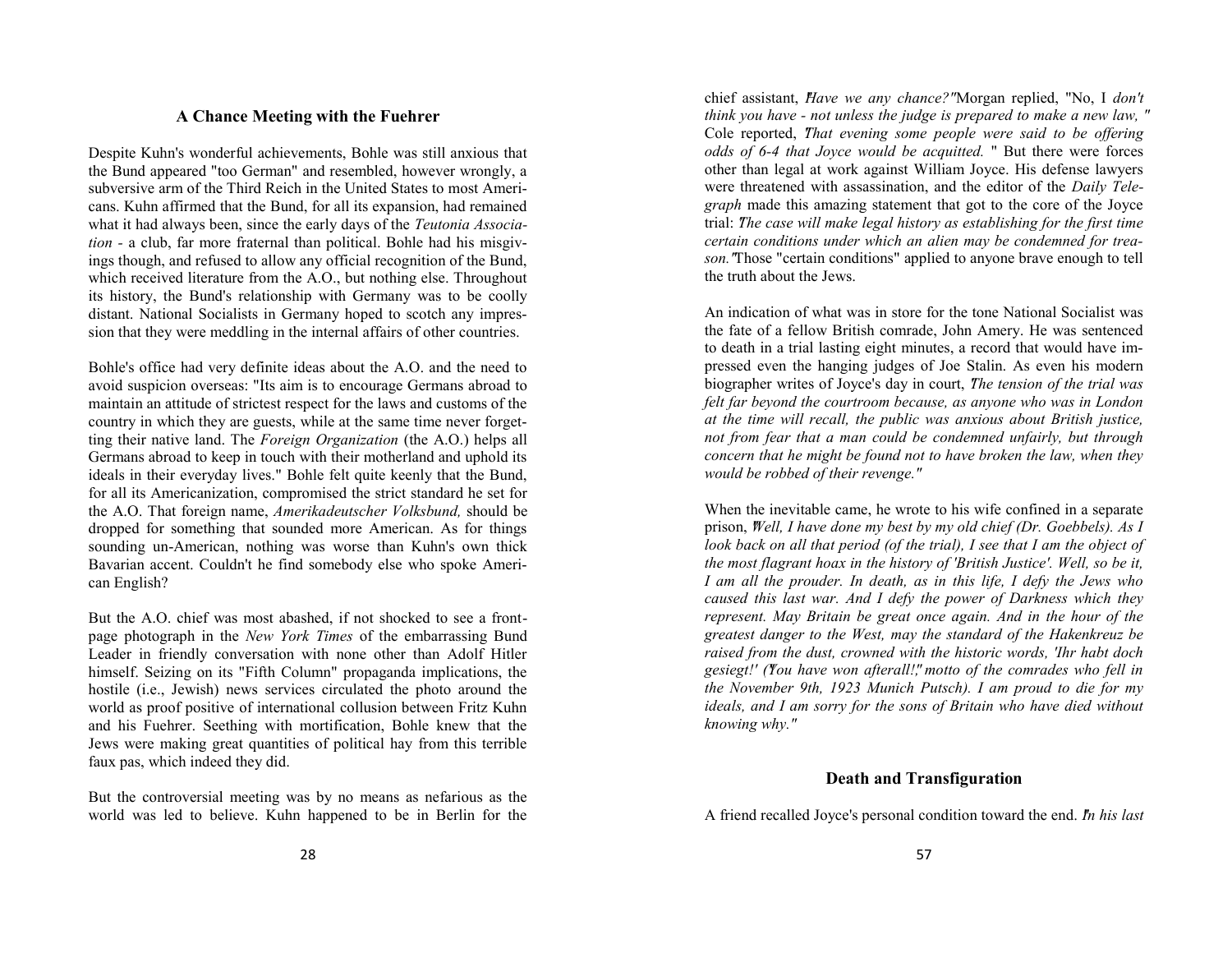### A Chance Meeting with the Fuehrer

Despite Kuhn's wonderful achievements, Bohle was still anxious that the Bund appeared "too German" and resembled, however wrongly, a subversive arm of the Third Reich in the United States to most Americans. Kuhn affirmed that the Bund, for all its expansion, had remained what it had always been, since the early days of the *Teutonia Association* - a club, far more fraternal than political. Bohle had his misgivings though, and refused to allow any official recognition of the Bund, which received literature from the A.O., but nothing else. Throughout its history, the Bund's relationship with Germany was to be coolly distant. National Socialists in Germany hoped to scotch any impression that they were meddling in the internal affairs of other countries.

Bohle's office had very definite ideas about the A.O. and the need to avoid suspicion overseas: "Its aim is to encourage Germans abroad to maintain an attitude of strictest respect for the laws and customs of the country in which they are guests, while at the same time never forgetting their native land. The *Foreign Organization* (the A.O.) helps all Germans abroad to keep in touch with their motherland and uphold its ideals in their everyday lives." Bohle felt quite keenly that the Bund, for all its Americanization, compromised the strict standard he set for the A.O. That foreign name, *Amerikadeutscher Volksbund,* should be dropped for something that sounded more American. As for things sounding un-American, nothing was worse than Kuhn's own thick Bavarian accent. Couldn't he find somebody else who spoke American English?

But the A.O. chief was most abashed, if not shocked to see a front-page photograph in the *New York Times* of the embarrassing Bund Leader in friendly conversation with none other than Adolf Hitler himself. Seizing on its "Fifth Column" propaganda implications, the hostile (i.e., Jewish) news services circulated the photo around the world as proof positive of international collusion between Fritz Kuhn and his Fuehrer. Seething with mortification, Bohle knew that the Jews were making great quantities of political hay from this terrible faux pas, which indeed they did.

But the controversial meeting was by no means as nefarious as the world was led to believe. Kuhn happened to be in Berlin for the

chief assistant, "*Have we any chance?*" Morgan replied, "No, I *don't think you have - not unless the judge is prepared to make a new law,* " Cole reported, "*That evening some people were said to be offering odds of 6-4 that Joyce would be acquitted.* " But there were forces other than legal at work against William Joyce. His defense lawyers were threatened with assassination, and the editor of the *Daily Telegraph* made this amazing statement that got to the core of the Joyce trial: "*The case will make legal history as establishing for the first time certain conditions under which an alien may be condemned for treason.*" Those "certain conditions" applied to anyone brave enough to tell the truth about the Jews.

An indication of what was in store for the tone National Socialist was the fate of a fellow British comrade, John Amery. He was sentenced to death in a trial lasting eight minutes, a record that would have impressed even the hanging judges of Joe Stalin. As even his modern biographer writes of Joyce's day in court, "*The tension of the trial was felt far beyond the courtroom because, as anyone who was in London at the time will recall, the public was anxious about British justice, not from fear that a man could be condemned unfairly, but through concern that he might be found not to have broken the law, when they would be robbed of their revenge.*"

When the inevitable came, he wrote to his wife confined in a separate prison, "*Well, I have done my best by my old chief (Dr. Goebbels). As I look back on all that period (of the trial), I see that I am the object of the most flagrant hoax in the history of 'British Justice'. Well, so be it, I am all the prouder. In death, as in this life, I defy the Jews who caused this last war. And I defy the power of Darkness which they represent. May Britain be great once again. And in the hour of the greatest danger to the West, may the standard of the Hakenkreuz be raised from the dust, crowned with the historic words, 'Ihr habt doch gesiegt!' ('You have won afterall!,' motto of the comrades who fell in the November 9th, 1923 Munich Putsch). I am proud to die for my ideals, and I am sorry for the sons of Britain who have died without knowing why.*"

### Death and Transfiguration

A friend recalled Joyce's personal condition toward the end. "*In his last*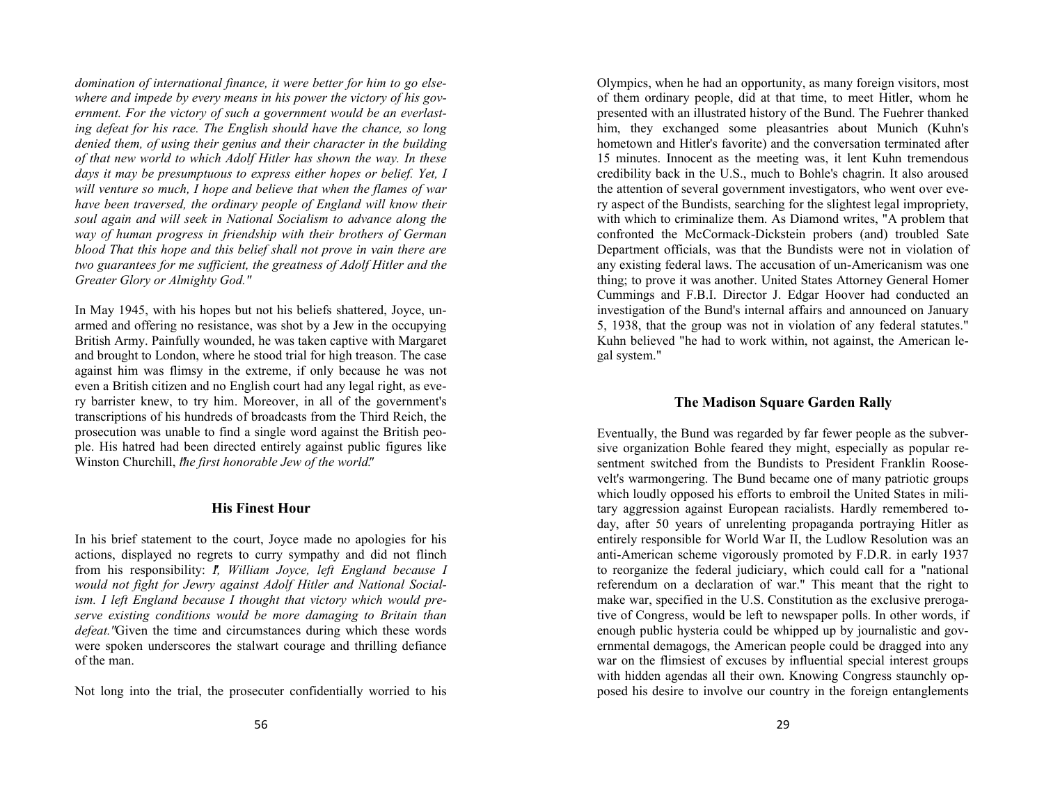*domination of international finance, it were better for him to go elsewhere and impede by every means in his power the victory of his government. For the victory of such a government would be an everlasting defeat for his race. The English should have the chance, so long denied them, of using their genius and their character in the building of that new world to which Adolf Hitler has shown the way. In these days it may be presumptuous to express either hopes or belief. Yet, I will venture so much, I hope and believe that when the flames of war have been traversed, the ordinary people of England will know their soul again and will seek in National Socialism to advance along the way of human progress in friendship with their brothers of German blood That this hope and this belief shall not prove in vain there are two guarantees for me sufficient, the greatness of Adolf Hitler and the Greater Glory or Almighty God."*

In May 1945, with his hopes but not his beliefs shattered, Joyce, unarmed and offering no resistance, was shot by a Jew in the occupying British Army. Painfully wounded, he was taken captive with Margaret and brought to London, where he stood trial for high treason. The case against him was flimsy in the extreme, if only because he was not even a British citizen and no English court had any legal right, as every barrister knew, to try him. Moreover, in all of the government's transcriptions of his hundreds of broadcasts from the Third Reich, the prosecution was unable to find a single word against the British people. His hatred had been directed entirely against public figures like Winston Churchill, "*the first honorable Jew of the world*."

## His Finest Hour

In his brief statement to the court, Joyce made no apologies for his actions, displayed no regrets to curry sympathy and did not flinch from his responsibility: "*I, William Joyce, left England because I would not fight for Jewry against Adolf Hitler and National Socialism. I left England because I thought that victory which would preserve existing conditions would be more damaging to Britain than defeat."* Given the time and circumstances during which these words were spoken underscores the stalwart courage and thrilling defiance of the man.

Not long into the trial, the prosecuter confidentially worried to his

Olympics, when he had an opportunity, as many foreign visitors, most of them ordinary people, did at that time, to meet Hitler, whom he presented with an illustrated history of the Bund. The Fuehrer thanked him, they exchanged some pleasantries about Munich (Kuhn's hometown and Hitler's favorite) and the conversation terminated after 15 minutes. Innocent as the meeting was, it lent Kuhn tremendous credibility back in the U.S., much to Bohle's chagrin. It also aroused the attention of several government investigators, who went over every aspect of the Bundists, searching for the slightest legal impropriety, with which to criminalize them. As Diamond writes, "A problem that confronted the McCormack-Dickstein probers (and) troubled Sate Department officials, was that the Bundists were not in violation of any existing federal laws. The accusation of un-Americanism was one thing; to prove it was another. United States Attorney General Homer Cummings and F.B.I. Director J. Edgar Hoover had conducted an investigation of the Bund's internal affairs and announced on January 5, 1938, that the group was not in violation of any federal statutes." Kuhn believed "he had to work within, not against, the American legal system."

## The Madison Square Garden Rally

Eventually, the Bund was regarded by far fewer people as the subversive organization Bohle feared they might, especially as popular resentment switched from the Bundists to President Franklin Roosevelt's warmongering. The Bund became one of many patriotic groups which loudly opposed his efforts to embroil the United States in military aggression against European racialists. Hardly remembered today, after 50 years of unrelenting propaganda portraying Hitler as entirely responsible for World War II, the Ludlow Resolution was an anti-American scheme vigorously promoted by F.D.R. in early 1937 to reorganize the federal judiciary, which could call for a "national referendum on a declaration of war." This meant that the right to make war, specified in the U.S. Constitution as the exclusive prerogative of Congress, would be left to newspaper polls. In other words, if enough public hysteria could be whipped up by journalistic and governmental demagogs, the American people could be dragged into any war on the flimsiest of excuses by influential special interest groups with hidden agendas all their own. Knowing Congress staunchly opposed his desire to involve our country in the foreign entanglements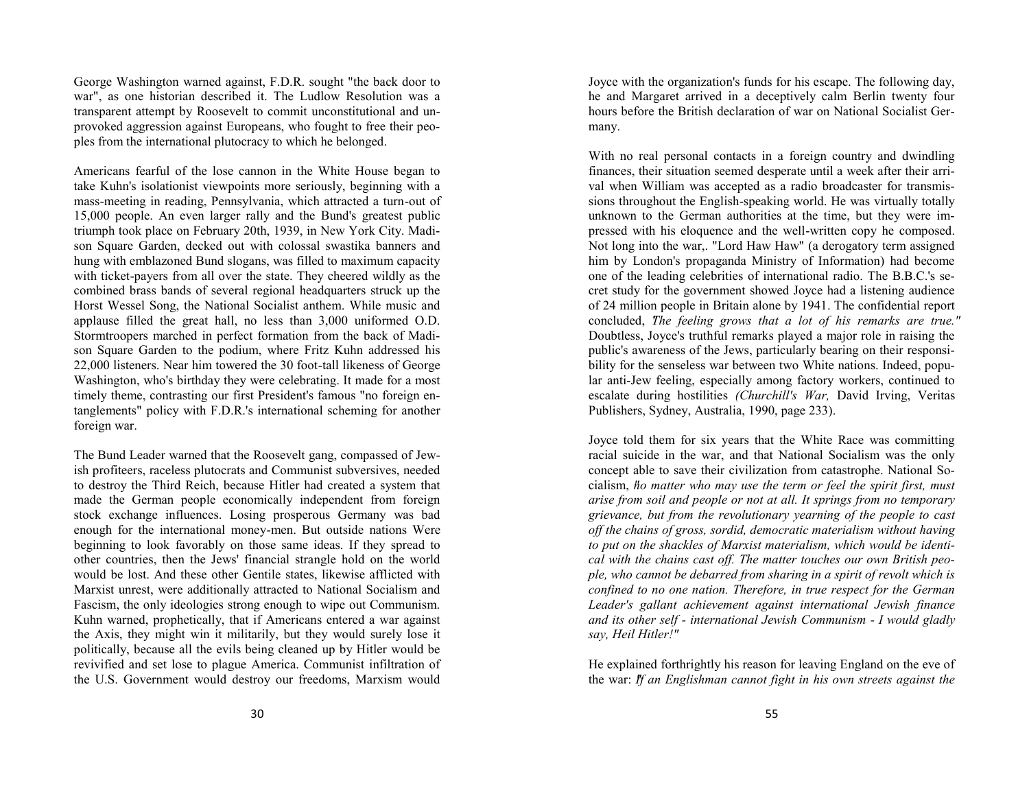George Washington warned against, F.D.R. sought "the back door to war", as one historian described it. The Ludlow Resolution was a transparent attempt by Roosevelt to commit unconstitutional and unprovoked aggression against Europeans, who fought to free their peoples from the international plutocracy to which he belonged.

Americans fearful of the lose cannon in the White House began to take Kuhn's isolationist viewpoints more seriously, beginning with a mass-meeting in reading, Pennsylvania, which attracted a turn-out of 15,000 people. An even larger rally and the Bund's greatest public triumph took place on February 20th, 1939, in New York City. Madison Square Garden, decked out with colossal swastika banners and hung with emblazoned Bund slogans, was filled to maximum capacity with ticket-payers from all over the state. They cheered wildly as the combined brass bands of several regional headquarters struck up the Horst Wessel Song, the National Socialist anthem. While music and applause filled the great hall, no less than 3,000 uniformed O.D. Stormtroopers marched in perfect formation from the back of Madison Square Garden to the podium, where Fritz Kuhn addressed his 22,000 listeners. Near him towered the 30 foot-tall likeness of George Washington, who's birthday they were celebrating. It made for a most timely theme, contrasting our first President's famous "no foreign entanglements" policy with F.D.R.'s international scheming for another foreign war.

The Bund Leader warned that the Roosevelt gang, compassed of Jewish profiteers, raceless plutocrats and Communist subversives, needed to destroy the Third Reich, because Hitler had created a system that made the German people economically independent from foreign stock exchange influences. Losing prosperous Germany was bad enough for the international money-men. But outside nations Were beginning to look favorably on those same ideas. If they spread to other countries, then the Jews' financial strangle hold on the world would be lost. And these other Gentile states, likewise afflicted with Marxist unrest, were additionally attracted to National Socialism and Fascism, the only ideologies strong enough to wipe out Communism. Kuhn warned, prophetically, that if Americans entered a war against the Axis, they might win it militarily, but they would surely lose it politically, because all the evils being cleaned up by Hitler would be revivified and set lose to plague America. Communist infiltration of the U.S. Government would destroy our freedoms, Marxism would

Joyce with the organization's funds for his escape. The following day, he and Margaret arrived in a deceptively calm Berlin twenty four hours before the British declaration of war on National Socialist Germany.

With no real personal contacts in a foreign country and dwindling finances, their situation seemed desperate until a week after their arrival when William was accepted as a radio broadcaster for transmissions throughout the English-speaking world. He was virtually totally unknown to the German authorities at the time, but they were impressed with his eloquence and the well-written copy he composed. Not long into the war,. "Lord Haw Haw" (a derogatory term assigned him by London's propaganda Ministry of Information) had become one of the leading celebrities of international radio. The B.B.C.'s secret study for the government showed Joyce had a listening audience of 24 million people in Britain alone by 1941. The confidential report concluded, *"The feeling grows that a lot of his remarks are true."* Doubtless, Joyce's truthful remarks played a major role in raising the public's awareness of the Jews, particularly bearing on their responsibility for the senseless war between two White nations. Indeed, popular anti-Jew feeling, especially among factory workers, continued to escalate during hostilities *(Churchill's War,* David Irving, Veritas Publishers, Sydney, Australia, 1990, page 233).

Joyce told them for six years that the White Race was committing racial suicide in the war, and that National Socialism was the only concept able to save their civilization from catastrophe. National Socialism, *"no matter who may use the term or feel the spirit first, must arise from soil and people or not at all. It springs from no temporary grievance, but from the revolutionary yearning of the people to cast off the chains of gross, sordid, democratic materialism without having to put on the shackles of Marxist materialism, which would be identical with the chains cast off. The matter touches our own British people, who cannot be debarred from sharing in a spirit of revolt which is confined to no one nation. Therefore, in true respect for the German Leader's gallant achievement against international Jewish finance and its other self - international Jewish Communism - I would gladly say, Heil Hitler!"*

He explained forthrightly his reason for leaving England on the eve of the war: *"If an Englishman cannot fight in his own streets against the*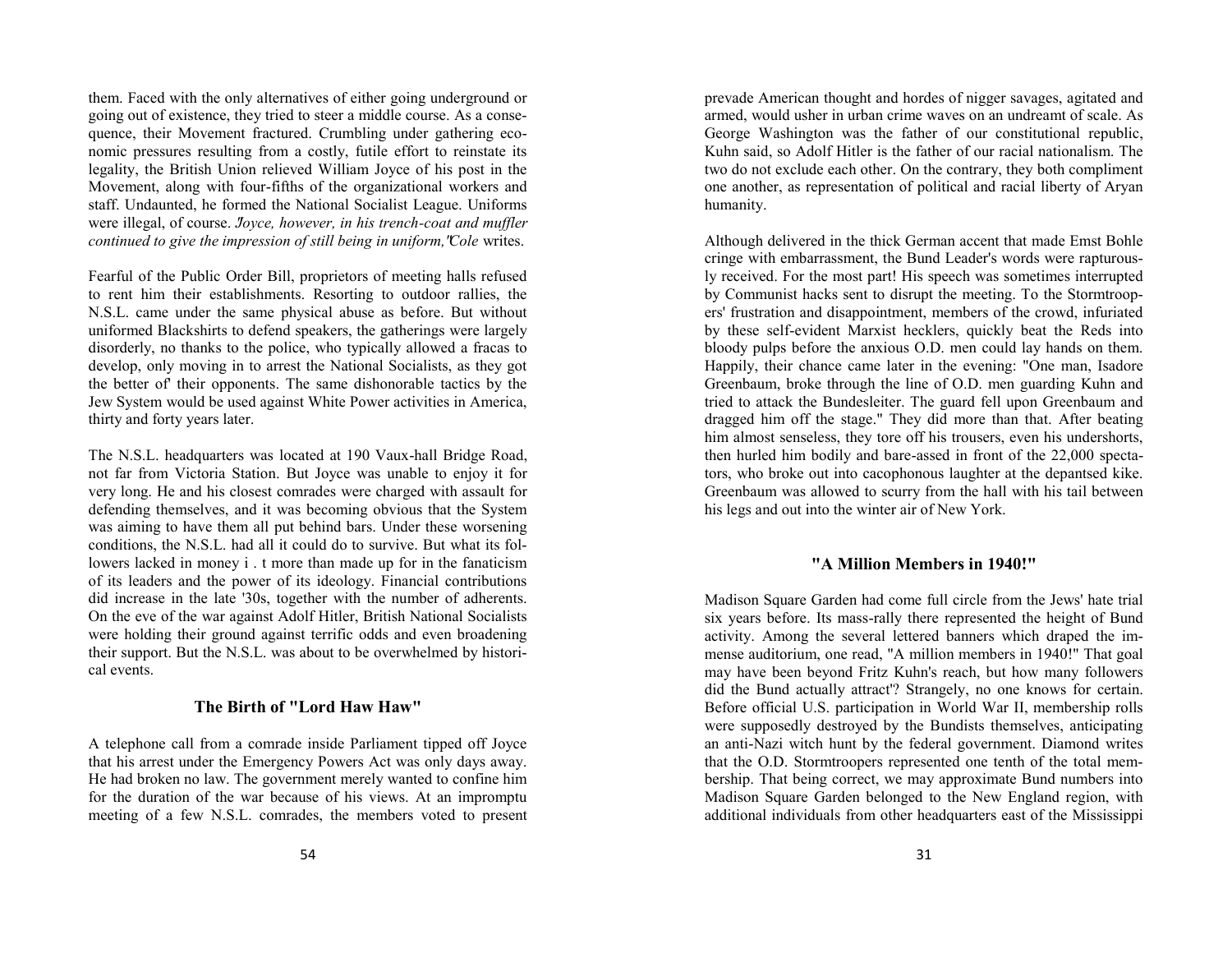them. Faced with the only alternatives of either going underground or going out of existence, they tried to steer a middle course. As a consequence, their Movement fractured. Crumbling under gathering economic pressures resulting from a costly, futile effort to reinstate its legality, the British Union relieved William Joyce of his post in the Movement, along with four-fifths of the organizational workers and staff. Undaunted, he formed the National Socialist League. Uniforms were illegal, of course. *'Joyce, however, in his trench-coat and muffler continued to give the impression of still being in uniform,"Cole* writes.

Fearful of the Public Order Bill, proprietors of meeting halls refused to rent him their establishments. Resorting to outdoor rallies, the N.S.L. came under the same physical abuse as before. But without uniformed Blackshirts to defend speakers, the gatherings were largely disorderly, no thanks to the police, who typically allowed a fracas to develop, only moving in to arrest the National Socialists, as they got the better of' their opponents. The same dishonorable tactics by the Jew System would be used against White Power activities in America, thirty and forty years later.

The N.S.L. headquarters was located at 190 Vaux-hall Bridge Road, not far from Victoria Station. But Joyce was unable to enjoy it for very long. He and his closest comrades were charged with assault for defending themselves, and it was becoming obvious that the System was aiming to have them all put behind bars. Under these worsening conditions, the N.S.L. had all it could do to survive. But what its followers lacked in money i . t more than made up for in the fanaticism of its leaders and the power of its ideology. Financial contributions did increase in the late '30s, together with the number of adherents. On the eve of the war against Adolf Hitler, British National Socialists were holding their ground against terrific odds and even broadening their support. But the N.S.L. was about to be overwhelmed by historical events.

### The Birth of "Lord Haw Haw"

A telephone call from a comrade inside Parliament tipped off Joyce that his arrest under the Emergency Powers Act was only days away. He had broken no law. The government merely wanted to confine him for the duration of the war because of his views. At an impromptu meeting of a few N.S.L. comrades, the members voted to present

prevade American thought and hordes of nigger savages, agitated and armed, would usher in urban crime waves on an undreamt of scale. As George Washington was the father of our constitutional republic, Kuhn said, so Adolf Hitler is the father of our racial nationalism. The two do not exclude each other. On the contrary, they both compliment one another, as representation of political and racial liberty of Aryan humanity.

Although delivered in the thick German accent that made Emst Bohle cringe with embarrassment, the Bund Leader's words were rapturously received. For the most part! His speech was sometimes interrupted by Communist hacks sent to disrupt the meeting. To the Stormtroopers' frustration and disappointment, members of the crowd, infuriated by these self-evident Marxist hecklers, quickly beat the Reds into bloody pulps before the anxious O.D. men could lay hands on them. Happily, their chance came later in the evening: "One man, Isadore Greenbaum, broke through the line of O.D. men guarding Kuhn and tried to attack the Bundesleiter. The guard fell upon Greenbaum and dragged him off the stage." They did more than that. After beating him almost senseless, they tore off his trousers, even his undershorts, then hurled him bodily and bare-assed in front of the 22,000 spectators, who broke out into cacophonous laughter at the depantsed kike. Greenbaum was allowed to scurry from the hall with his tail between his legs and out into the winter air of New York.

### "A Million Members in 1940!"

Madison Square Garden had come full circle from the Jews' hate trial six years before. Its mass-rally there represented the height of Bund activity. Among the several lettered banners which draped the immense auditorium, one read, "A million members in 1940!" That goal may have been beyond Fritz Kuhn's reach, but how many followers did the Bund actually attract'? Strangely, no one knows for certain. Before official U.S. participation in World War II, membership rolls were supposedly destroyed by the Bundists themselves, anticipating an anti-Nazi witch hunt by the federal government. Diamond writes that the O.D. Stormtroopers represented one tenth of the total membership. That being correct, we may approximate Bund numbers into Madison Square Garden belonged to the New England region, with additional individuals from other headquarters east of the Mississippi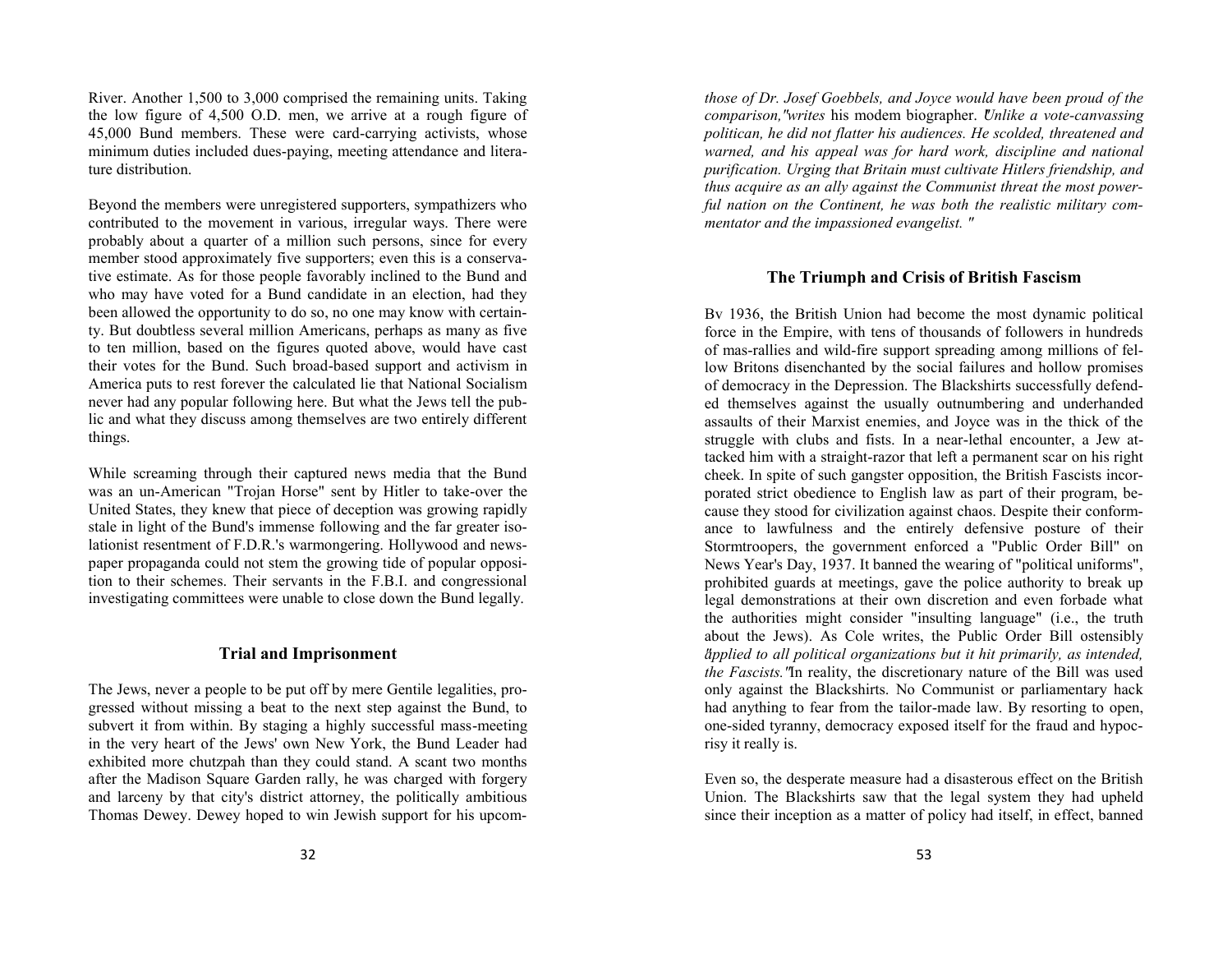River. Another 1,500 to 3,000 comprised the remaining units. Taking the low figure of 4,500 O.D. men, we arrive at a rough figure of 45,000 Bund members. These were card-carrying activists, whose minimum duties included dues-paying, meeting attendance and literature distribution.

Beyond the members were unregistered supporters, sympathizers who contributed to the movement in various, irregular ways. There were probably about a quarter of a million such persons, since for every member stood approximately five supporters; even this is a conservative estimate. As for those people favorably inclined to the Bund and who may have voted for a Bund candidate in an election, had they been allowed the opportunity to do so, no one may know with certainty. But doubtless several million Americans, perhaps as many as five to ten million, based on the figures quoted above, would have cast their votes for the Bund. Such broad-based support and activism in America puts to rest forever the calculated lie that National Socialism never had any popular following here. But what the Jews tell the public and what they discuss among themselves are two entirely different things.

While screaming through their captured news media that the Bund was an un-American "Trojan Horse" sent by Hitler to take-over the United States, they knew that piece of deception was growing rapidly stale in light of the Bund's immense following and the far greater isolationist resentment of F.D.R.'s warmongering. Hollywood and newspaper propaganda could not stem the growing tide of popular opposition to their schemes. Their servants in the F.B.I. and congressional investigating committees were unable to close down the Bund legally.

## Trial and Imprisonment

The Jews, never a people to be put off by mere Gentile legalities, progressed without missing a beat to the next step against the Bund, to subvert it from within. By staging a highly successful mass-meeting in the very heart of the Jews' own New York, the Bund Leader had exhibited more chutzpah than they could stand. A scant two months after the Madison Square Garden rally, he was charged with forgery and larceny by that city's district attorney, the politically ambitious Thomas Dewey. Dewey hoped to win Jewish support for his upcom-

*those of Dr. Josef Goebbels, and Joyce would have been proud of the comparison,"* writes his modem biographer. *"Unlike a vote-canvassing politican, he did not flatter his audiences. He scolded, threatened and warned, and his appeal was for hard work, discipline and national purification. Urging that Britain must cultivate Hitlers friendship, and thus acquire as an ally against the Communist threat the most powerful nation on the Continent, he was both the realistic military commentator and the impassioned evangelist. "*

## The Triumph and Crisis of British Fascism

Bv 1936, the British Union had become the most dynamic political force in the Empire, with tens of thousands of followers in hundreds of mas-rallies and wild-fire support spreading among millions of fellow Britons disenchanted by the social failures and hollow promises of democracy in the Depression. The Blackshirts successfully defended themselves against the usually outnumbering and underhanded assaults of their Marxist enemies, and Joyce was in the thick of the struggle with clubs and fists. In a near-lethal encounter, a Jew attacked him with a straight-razor that left a permanent scar on his right cheek. In spite of such gangster opposition, the British Fascists incorporated strict obedience to English law as part of their program, because they stood for civilization against chaos. Despite their conformance to lawfulness and the entirely defensive posture of their Stormtroopers, the government enforced a "Public Order Bill" on News Year's Day, 1937. It banned the wearing of "political uniforms", prohibited guards at meetings, gave the police authority to break up legal demonstrations at their own discretion and even forbade what the authorities might consider "insulting language" (i.e., the truth about the Jews). As Cole writes, the Public Order Bill ostensibly *"applied to all political organizations but it hit primarily, as intended, the Fascists."* In reality, the discretionary nature of the Bill was used only against the Blackshirts. No Communist or parliamentary hack had anything to fear from the tailor-made law. By resorting to open, one-sided tyranny, democracy exposed itself for the fraud and hypocrisy it really is.

Even so, the desperate measure had a disasterous effect on the British Union. The Blackshirts saw that the legal system they had upheld since their inception as a matter of policy had itself, in effect, banned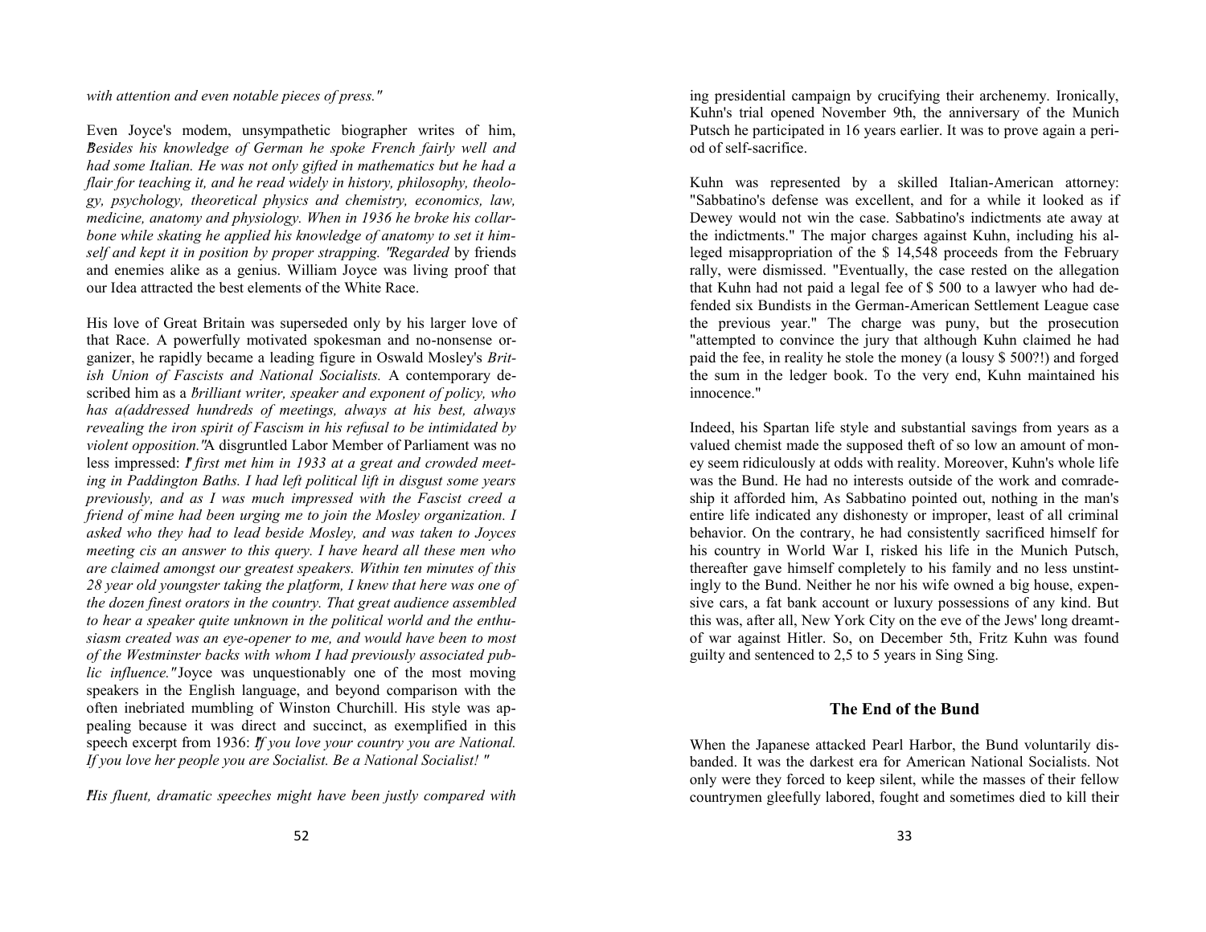*with attention and even notable pieces of press."*

Even Joyce's modem, unsympathetic biographer writes of him, *"Besides his knowledge of German he spoke French fairly well and had some Italian. He was not only gifted in mathematics but he had a flair for teaching it, and he read widely in history, philosophy, theology, psychology, theoretical physics and chemistry, economics, law, medicine, anatomy and physiology. When in 1936 he broke his collarbone while skating he applied his knowledge of anatomy to set it himself and kept it in position by proper strapping. "Regarded* by friends and enemies alike as a genius. William Joyce was living proof that our Idea attracted the best elements of the White Race.

His love of Great Britain was superseded only by his larger love of that Race. A powerfully motivated spokesman and no-nonsense organizer, he rapidly became a leading figure in Oswald Mosley's *British Union of Fascists and National Socialists.* A contemporary described him as a *"brilliant writer, speaker and exponent of policy, who has a(addressed hundreds of meetings, always at his best, always revealing the iron spirit of Fascism in his refusal to be intimidated by violent opposition."* A disgruntled Labor Member of Parliament was no less impressed: *"I first met him in 1933 at a great and crowded meeting in Paddington Baths. I had left political lift in disgust some years previously, and as I was much impressed with the Fascist creed a friend of mine had been urging me to join the Mosley organization. I asked who they had to lead beside Mosley, and was taken to Joyces meeting cis an answer to this query. I have heard all these men who are claimed amongst our greatest speakers. Within ten minutes of this 28 year old youngster taking the platform, I knew that here was one of the dozen finest orators in the country. That great audience assembled to hear a speaker quite unknown in the political world and the enthusiasm created was an eye-opener to me, and would have been to most of the Westminster backs with whom I had previously associated public influence."* Joyce was unquestionably one of the most moving speakers in the English language, and beyond comparison with the often inebriated mumbling of Winston Churchill. His style was appealing because it was direct and succinct, as exemplified in this speech excerpt from 1936: *"If you love your country you are National. If you love her people you are Socialist. Be a National Socialist! "*

*"His fluent, dramatic speeches might have been justly compared with*

ing presidential campaign by crucifying their archenemy. Ironically, Kuhn's trial opened November 9th, the anniversary of the Munich Putsch he participated in 16 years earlier. It was to prove again a period of self-sacrifice.

Kuhn was represented by a skilled Italian-American attorney: "Sabbatino's defense was excellent, and for a while it looked as if Dewey would not win the case. Sabbatino's indictments ate away at the indictments." The major charges against Kuhn, including his alleged misappropriation of the $ 14,548 proceeds from the February rally, were dismissed. "Eventually, the case rested on the allegation that Kuhn had not paid a legal fee of $ 500 to a lawyer who had defended six Bundists in the German-American Settlement League case the previous year." The charge was puny, but the prosecution "attempted to convince the jury that although Kuhn claimed he had paid the fee, in reality he stole the money (a lousy $ 500?!) and forged the sum in the ledger book. To the very end, Kuhn maintained his innocence."

Indeed, his Spartan life style and substantial savings from years as a valued chemist made the supposed theft of so low an amount of money seem ridiculously at odds with reality. Moreover, Kuhn's whole life was the Bund. He had no interests outside of the work and comradeship it afforded him, As Sabbatino pointed out, nothing in the man's entire life indicated any dishonesty or improper, least of all criminal behavior. On the contrary, he had consistently sacrificed himself for his country in World War I, risked his life in the Munich Putsch, thereafter gave himself completely to his family and no less unstintingly to the Bund. Neither he nor his wife owned a big house, expensive cars, a fat bank account or luxury possessions of any kind. But this was, after all, New York City on the eve of the Jews' long dreamt-of war against Hitler. So, on December 5th, Fritz Kuhn was found guilty and sentenced to 2,5 to 5 years in Sing Sing.

## The End of the Bund

When the Japanese attacked Pearl Harbor, the Bund voluntarily disbanded. It was the darkest era for American National Socialists. Not only were they forced to keep silent, while the masses of their fellow countrymen gleefully labored, fought and sometimes died to kill their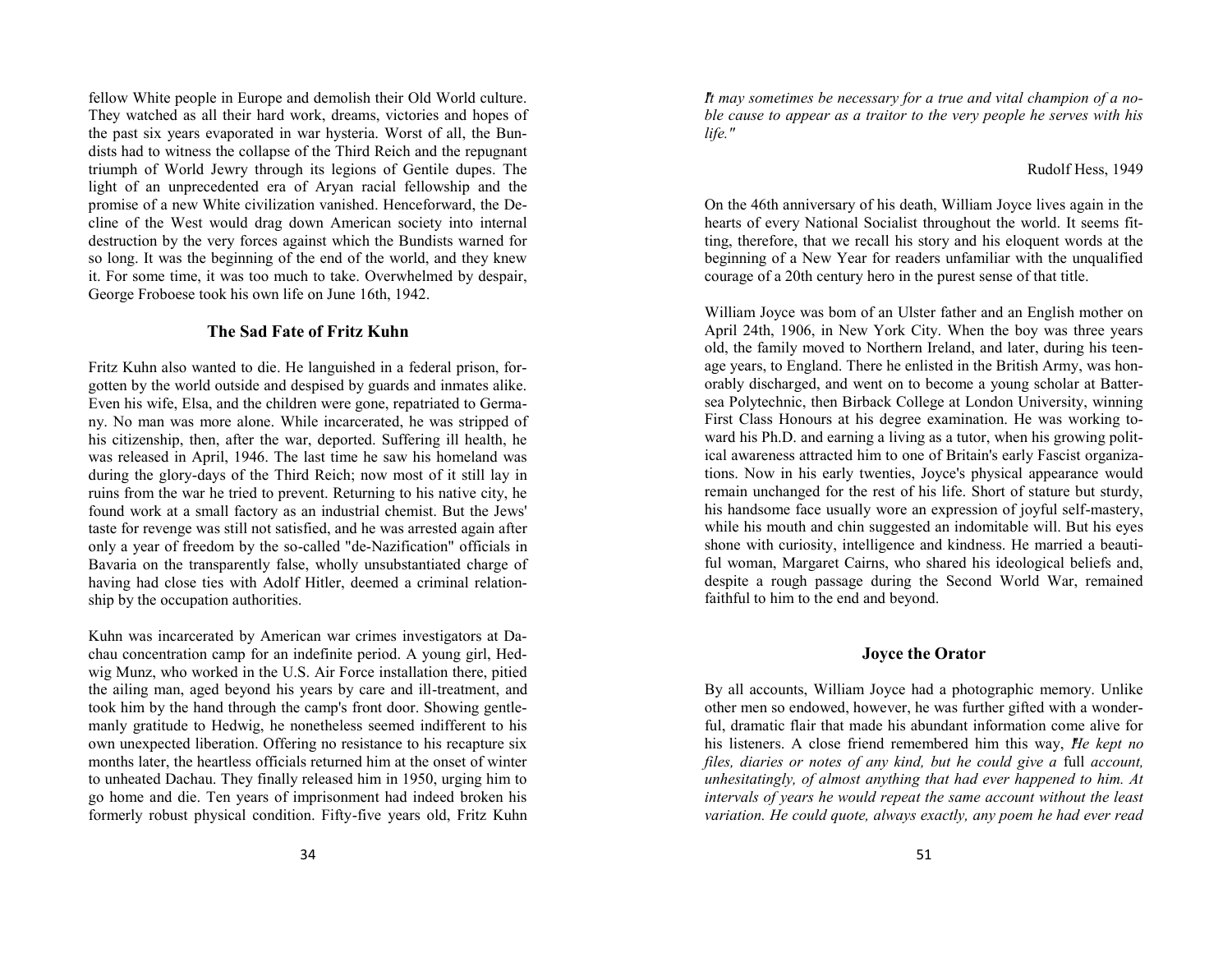fellow White people in Europe and demolish their Old World culture. They watched as all their hard work, dreams, victories and hopes of the past six years evaporated in war hysteria. Worst of all, the Bundists had to witness the collapse of the Third Reich and the repugnant triumph of World Jewry through its legions of Gentile dupes. The light of an unprecedented era of Aryan racial fellowship and the promise of a new White civilization vanished. Henceforward, the Decline of the West would drag down American society into internal destruction by the very forces against which the Bundists warned for so long. It was the beginning of the end of the world, and they knew it. For some time, it was too much to take. Overwhelmed by despair, George Froboese took his own life on June 16th, 1942.

## The Sad Fate of Fritz Kuhn

Fritz Kuhn also wanted to die. He languished in a federal prison, forgotten by the world outside and despised by guards and inmates alike. Even his wife, Elsa, and the children were gone, repatriated to Germany. No man was more alone. While incarcerated, he was stripped of his citizenship, then, after the war, deported. Suffering ill health, he was released in April, 1946. The last time he saw his homeland was during the glory-days of the Third Reich; now most of it still lay in ruins from the war he tried to prevent. Returning to his native city, he found work at a small factory as an industrial chemist. But the Jews' taste for revenge was still not satisfied, and he was arrested again after only a year of freedom by the so-called "de-Nazification" officials in Bavaria on the transparently false, wholly unsubstantiated charge of having had close ties with Adolf Hitler, deemed a criminal relationship by the occupation authorities.

Kuhn was incarcerated by American war crimes investigators at Dachau concentration camp for an indefinite period. A young girl, Hedwig Munz, who worked in the U.S. Air Force installation there, pitied the ailing man, aged beyond his years by care and ill-treatment, and took him by the hand through the camp's front door. Showing gentlemanly gratitude to Hedwig, he nonetheless seemed indifferent to his own unexpected liberation. Offering no resistance to his recapture six months later, the heartless officials returned him at the onset of winter to unheated Dachau. They finally released him in 1950, urging him to go home and die. Ten years of imprisonment had indeed broken his formerly robust physical condition. Fifty-five years old, Fritz Kuhn

*"It may sometimes be necessary for a true and vital champion of a noble cause to appear as a traitor to the very people he serves with his life."*

Rudolf Hess, 1949

On the 46th anniversary of his death, William Joyce lives again in the hearts of every National Socialist throughout the world. It seems fitting, therefore, that we recall his story and his eloquent words at the beginning of a New Year for readers unfamiliar with the unqualified courage of a 20th century hero in the purest sense of that title.

William Joyce was bom of an Ulster father and an English mother on April 24th, 1906, in New York City. When the boy was three years old, the family moved to Northern Ireland, and later, during his teenage years, to England. There he enlisted in the British Army, was honorably discharged, and went on to become a young scholar at Battersea Polytechnic, then Birback College at London University, winning First Class Honours at his degree examination. He was working toward his Ph.D. and earning a living as a tutor, when his growing political awareness attracted him to one of Britain's early Fascist organizations. Now in his early twenties, Joyce's physical appearance would remain unchanged for the rest of his life. Short of stature but sturdy, his handsome face usually wore an expression of joyful self-mastery, while his mouth and chin suggested an indomitable will. But his eyes shone with curiosity, intelligence and kindness. He married a beautiful woman, Margaret Cairns, who shared his ideological beliefs and, despite a rough passage during the Second World War, remained faithful to him to the end and beyond.

## Joyce the Orator

By all accounts, William Joyce had a photographic memory. Unlike other men so endowed, however, he was further gifted with a wonderful, dramatic flair that made his abundant information come alive for his listeners. A close friend remembered him this way, *"He kept no files, diaries or notes of any kind, but he could give a* full *account, unhesitatingly, of almost anything that had ever happened to him. At intervals of years he would repeat the same account without the least variation. He could quote, always exactly, any poem he had ever read*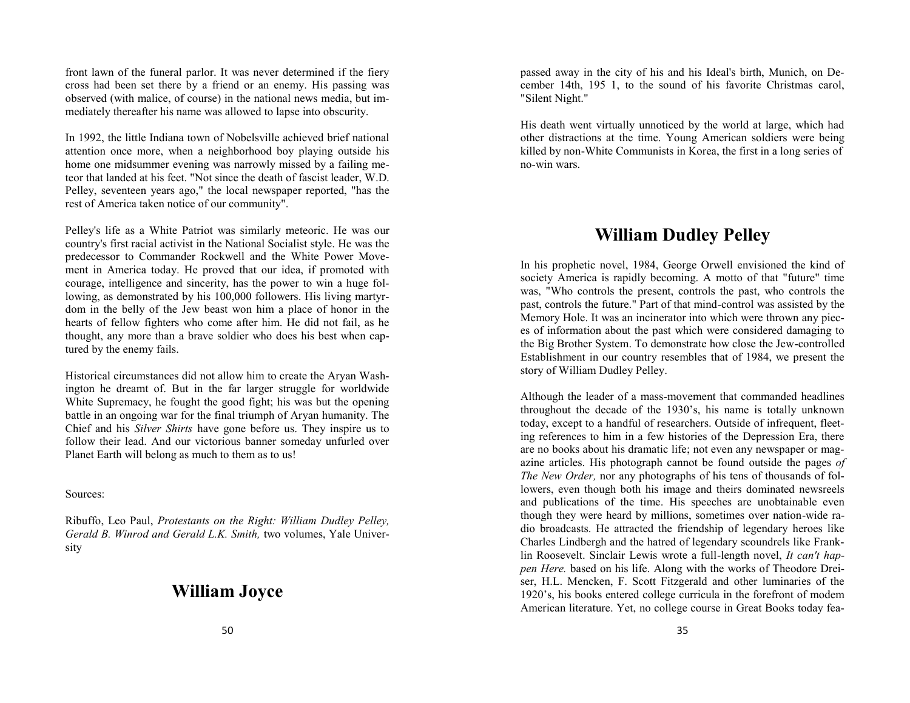front lawn of the funeral parlor. It was never determined if the fiery cross had been set there by a friend or an enemy. His passing was observed (with malice, of course) in the national news media, but immediately thereafter his name was allowed to lapse into obscurity.

In 1992, the little Indiana town of Nobelsville achieved brief national attention once more, when a neighborhood boy playing outside his home one midsummer evening was narrowly missed by a failing meteor that landed at his feet. "Not since the death of fascist leader, W.D. Pelley, seventeen years ago," the local newspaper reported, "has the rest of America taken notice of our community".

Pelley's life as a White Patriot was similarly meteoric. He was our country's first racial activist in the National Socialist style. He was the predecessor to Commander Rockwell and the White Power Movement in America today. He proved that our idea, if promoted with courage, intelligence and sincerity, has the power to win a huge following, as demonstrated by his 100,000 followers. His living martyrdom in the belly of the Jew beast won him a place of honor in the hearts of fellow fighters who come after him. He did not fail, as he thought, any more than a brave soldier who does his best when captured by the enemy fails.

Historical circumstances did not allow him to create the Aryan Washington he dreamt of. But in the far larger struggle for worldwide White Supremacy, he fought the good fight; his was but the opening battle in an ongoing war for the final triumph of Aryan humanity. The Chief and his *Silver Shirts* have gone before us. They inspire us to follow their lead. And our victorious banner someday unfurled over Planet Earth will belong as much to them as to us!

Sources:

Ribuffo, Leo Paul, *Protestants on the Right: William Dudley Pelley, Gerald B. Winrod and Gerald L.K. Smith,* two volumes, Yale University

## William Joyce

passed away in the city of his and his Ideal's birth, Munich, on December 14th, 195 1, to the sound of his favorite Christmas carol, "Silent Night."

His death went virtually unnoticed by the world at large, which had other distractions at the time. Young American soldiers were being killed by non-White Communists in Korea, the first in a long series of no-win wars.

## William Dudley Pelley

In his prophetic novel, 1984, George Orwell envisioned the kind of society America is rapidly becoming. A motto of that "future" time was, "Who controls the present, controls the past, who controls the past, controls the future." Part of that mind-control was assisted by the Memory Hole. It was an incinerator into which were thrown any pieces of information about the past which were considered damaging to the Big Brother System. To demonstrate how close the Jew-controlled Establishment in our country resembles that of 1984, we present the story of William Dudley Pelley.

Although the leader of a mass-movement that commanded headlines throughout the decade of the 1930's, his name is totally unknown today, except to a handful of researchers. Outside of infrequent, fleeting references to him in a few histories of the Depression Era, there are no books about his dramatic life; not even any newspaper or magazine articles. His photograph cannot be found outside the pages *of The New Order,* nor any photographs of his tens of thousands of followers, even though both his image and theirs dominated newsreels and publications of the time. His speeches are unobtainable even though they were heard by millions, sometimes over nation-wide radio broadcasts. He attracted the friendship of legendary heroes like Charles Lindbergh and the hatred of legendary scoundrels like Franklin Roosevelt. Sinclair Lewis wrote a full-length novel, *It can't happen Here.* based on his life. Along with the works of Theodore Dreiser, H.L. Mencken, F. Scott Fitzgerald and other luminaries of the 1920's, his books entered college curricula in the forefront of modem American literature. Yet, no college course in Great Books today fea-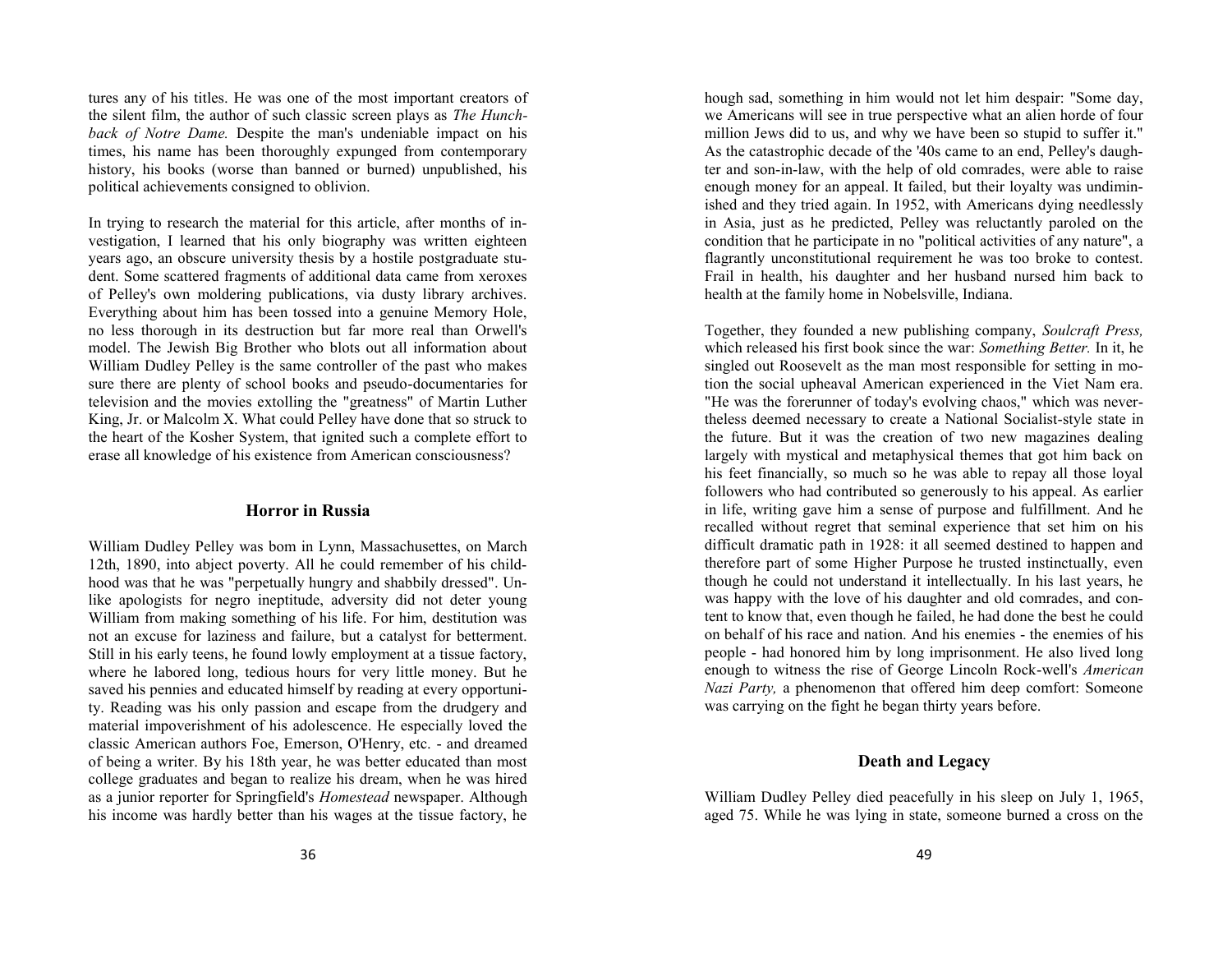tures any of his titles. He was one of the most important creators of the silent film, the author of such classic screen plays as *The Hunchback of Notre Dame.* Despite the man's undeniable impact on his times, his name has been thoroughly expunged from contemporary history, his books (worse than banned or burned) unpublished, his political achievements consigned to oblivion.

In trying to research the material for this article, after months of investigation, I learned that his only biography was written eighteen years ago, an obscure university thesis by a hostile postgraduate student. Some scattered fragments of additional data came from xeroxes of Pelley's own moldering publications, via dusty library archives. Everything about him has been tossed into a genuine Memory Hole, no less thorough in its destruction but far more real than Orwell's model. The Jewish Big Brother who blots out all information about William Dudley Pelley is the same controller of the past who makes sure there are plenty of school books and pseudo-documentaries for television and the movies extolling the "greatness" of Martin Luther King, Jr. or Malcolm X. What could Pelley have done that so struck to the heart of the Kosher System, that ignited such a complete effort to erase all knowledge of his existence from American consciousness?

### Horror in Russia

William Dudley Pelley was bom in Lynn, Massachusettes, on March 12th, 1890, into abject poverty. All he could remember of his childhood was that he was "perpetually hungry and shabbily dressed". Unlike apologists for negro ineptitude, adversity did not deter young William from making something of his life. For him, destitution was not an excuse for laziness and failure, but a catalyst for betterment. Still in his early teens, he found lowly employment at a tissue factory, where he labored long, tedious hours for very little money. But he saved his pennies and educated himself by reading at every opportunity. Reading was his only passion and escape from the drudgery and material impoverishment of his adolescence. He especially loved the classic American authors Foe, Emerson, O'Henry, etc. - and dreamed of being a writer. By his 18th year, he was better educated than most college graduates and began to realize his dream, when he was hired as a junior reporter for Springfield's *Homestead* newspaper. Although his income was hardly better than his wages at the tissue factory, he

hough sad, something in him would not let him despair: "Some day, we Americans will see in true perspective what an alien horde of four million Jews did to us, and why we have been so stupid to suffer it." As the catastrophic decade of the '40s came to an end, Pelley's daughter and son-in-law, with the help of old comrades, were able to raise enough money for an appeal. It failed, but their loyalty was undiminished and they tried again. In 1952, with Americans dying needlessly in Asia, just as he predicted, Pelley was reluctantly paroled on the condition that he participate in no "political activities of any nature", a flagrantly unconstitutional requirement he was too broke to contest. Frail in health, his daughter and her husband nursed him back to health at the family home in Nobelsville, Indiana.

Together, they founded a new publishing company, *Soulcraft Press,* which released his first book since the war: *Something Better.* In it, he singled out Roosevelt as the man most responsible for setting in motion the social upheaval American experienced in the Viet Nam era. "He was the forerunner of today's evolving chaos," which was nevertheless deemed necessary to create a National Socialist-style state in the future. But it was the creation of two new magazines dealing largely with mystical and metaphysical themes that got him back on his feet financially, so much so he was able to repay all those loyal followers who had contributed so generously to his appeal. As earlier in life, writing gave him a sense of purpose and fulfillment. And he recalled without regret that seminal experience that set him on his difficult dramatic path in 1928: it all seemed destined to happen and therefore part of some Higher Purpose he trusted instinctually, even though he could not understand it intellectually. In his last years, he was happy with the love of his daughter and old comrades, and content to know that, even though he failed, he had done the best he could on behalf of his race and nation. And his enemies - the enemies of his people - had honored him by long imprisonment. He also lived long enough to witness the rise of George Lincoln Rock-well's *American Nazi Party,* a phenomenon that offered him deep comfort: Someone was carrying on the fight he began thirty years before.

### Death and Legacy

William Dudley Pelley died peacefully in his sleep on July 1, 1965, aged 75. While he was lying in state, someone burned a cross on the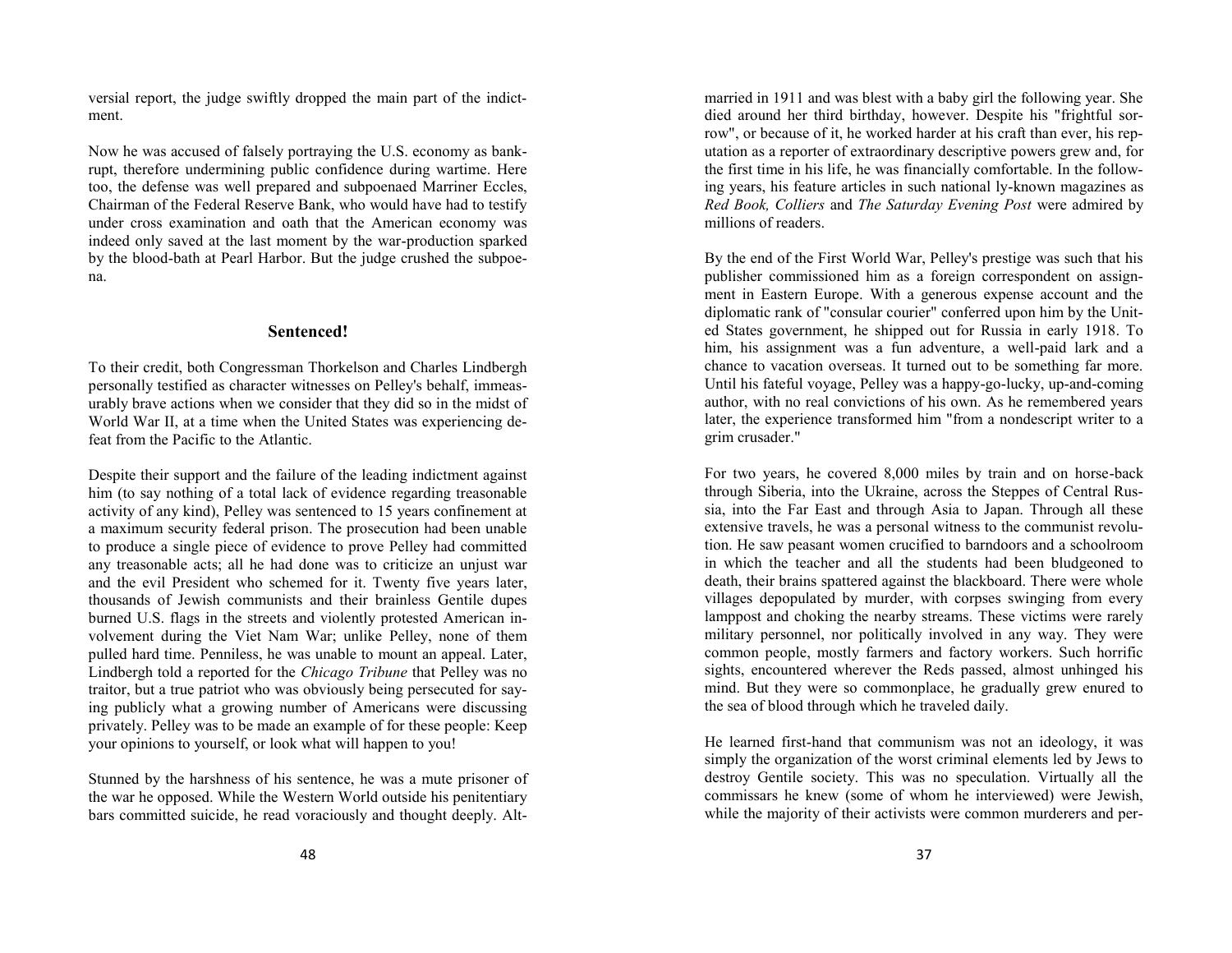versial report, the judge swiftly dropped the main part of the indictment.

Now he was accused of falsely portraying the U.S. economy as bankrupt, therefore undermining public confidence during wartime. Here too, the defense was well prepared and subpoenaed Marriner Eccles, Chairman of the Federal Reserve Bank, who would have had to testify under cross examination and oath that the American economy was indeed only saved at the last moment by the war-production sparked by the blood-bath at Pearl Harbor. But the judge crushed the subpoena.

## Sentenced!

To their credit, both Congressman Thorkelson and Charles Lindbergh personally testified as character witnesses on Pelley's behalf, immeasurably brave actions when we consider that they did so in the midst of World War II, at a time when the United States was experiencing defeat from the Pacific to the Atlantic.

Despite their support and the failure of the leading indictment against him (to say nothing of a total lack of evidence regarding treasonable activity of any kind), Pelley was sentenced to 15 years confinement at a maximum security federal prison. The prosecution had been unable to produce a single piece of evidence to prove Pelley had committed any treasonable acts; all he had done was to criticize an unjust war and the evil President who schemed for it. Twenty five years later, thousands of Jewish communists and their brainless Gentile dupes burned U.S. flags in the streets and violently protested American involvement during the Viet Nam War; unlike Pelley, none of them pulled hard time. Penniless, he was unable to mount an appeal. Later, Lindbergh told a reported for the *Chicago Tribune* that Pelley was no traitor, but a true patriot who was obviously being persecuted for saying publicly what a growing number of Americans were discussing privately. Pelley was to be made an example of for these people: Keep your opinions to yourself, or look what will happen to you!

Stunned by the harshness of his sentence, he was a mute prisoner of the war he opposed. While the Western World outside his penitentiary bars committed suicide, he read voraciously and thought deeply. Alt-

married in 1911 and was blest with a baby girl the following year. She died around her third birthday, however. Despite his "frightful sorrow", or because of it, he worked harder at his craft than ever, his reputation as a reporter of extraordinary descriptive powers grew and, for the first time in his life, he was financially comfortable. In the following years, his feature articles in such national ly-known magazines as *Red Book, Colliers* and *The Saturday Evening Post* were admired by millions of readers.

By the end of the First World War, Pelley's prestige was such that his publisher commissioned him as a foreign correspondent on assignment in Eastern Europe. With a generous expense account and the diplomatic rank of "consular courier" conferred upon him by the United States government, he shipped out for Russia in early 1918. To him, his assignment was a fun adventure, a well-paid lark and a chance to vacation overseas. It turned out to be something far more. Until his fateful voyage, Pelley was a happy-go-lucky, up-and-coming author, with no real convictions of his own. As he remembered years later, the experience transformed him "from a nondescript writer to a grim crusader."

For two years, he covered 8,000 miles by train and on horse-back through Siberia, into the Ukraine, across the Steppes of Central Russia, into the Far East and through Asia to Japan. Through all these extensive travels, he was a personal witness to the communist revolution. He saw peasant women crucified to barndoors and a schoolroom in which the teacher and all the students had been bludgeoned to death, their brains spattered against the blackboard. There were whole villages depopulated by murder, with corpses swinging from every lamppost and choking the nearby streams. These victims were rarely military personnel, nor politically involved in any way. They were common people, mostly farmers and factory workers. Such horrific sights, encountered wherever the Reds passed, almost unhinged his mind. But they were so commonplace, he gradually grew enured to the sea of blood through which he traveled daily.

He learned first-hand that communism was not an ideology, it was simply the organization of the worst criminal elements led by Jews to destroy Gentile society. This was no speculation. Virtually all the commissars he knew (some of whom he interviewed) were Jewish, while the majority of their activists were common murderers and per-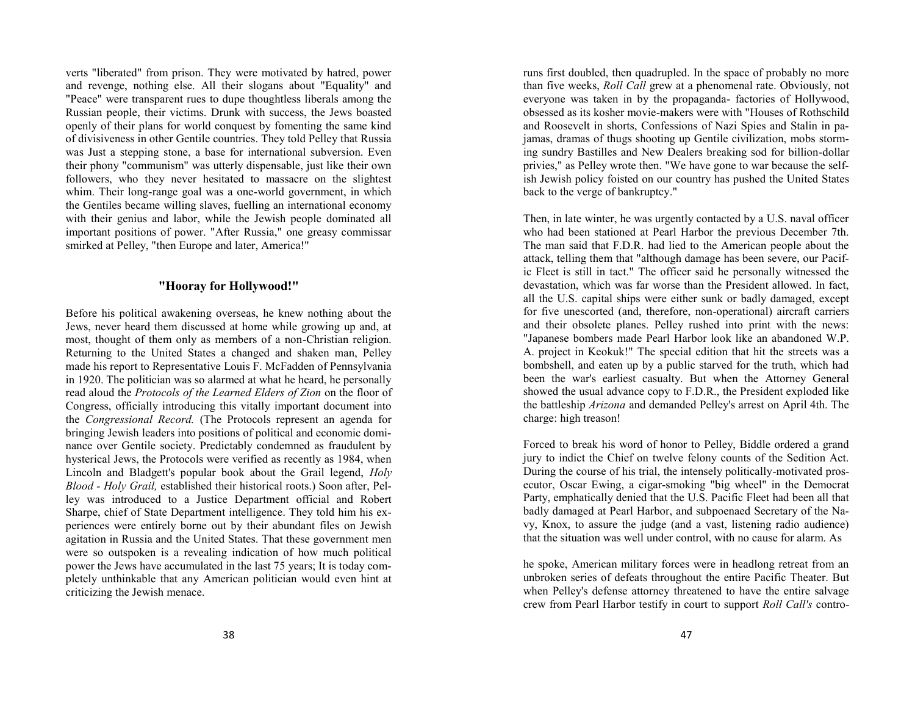verts "liberated" from prison. They were motivated by hatred, power and revenge, nothing else. All their slogans about "Equality" and "Peace" were transparent rues to dupe thoughtless liberals among the Russian people, their victims. Drunk with success, the Jews boasted openly of their plans for world conquest by fomenting the same kind of divisiveness in other Gentile countries. They told Pelley that Russia was Just a stepping stone, a base for international subversion. Even their phony "communism" was utterly dispensable, just like their own followers, who they never hesitated to massacre on the slightest whim. Their long-range goal was a one-world government, in which the Gentiles became willing slaves, fuelling an international economy with their genius and labor, while the Jewish people dominated all important positions of power. "After Russia," one greasy commissar smirked at Pelley, "then Europe and later, America!"

### "Hooray for Hollywood!"

Before his political awakening overseas, he knew nothing about the Jews, never heard them discussed at home while growing up and, at most, thought of them only as members of a non-Christian religion. Returning to the United States a changed and shaken man, Pelley made his report to Representative Louis F. McFadden of Pennsylvania in 1920. The politician was so alarmed at what he heard, he personally read aloud the *Protocols of the Learned Elders of Zion* on the floor of Congress, officially introducing this vitally important document into the *Congressional Record.* (The Protocols represent an agenda for bringing Jewish leaders into positions of political and economic dominance over Gentile society. Predictably condemned as fraudulent by hysterical Jews, the Protocols were verified as recently as 1984, when Lincoln and Bladgett's popular book about the Grail legend, *Holy Blood - Holy Grail,* established their historical roots.) Soon after, Pelley was introduced to a Justice Department official and Robert Sharpe, chief of State Department intelligence. They told him his experiences were entirely borne out by their abundant files on Jewish agitation in Russia and the United States. That these government men were so outspoken is a revealing indication of how much political power the Jews have accumulated in the last 75 years; It is today completely unthinkable that any American politician would even hint at criticizing the Jewish menace.

runs first doubled, then quadrupled. In the space of probably no more than five weeks, *Roll Call* grew at a phenomenal rate. Obviously, not everyone was taken in by the propaganda- factories of Hollywood, obsessed as its kosher movie-makers were with "Houses of Rothschild and Roosevelt in shorts, Confessions of Nazi Spies and Stalin in pajamas, dramas of thugs shooting up Gentile civilization, mobs storming sundry Bastilles and New Dealers breaking sod for billion-dollar privies," as Pelley wrote then. "We have gone to war because the selfish Jewish policy foisted on our country has pushed the United States back to the verge of bankruptcy."

Then, in late winter, he was urgently contacted by a U.S. naval officer who had been stationed at Pearl Harbor the previous December 7th. The man said that F.D.R. had lied to the American people about the attack, telling them that "although damage has been severe, our Pacific Fleet is still in tact." The officer said he personally witnessed the devastation, which was far worse than the President allowed. In fact, all the U.S. capital ships were either sunk or badly damaged, except for five unescorted (and, therefore, non-operational) aircraft carriers and their obsolete planes. Pelley rushed into print with the news: "Japanese bombers made Pearl Harbor look like an abandoned W.P. A. project in Keokuk!" The special edition that hit the streets was a bombshell, and eaten up by a public starved for the truth, which had been the war's earliest casualty. But when the Attorney General showed the usual advance copy to F.D.R., the President exploded like the battleship *Arizona* and demanded Pelley's arrest on April 4th. The charge: high treason!

Forced to break his word of honor to Pelley, Biddle ordered a grand jury to indict the Chief on twelve felony counts of the Sedition Act. During the course of his trial, the intensely politically-motivated prosecutor, Oscar Ewing, a cigar-smoking "big wheel" in the Democrat Party, emphatically denied that the U.S. Pacific Fleet had been all that badly damaged at Pearl Harbor, and subpoenaed Secretary of the Navy, Knox, to assure the judge (and a vast, listening radio audience) that the situation was well under control, with no cause for alarm. As

he spoke, American military forces were in headlong retreat from an unbroken series of defeats throughout the entire Pacific Theater. But when Pelley's defense attorney threatened to have the entire salvage crew from Pearl Harbor testify in court to support *Roll Call's* contro-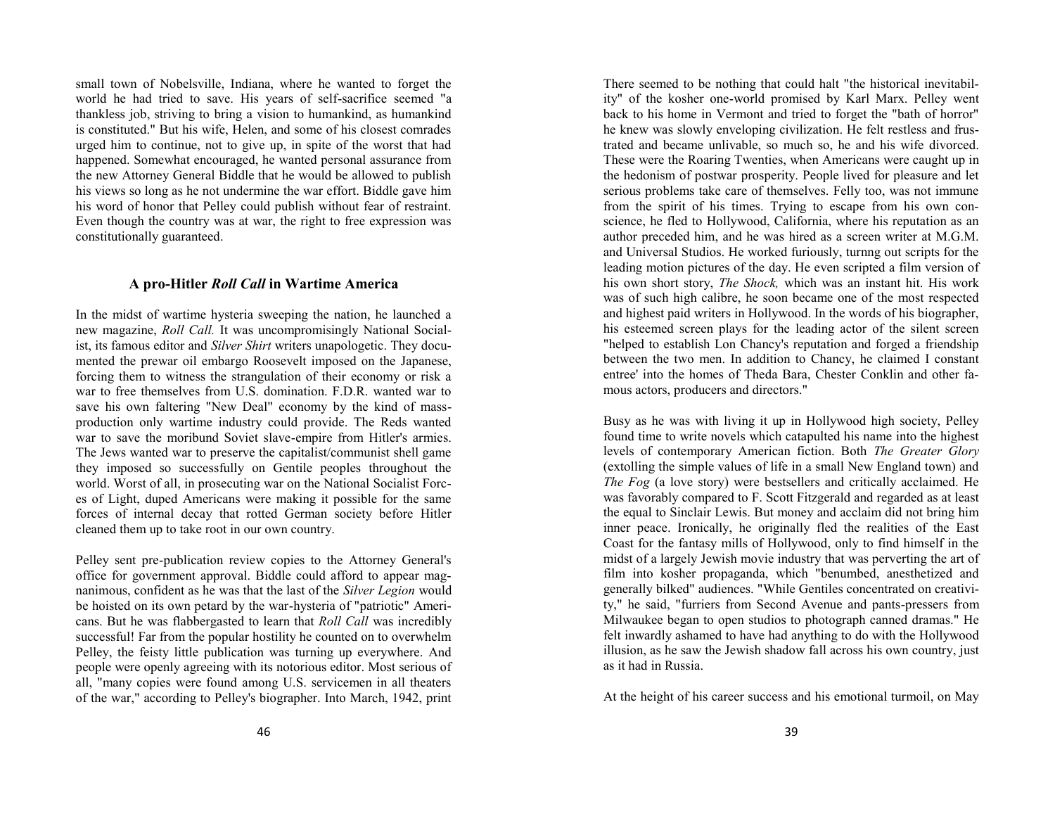small town of Nobelsville, Indiana, where he wanted to forget the world he had tried to save. His years of self-sacrifice seemed "a thankless job, striving to bring a vision to humankind, as humankind is constituted." But his wife, Helen, and some of his closest comrades urged him to continue, not to give up, in spite of the worst that had happened. Somewhat encouraged, he wanted personal assurance from the new Attorney General Biddle that he would be allowed to publish his views so long as he not undermine the war effort. Biddle gave him his word of honor that Pelley could publish without fear of restraint. Even though the country was at war, the right to free expression was constitutionally guaranteed.

### A pro-Hitler *Roll Call* in Wartime America

In the midst of wartime hysteria sweeping the nation, he launched a new magazine, *Roll Call.* It was uncompromisingly National Socialist, its famous editor and *Silver Shirt* writers unapologetic. They documented the prewar oil embargo Roosevelt imposed on the Japanese, forcing them to witness the strangulation of their economy or risk a war to free themselves from U.S. domination. F.D.R. wanted war to save his own faltering "New Deal" economy by the kind of mass-production only wartime industry could provide. The Reds wanted war to save the moribund Soviet slave-empire from Hitler's armies. The Jews wanted war to preserve the capitalist/communist shell game they imposed so successfully on Gentile peoples throughout the world. Worst of all, in prosecuting war on the National Socialist Forces of Light, duped Americans were making it possible for the same forces of internal decay that rotted German society before Hitler cleaned them up to take root in our own country.

Pelley sent pre-publication review copies to the Attorney General's office for government approval. Biddle could afford to appear magnanimous, confident as he was that the last of the *Silver Legion* would be hoisted on its own petard by the war-hysteria of "patriotic" Americans. But he was flabbergasted to learn that *Roll Call* was incredibly successful! Far from the popular hostility he counted on to overwhelm Pelley, the feisty little publication was turning up everywhere. And people were openly agreeing with its notorious editor. Most serious of all, "many copies were found among U.S. servicemen in all theaters of the war," according to Pelley's biographer. Into March, 1942, print

There seemed to be nothing that could halt "the historical inevitability" of the kosher one-world promised by Karl Marx. Pelley went back to his home in Vermont and tried to forget the "bath of horror" he knew was slowly enveloping civilization. He felt restless and frustrated and became unlivable, so much so, he and his wife divorced. These were the Roaring Twenties, when Americans were caught up in the hedonism of postwar prosperity. People lived for pleasure and let serious problems take care of themselves. Felly too, was not immune from the spirit of his times. Trying to escape from his own conscience, he fled to Hollywood, California, where his reputation as an author preceded him, and he was hired as a screen writer at M.G.M. and Universal Studios. He worked furiously, turnng out scripts for the leading motion pictures of the day. He even scripted a film version of his own short story, *The Shock,* which was an instant hit. His work was of such high calibre, he soon became one of the most respected and highest paid writers in Hollywood. In the words of his biographer, his esteemed screen plays for the leading actor of the silent screen "helped to establish Lon Chancy's reputation and forged a friendship between the two men. In addition to Chancy, he claimed I constant entree' into the homes of Theda Bara, Chester Conklin and other famous actors, producers and directors."

Busy as he was with living it up in Hollywood high society, Pelley found time to write novels which catapulted his name into the highest levels of contemporary American fiction. Both *The Greater Glory* (extolling the simple values of life in a small New England town) and *The Fog* (a love story) were bestsellers and critically acclaimed. He was favorably compared to F. Scott Fitzgerald and regarded as at least the equal to Sinclair Lewis. But money and acclaim did not bring him inner peace. Ironically, he originally fled the realities of the East Coast for the fantasy mills of Hollywood, only to find himself in the midst of a largely Jewish movie industry that was perverting the art of film into kosher propaganda, which "benumbed, anesthetized and generally bilked" audiences. "While Gentiles concentrated on creativity," he said, "furriers from Second Avenue and pants-pressers from Milwaukee began to open studios to photograph canned dramas." He felt inwardly ashamed to have had anything to do with the Hollywood illusion, as he saw the Jewish shadow fall across his own country, just as it had in Russia.

At the height of his career success and his emotional turmoil, on May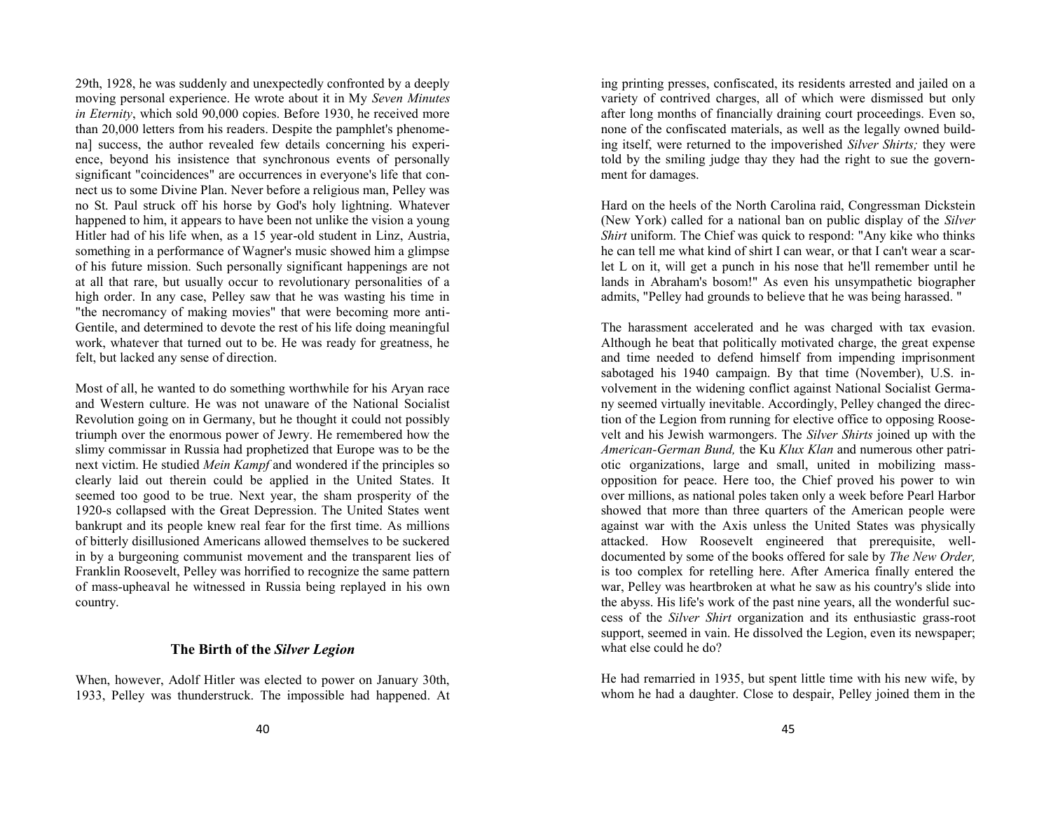29th, 1928, he was suddenly and unexpectedly confronted by a deeply moving personal experience. He wrote about it in My *Seven Minutes in Eternity*, which sold 90,000 copies. Before 1930, he received more than 20,000 letters from his readers. Despite the pamphlet's phenomena] success, the author revealed few details concerning his experience, beyond his insistence that synchronous events of personally significant "coincidences" are occurrences in everyone's life that connect us to some Divine Plan. Never before a religious man, Pelley was no St. Paul struck off his horse by God's holy lightning. Whatever happened to him, it appears to have been not unlike the vision a young Hitler had of his life when, as a 15 year-old student in Linz, Austria, something in a performance of Wagner's music showed him a glimpse of his future mission. Such personally significant happenings are not at all that rare, but usually occur to revolutionary personalities of a high order. In any case, Pelley saw that he was wasting his time in "the necromancy of making movies" that were becoming more anti-Gentile, and determined to devote the rest of his life doing meaningful work, whatever that turned out to be. He was ready for greatness, he felt, but lacked any sense of direction.

Most of all, he wanted to do something worthwhile for his Aryan race and Western culture. He was not unaware of the National Socialist Revolution going on in Germany, but he thought it could not possibly triumph over the enormous power of Jewry. He remembered how the slimy commissar in Russia had prophetized that Europe was to be the next victim. He studied *Mein Kampf* and wondered if the principles so clearly laid out therein could be applied in the United States. It seemed too good to be true. Next year, the sham prosperity of the 1920-s collapsed with the Great Depression. The United States went bankrupt and its people knew real fear for the first time. As millions of bitterly disillusioned Americans allowed themselves to be suckered in by a burgeoning communist movement and the transparent lies of Franklin Roosevelt, Pelley was horrified to recognize the same pattern of mass-upheaval he witnessed in Russia being replayed in his own country.

### The Birth of the *Silver Legion*

When, however, Adolf Hitler was elected to power on January 30th, 1933, Pelley was thunderstruck. The impossible had happened. At

ing printing presses, confiscated, its residents arrested and jailed on a variety of contrived charges, all of which were dismissed but only after long months of financially draining court proceedings. Even so, none of the confiscated materials, as well as the legally owned building itself, were returned to the impoverished *Silver Shirts;* they were told by the smiling judge thay they had the right to sue the government for damages.

Hard on the heels of the North Carolina raid, Congressman Dickstein (New York) called for a national ban on public display of the *Silver Shirt* uniform. The Chief was quick to respond: "Any kike who thinks he can tell me what kind of shirt I can wear, or that I can't wear a scarlet L on it, will get a punch in his nose that he'll remember until he lands in Abraham's bosom!" As even his unsympathetic biographer admits, "Pelley had grounds to believe that he was being harassed. "

The harassment accelerated and he was charged with tax evasion. Although he beat that politically motivated charge, the great expense and time needed to defend himself from impending imprisonment sabotaged his 1940 campaign. By that time (November), U.S. involvement in the widening conflict against National Socialist Germany seemed virtually inevitable. Accordingly, Pelley changed the direction of the Legion from running for elective office to opposing Roosevelt and his Jewish warmongers. The *Silver Shirts* joined up with the *American-German Bund,* the Ku *Klux Klan* and numerous other patriotic organizations, large and small, united in mobilizing mass-opposition for peace. Here too, the Chief proved his power to win over millions, as national poles taken only a week before Pearl Harbor showed that more than three quarters of the American people were against war with the Axis unless the United States was physically attacked. How Roosevelt engineered that prerequisite, well-documented by some of the books offered for sale by *The New Order,* is too complex for retelling here. After America finally entered the war, Pelley was heartbroken at what he saw as his country's slide into the abyss. His life's work of the past nine years, all the wonderful success of the *Silver Shirt* organization and its enthusiastic grass-root support, seemed in vain. He dissolved the Legion, even its newspaper; what else could he do?

He had remarried in 1935, but spent little time with his new wife, by whom he had a daughter. Close to despair, Pelley joined them in the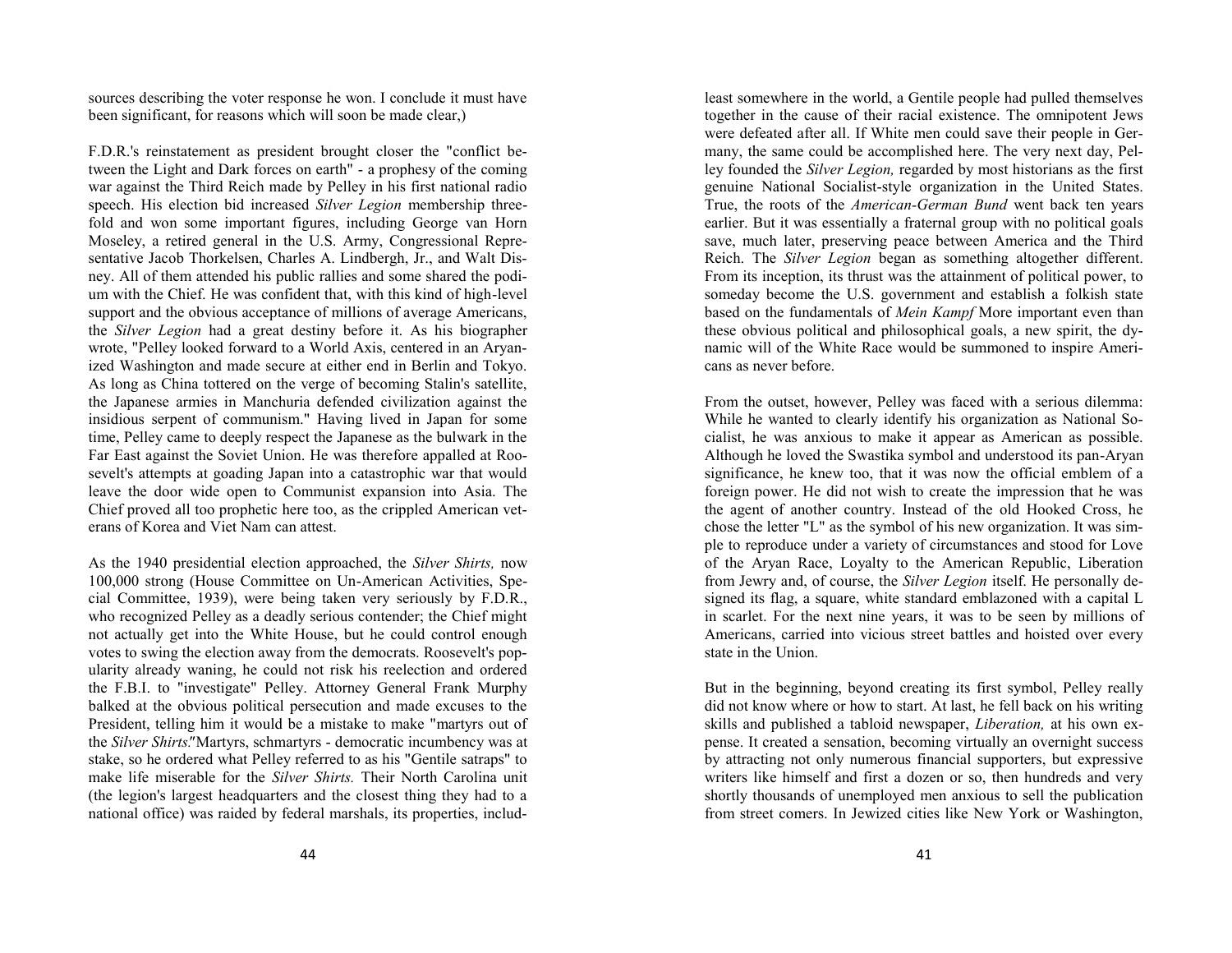sources describing the voter response he won. I conclude it must have been significant, for reasons which will soon be made clear,)

F.D.R.'s reinstatement as president brought closer the "conflict between the Light and Dark forces on earth" - a prophesy of the coming war against the Third Reich made by Pelley in his first national radio speech. His election bid increased *Silver Legion* membership threefold and won some important figures, including George van Horn Moseley, a retired general in the U.S. Army, Congressional Representative Jacob Thorkelsen, Charles A. Lindbergh, Jr., and Walt Disney. All of them attended his public rallies and some shared the podium with the Chief. He was confident that, with this kind of high-level support and the obvious acceptance of millions of average Americans, the *Silver Legion* had a great destiny before it. As his biographer wrote, "Pelley looked forward to a World Axis, centered in an Aryanized Washington and made secure at either end in Berlin and Tokyo. As long as China tottered on the verge of becoming Stalin's satellite, the Japanese armies in Manchuria defended civilization against the insidious serpent of communism." Having lived in Japan for some time, Pelley came to deeply respect the Japanese as the bulwark in the Far East against the Soviet Union. He was therefore appalled at Roosevelt's attempts at goading Japan into a catastrophic war that would leave the door wide open to Communist expansion into Asia. The Chief proved all too prophetic here too, as the crippled American veterans of Korea and Viet Nam can attest.

As the 1940 presidential election approached, the *Silver Shirts,* now 100,000 strong (House Committee on Un-American Activities, Special Committee, 1939), were being taken very seriously by F.D.R., who recognized Pelley as a deadly serious contender; the Chief might not actually get into the White House, but he could control enough votes to swing the election away from the democrats. Roosevelt's popularity already waning, he could not risk his reelection and ordered the F.B.I. to "investigate" Pelley. Attorney General Frank Murphy balked at the obvious political persecution and made excuses to the President, telling him it would be a mistake to make "martyrs out of the *Silver Shirts*."Martyrs, schmartyrs - democratic incumbency was at stake, so he ordered what Pelley referred to as his "Gentile satraps" to make life miserable for the *Silver Shirts.* Their North Carolina unit (the legion's largest headquarters and the closest thing they had to a national office) was raided by federal marshals, its properties, includ-

least somewhere in the world, a Gentile people had pulled themselves together in the cause of their racial existence. The omnipotent Jews were defeated after all. If White men could save their people in Germany, the same could be accomplished here. The very next day, Pelley founded the *Silver Legion,* regarded by most historians as the first genuine National Socialist-style organization in the United States. True, the roots of the *American-German Bund* went back ten years earlier. But it was essentially a fraternal group with no political goals save, much later, preserving peace between America and the Third Reich. The *Silver Legion* began as something altogether different. From its inception, its thrust was the attainment of political power, to someday become the U.S. government and establish a folkish state based on the fundamentals of *Mein Kampf* More important even than these obvious political and philosophical goals, a new spirit, the dynamic will of the White Race would be summoned to inspire Americans as never before.

From the outset, however, Pelley was faced with a serious dilemma: While he wanted to clearly identify his organization as National Socialist, he was anxious to make it appear as American as possible. Although he loved the Swastika symbol and understood its pan-Aryan significance, he knew too, that it was now the official emblem of a foreign power. He did not wish to create the impression that he was the agent of another country. Instead of the old Hooked Cross, he chose the letter "L" as the symbol of his new organization. It was simple to reproduce under a variety of circumstances and stood for Love of the Aryan Race, Loyalty to the American Republic, Liberation from Jewry and, of course, the *Silver Legion* itself. He personally designed its flag, a square, white standard emblazoned with a capital L in scarlet. For the next nine years, it was to be seen by millions of Americans, carried into vicious street battles and hoisted over every state in the Union.

But in the beginning, beyond creating its first symbol, Pelley really did not know where or how to start. At last, he fell back on his writing skills and published a tabloid newspaper, *Liberation,* at his own expense. It created a sensation, becoming virtually an overnight success by attracting not only numerous financial supporters, but expressive writers like himself and first a dozen or so, then hundreds and very shortly thousands of unemployed men anxious to sell the publication from street comers. In Jewized cities like New York or Washington,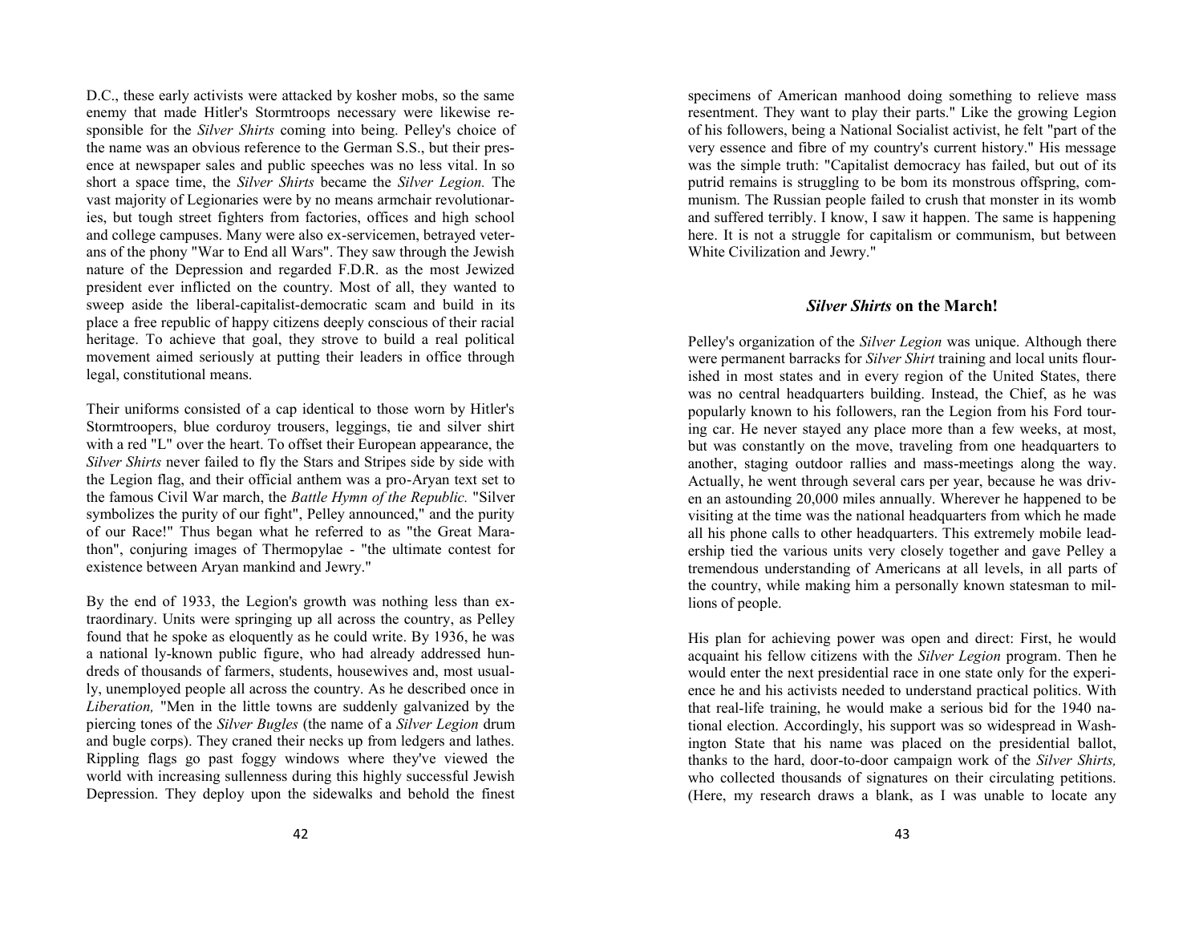D.C., these early activists were attacked by kosher mobs, so the same enemy that made Hitler's Stormtroops necessary were likewise responsible for the *Silver Shirts* coming into being. Pelley's choice of the name was an obvious reference to the German S.S., but their presence at newspaper sales and public speeches was no less vital. In so short a space time, the *Silver Shirts* became the *Silver Legion.* The vast majority of Legionaries were by no means armchair revolutionaries, but tough street fighters from factories, offices and high school and college campuses. Many were also ex-servicemen, betrayed veterans of the phony "War to End all Wars". They saw through the Jewish nature of the Depression and regarded F.D.R. as the most Jewized president ever inflicted on the country. Most of all, they wanted to sweep aside the liberal-capitalist-democratic scam and build in its place a free republic of happy citizens deeply conscious of their racial heritage. To achieve that goal, they strove to build a real political movement aimed seriously at putting their leaders in office through legal, constitutional means.

Their uniforms consisted of a cap identical to those worn by Hitler's Stormtroopers, blue corduroy trousers, leggings, tie and silver shirt with a red "L" over the heart. To offset their European appearance, the *Silver Shirts* never failed to fly the Stars and Stripes side by side with the Legion flag, and their official anthem was a pro-Aryan text set to the famous Civil War march, the *Battle Hymn of the Republic.* "Silver symbolizes the purity of our fight", Pelley announced," and the purity of our Race!" Thus began what he referred to as "the Great Marathon", conjuring images of Thermopylae - "the ultimate contest for existence between Aryan mankind and Jewry."

By the end of 1933, the Legion's growth was nothing less than extraordinary. Units were springing up all across the country, as Pelley found that he spoke as eloquently as he could write. By 1936, he was a national ly-known public figure, who had already addressed hundreds of thousands of farmers, students, housewives and, most usually, unemployed people all across the country. As he described once in *Liberation,* "Men in the little towns are suddenly galvanized by the piercing tones of the *Silver Bugles* (the name of a *Silver Legion* drum and bugle corps). They craned their necks up from ledgers and lathes. Rippling flags go past foggy windows where they've viewed the world with increasing sullenness during this highly successful Jewish Depression. They deploy upon the sidewalks and behold the finest specimens of American manhood doing something to relieve mass resentment. They want to play their parts." Like the growing Legion of his followers, being a National Socialist activist, he felt "part of the very essence and fibre of my country's current history." His message was the simple truth: "Capitalist democracy has failed, but out of its putrid remains is struggling to be bom its monstrous offspring, communism. The Russian people failed to crush that monster in its womb and suffered terribly. I know, I saw it happen. The same is happening here. It is not a struggle for capitalism or communism, but between White Civilization and Jewry."

### *Silver Shirts* on the March!

Pelley's organization of the *Silver Legion* was unique. Although there were permanent barracks for *Silver Shirt* training and local units flourished in most states and in every region of the United States, there was no central headquarters building. Instead, the Chief, as he was popularly known to his followers, ran the Legion from his Ford touring car. He never stayed any place more than a few weeks, at most, but was constantly on the move, traveling from one headquarters to another, staging outdoor rallies and mass-meetings along the way. Actually, he went through several cars per year, because he was driven an astounding 20,000 miles annually. Wherever he happened to be visiting at the time was the national headquarters from which he made all his phone calls to other headquarters. This extremely mobile leadership tied the various units very closely together and gave Pelley a tremendous understanding of Americans at all levels, in all parts of the country, while making him a personally known statesman to millions of people.

His plan for achieving power was open and direct: First, he would acquaint his fellow citizens with the *Silver Legion* program. Then he would enter the next presidential race in one state only for the experience he and his activists needed to understand practical politics. With that real-life training, he would make a serious bid for the 1940 national election. Accordingly, his support was so widespread in Washington State that his name was placed on the presidential ballot, thanks to the hard, door-to-door campaign work of the *Silver Shirts,* who collected thousands of signatures on their circulating petitions. (Here, my research draws a blank, as I was unable to locate any